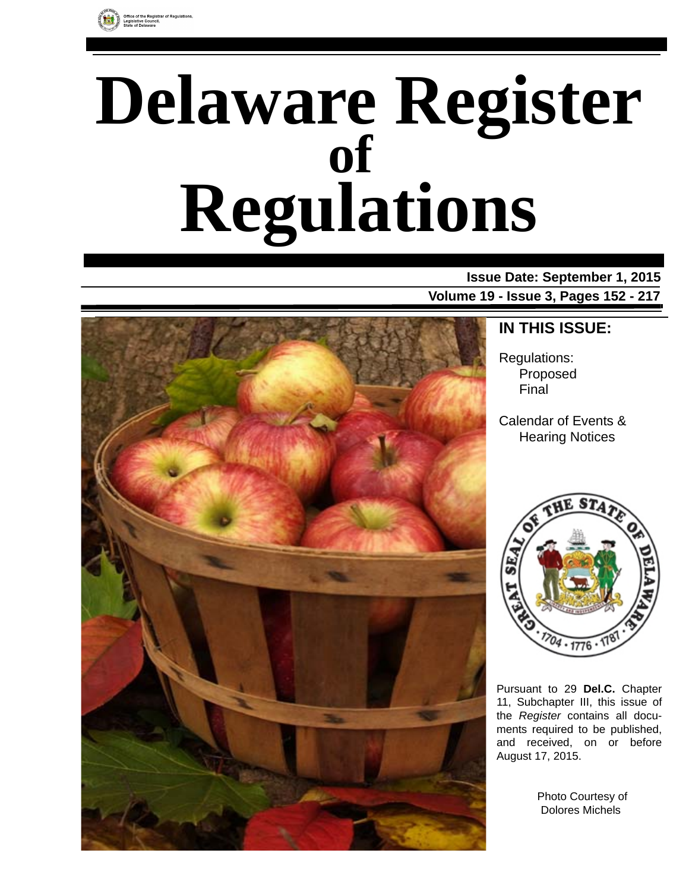Office of the Registrar of Regulations, Legislative Council, State of Delaware

# Delaware Register of Regulations

**Issue Date: September 1, 2015**

**Volume 19 - Issue 3, Pages 152 - 217**

## IN THIS ISSUE:

Regulations:
- Proposed
- Final

Calendar of Events & Hearing Notices

Pursuant to 29 **Del.C.** Chapter 11, Subchapter III, this issue of the *Register* contains all documents required to be published, and received, on or before August 17, 2015.

Photo Courtesy of Dolores Michels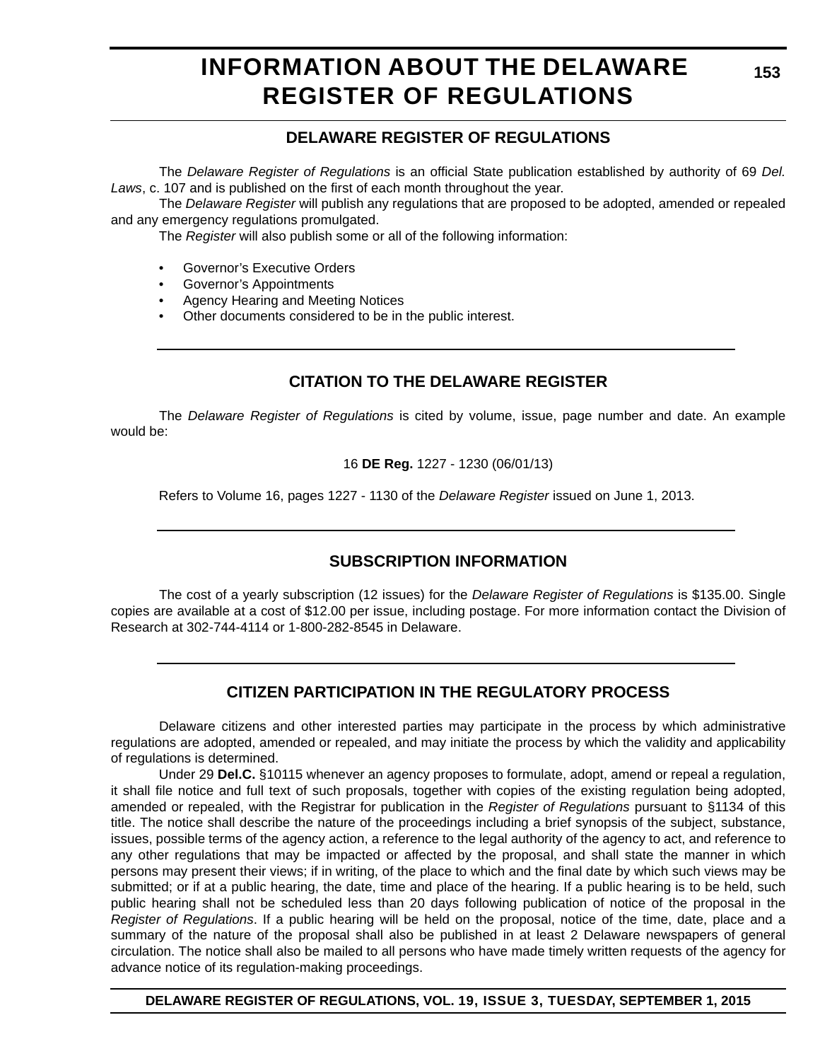# INFORMATION ABOUT THE DELAWARE REGISTER OF REGULATIONS

## DELAWARE REGISTER OF REGULATIONS

The *Delaware Register of Regulations* is an official State publication established by authority of 69 *Del. Laws*, c. 107 and is published on the first of each month throughout the year.

The *Delaware Register* will publish any regulations that are proposed to be adopted, amended or repealed and any emergency regulations promulgated.

The *Register* will also publish some or all of the following information:

- Governor's Executive Orders
- Governor's Appointments
- Agency Hearing and Meeting Notices
- Other documents considered to be in the public interest.

## CITATION TO THE DELAWARE REGISTER

The *Delaware Register of Regulations* is cited by volume, issue, page number and date. An example would be:

16 **DE Reg.** 1227 - 1230 (06/01/13)

Refers to Volume 16, pages 1227 - 1130 of the *Delaware Register* issued on June 1, 2013.

## SUBSCRIPTION INFORMATION

The cost of a yearly subscription (12 issues) for the *Delaware Register of Regulations* is $135.00. Single copies are available at a cost of $12.00 per issue, including postage. For more information contact the Division of Research at 302-744-4114 or 1-800-282-8545 in Delaware.

## CITIZEN PARTICIPATION IN THE REGULATORY PROCESS

Delaware citizens and other interested parties may participate in the process by which administrative regulations are adopted, amended or repealed, and may initiate the process by which the validity and applicability of regulations is determined.

Under 29 **Del.C.** §10115 whenever an agency proposes to formulate, adopt, amend or repeal a regulation, it shall file notice and full text of such proposals, together with copies of the existing regulation being adopted, amended or repealed, with the Registrar for publication in the *Register of Regulations* pursuant to §1134 of this title. The notice shall describe the nature of the proceedings including a brief synopsis of the subject, substance, issues, possible terms of the agency action, a reference to the legal authority of the agency to act, and reference to any other regulations that may be impacted or affected by the proposal, and shall state the manner in which persons may present their views; if in writing, of the place to which and the final date by which such views may be submitted; or if at a public hearing, the date, time and place of the hearing. If a public hearing is to be held, such public hearing shall not be scheduled less than 20 days following publication of notice of the proposal in the *Register of Regulations*. If a public hearing will be held on the proposal, notice of the time, date, place and a summary of the nature of the proposal shall also be published in at least 2 Delaware newspapers of general circulation. The notice shall also be mailed to all persons who have made timely written requests of the agency for advance notice of its regulation-making proceedings.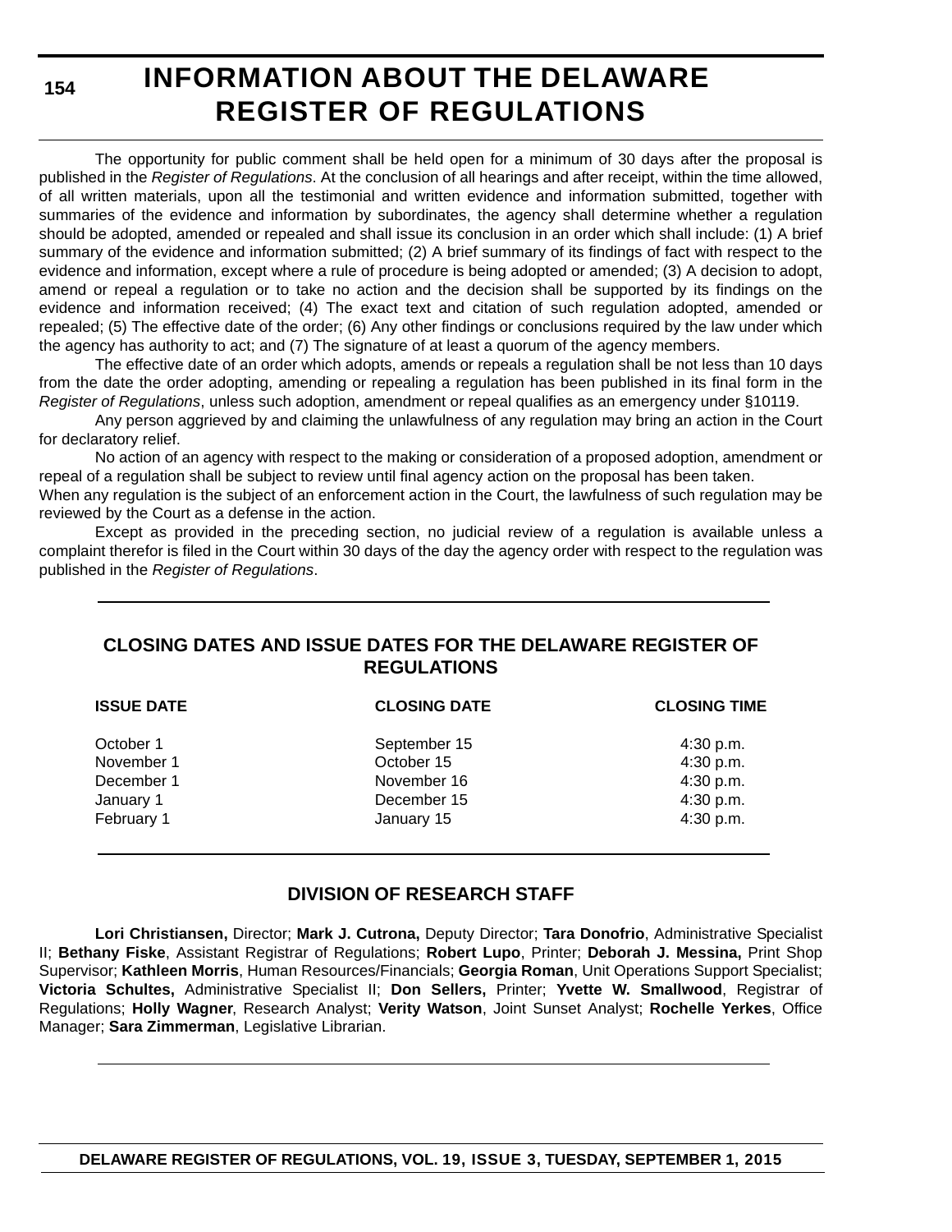# INFORMATION ABOUT THE DELAWARE REGISTER OF REGULATIONS

The opportunity for public comment shall be held open for a minimum of 30 days after the proposal is published in the *Register of Regulations*. At the conclusion of all hearings and after receipt, within the time allowed, of all written materials, upon all the testimonial and written evidence and information submitted, together with summaries of the evidence and information by subordinates, the agency shall determine whether a regulation should be adopted, amended or repealed and shall issue its conclusion in an order which shall include: (1) A brief summary of the evidence and information submitted; (2) A brief summary of its findings of fact with respect to the evidence and information, except where a rule of procedure is being adopted or amended; (3) A decision to adopt, amend or repeal a regulation or to take no action and the decision shall be supported by its findings on the evidence and information received; (4) The exact text and citation of such regulation adopted, amended or repealed; (5) The effective date of the order; (6) Any other findings or conclusions required by the law under which the agency has authority to act; and (7) The signature of at least a quorum of the agency members.

The effective date of an order which adopts, amends or repeals a regulation shall be not less than 10 days from the date the order adopting, amending or repealing a regulation has been published in its final form in the *Register of Regulations*, unless such adoption, amendment or repeal qualifies as an emergency under §10119.

Any person aggrieved by and claiming the unlawfulness of any regulation may bring an action in the Court for declaratory relief.

No action of an agency with respect to the making or consideration of a proposed adoption, amendment or repeal of a regulation shall be subject to review until final agency action on the proposal has been taken.

When any regulation is the subject of an enforcement action in the Court, the lawfulness of such regulation may be reviewed by the Court as a defense in the action.

Except as provided in the preceding section, no judicial review of a regulation is available unless a complaint therefor is filed in the Court within 30 days of the day the agency order with respect to the regulation was published in the *Register of Regulations*.

## CLOSING DATES AND ISSUE DATES FOR THE DELAWARE REGISTER OF REGULATIONS

| ISSUE DATE | CLOSING DATE | CLOSING TIME |
|---|---|---|
| October 1 | September 15 | 4:30 p.m. |
| November 1 | October 15 | 4:30 p.m. |
| December 1 | November 16 | 4:30 p.m. |
| January 1 | December 15 | 4:30 p.m. |
| February 1 | January 15 | 4:30 p.m. |

## DIVISION OF RESEARCH STAFF

**Lori Christiansen,** Director; **Mark J. Cutrona,** Deputy Director; **Tara Donofrio**, Administrative Specialist II; **Bethany Fiske**, Assistant Registrar of Regulations; **Robert Lupo**, Printer; **Deborah J. Messina,** Print Shop Supervisor; **Kathleen Morris**, Human Resources/Financials; **Georgia Roman**, Unit Operations Support Specialist; **Victoria Schultes,** Administrative Specialist II; **Don Sellers,** Printer; **Yvette W. Smallwood**, Registrar of Regulations; **Holly Wagner**, Research Analyst; **Verity Watson**, Joint Sunset Analyst; **Rochelle Yerkes**, Office Manager; **Sara Zimmerman**, Legislative Librarian.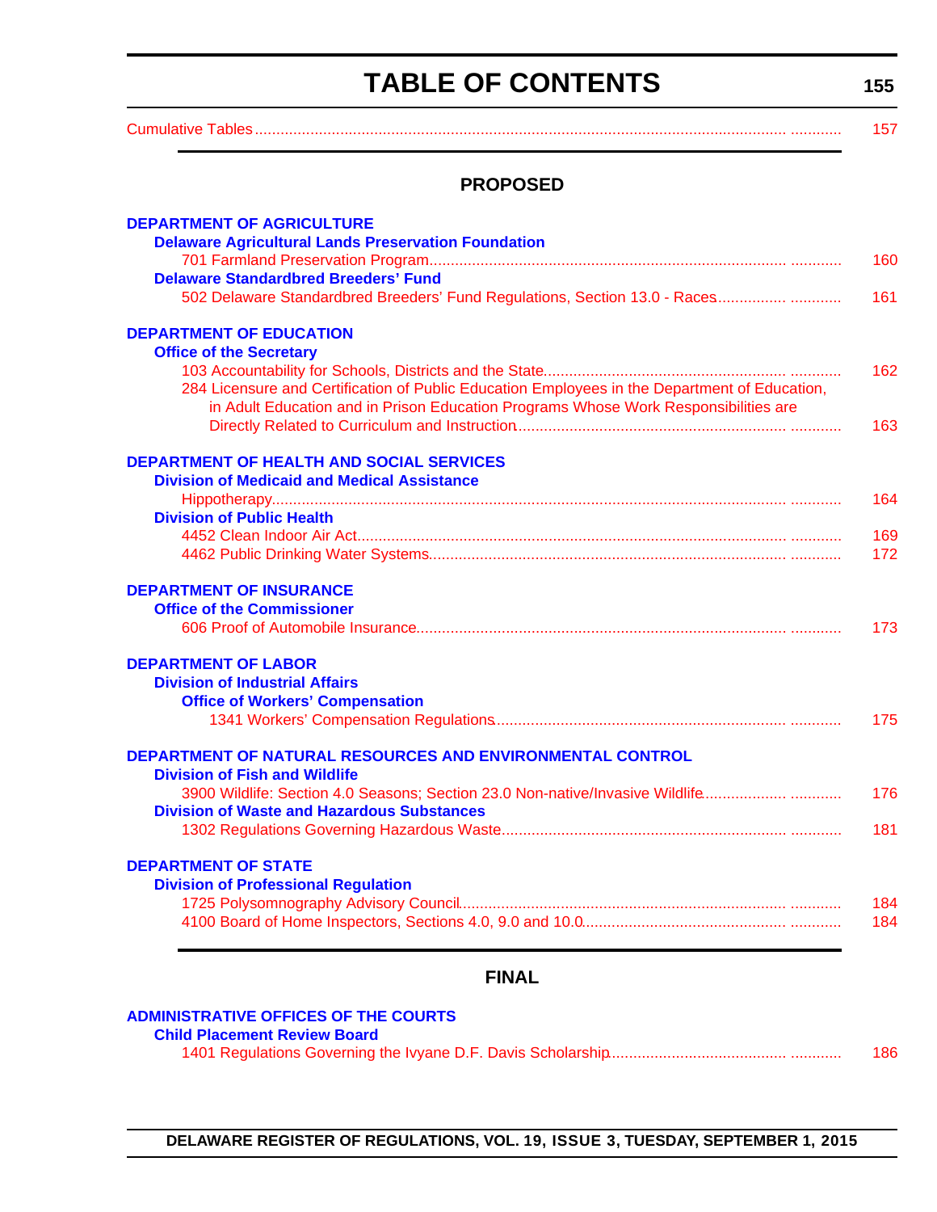# TABLE OF CONTENTS

Cumulative Tables ............ 157

## PROPOSED

**DEPARTMENT OF AGRICULTURE**

**Delaware Agricultural Lands Preservation Foundation**

701 Farmland Preservation Program............ 160

**Delaware Standardbred Breeders' Fund**

502 Delaware Standardbred Breeders' Fund Regulations, Section 13.0 - Races............ 161

**DEPARTMENT OF EDUCATION**

**Office of the Secretary**

103 Accountability for Schools, Districts and the State............ 162

284 Licensure and Certification of Public Education Employees in the Department of Education, in Adult Education and in Prison Education Programs Whose Work Responsibilities are Directly Related to Curriculum and Instruction............ 163

**DEPARTMENT OF HEALTH AND SOCIAL SERVICES**

**Division of Medicaid and Medical Assistance**

Hippotherapy............ 164

**Division of Public Health**

4452 Clean Indoor Air Act............ 169

4462 Public Drinking Water Systems............ 172

**DEPARTMENT OF INSURANCE**

**Office of the Commissioner**

606 Proof of Automobile Insurance............ 173

**DEPARTMENT OF LABOR**

**Division of Industrial Affairs**

**Office of Workers' Compensation**

1341 Workers' Compensation Regulations............ 175

**DEPARTMENT OF NATURAL RESOURCES AND ENVIRONMENTAL CONTROL**

**Division of Fish and Wildlife**

3900 Wildlife: Section 4.0 Seasons; Section 23.0 Non-native/Invasive Wildlife............ 176

**Division of Waste and Hazardous Substances**

1302 Regulations Governing Hazardous Waste............ 181

**DEPARTMENT OF STATE**

**Division of Professional Regulation**

1725 Polysomnography Advisory Council............ 184

4100 Board of Home Inspectors, Sections 4.0, 9.0 and 10.0............ 184

## FINAL

**ADMINISTRATIVE OFFICES OF THE COURTS**

**Child Placement Review Board**

1401 Regulations Governing the Ivyane D.F. Davis Scholarship............ 186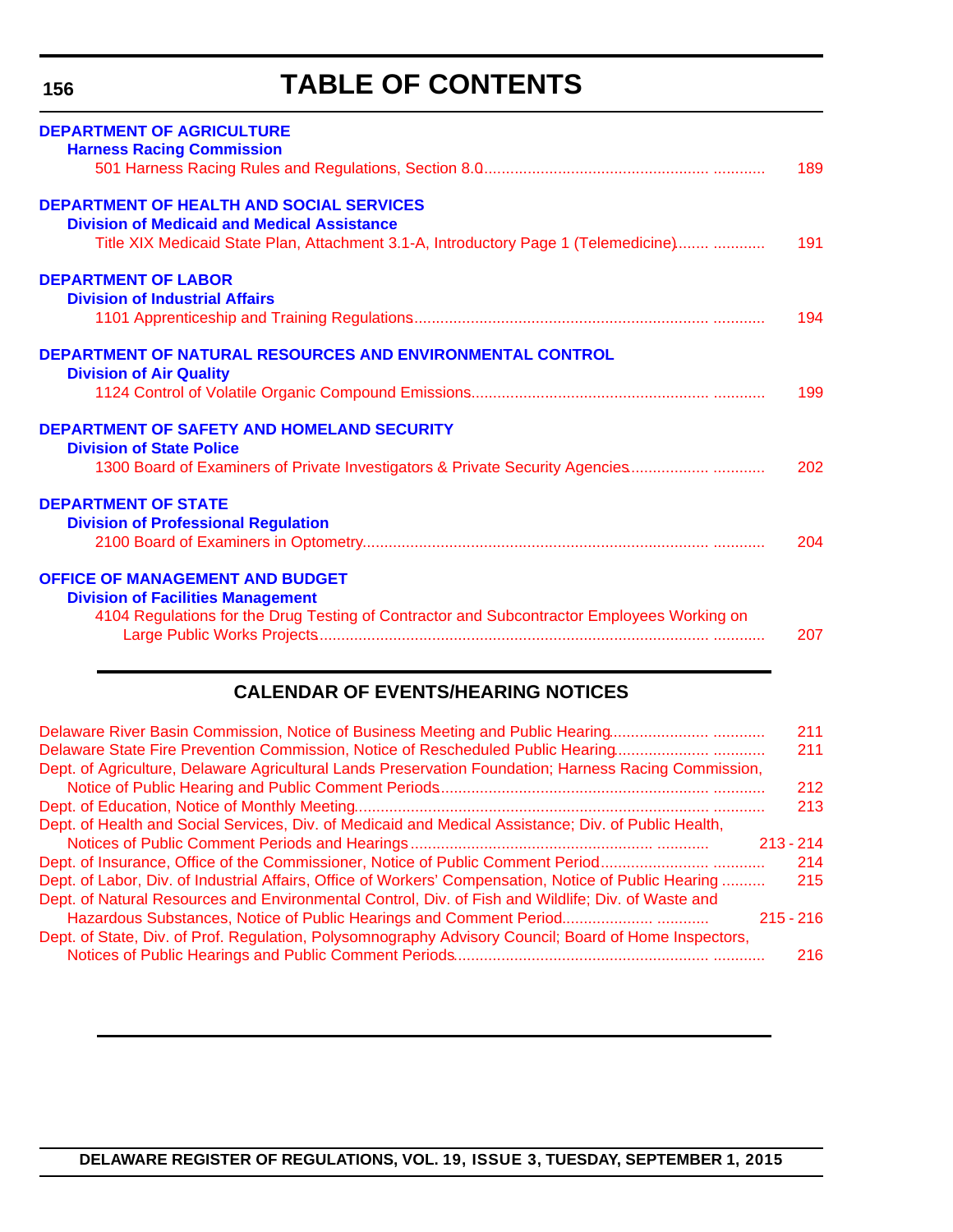# TABLE OF CONTENTS

**DEPARTMENT OF AGRICULTURE**

**Harness Racing Commission**

501 Harness Racing Rules and Regulations, Section 8.0 ..... 189

**DEPARTMENT OF HEALTH AND SOCIAL SERVICES**

**Division of Medicaid and Medical Assistance**

Title XIX Medicaid State Plan, Attachment 3.1-A, Introductory Page 1 (Telemedicine) ..... 191

**DEPARTMENT OF LABOR**

**Division of Industrial Affairs**

1101 Apprenticeship and Training Regulations ..... 194

**DEPARTMENT OF NATURAL RESOURCES AND ENVIRONMENTAL CONTROL**

**Division of Air Quality**

1124 Control of Volatile Organic Compound Emissions ..... 199

**DEPARTMENT OF SAFETY AND HOMELAND SECURITY**

**Division of State Police**

1300 Board of Examiners of Private Investigators & Private Security Agencies ..... 202

**DEPARTMENT OF STATE**

**Division of Professional Regulation**

2100 Board of Examiners in Optometry ..... 204

**OFFICE OF MANAGEMENT AND BUDGET**

**Division of Facilities Management**

4104 Regulations for the Drug Testing of Contractor and Subcontractor Employees Working on Large Public Works Projects ..... 207

## CALENDAR OF EVENTS/HEARING NOTICES

Delaware River Basin Commission, Notice of Business Meeting and Public Hearing ..... 211

Delaware State Fire Prevention Commission, Notice of Rescheduled Public Hearing ..... 211

Dept. of Agriculture, Delaware Agricultural Lands Preservation Foundation; Harness Racing Commission, Notice of Public Hearing and Public Comment Periods ..... 212

Dept. of Education, Notice of Monthly Meeting ..... 213

Dept. of Health and Social Services, Div. of Medicaid and Medical Assistance; Div. of Public Health, Notices of Public Comment Periods and Hearings ..... 213 - 214

Dept. of Insurance, Office of the Commissioner, Notice of Public Comment Period ..... 214

Dept. of Labor, Div. of Industrial Affairs, Office of Workers' Compensation, Notice of Public Hearing ..... 215

Dept. of Natural Resources and Environmental Control, Div. of Fish and Wildlife; Div. of Waste and Hazardous Substances, Notice of Public Hearings and Comment Period ..... 215 - 216

Dept. of State, Div. of Prof. Regulation, Polysomnography Advisory Council; Board of Home Inspectors, Notices of Public Hearings and Public Comment Periods ..... 216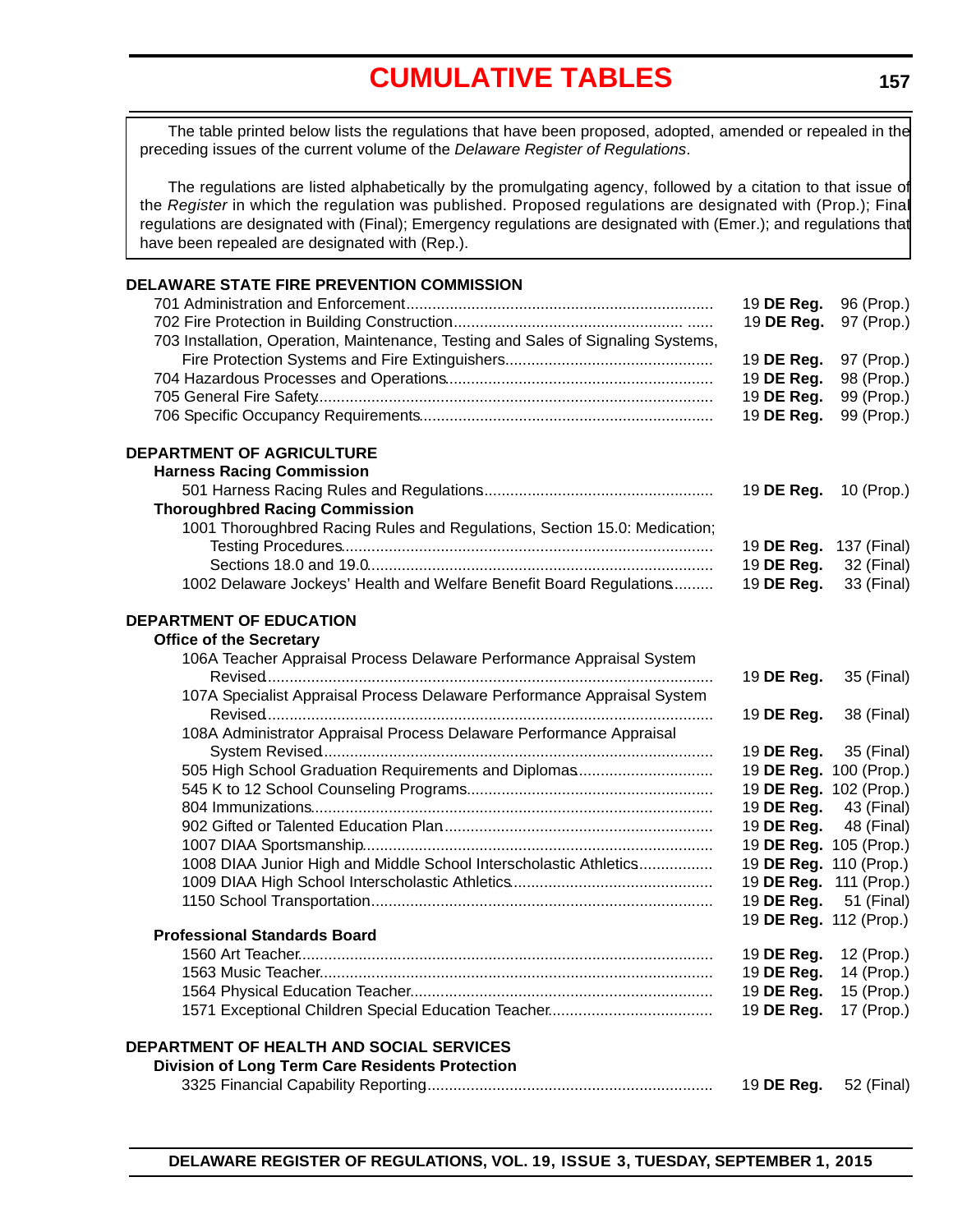# CUMULATIVE TABLES

The table printed below lists the regulations that have been proposed, adopted, amended or repealed in the preceding issues of the current volume of the *Delaware Register of Regulations*.

The regulations are listed alphabetically by the promulgating agency, followed by a citation to that issue of the *Register* in which the regulation was published. Proposed regulations are designated with (Prop.); Final regulations are designated with (Final); Emergency regulations are designated with (Emer.); and regulations that have been repealed are designated with (Rep.).

**DELAWARE STATE FIRE PREVENTION COMMISSION**

701 Administration and Enforcement .......... 19 **DE Reg.** 96 (Prop.)
702 Fire Protection in Building Construction .......... 19 **DE Reg.** 97 (Prop.)
703 Installation, Operation, Maintenance, Testing and Sales of Signaling Systems, Fire Protection Systems and Fire Extinguishers .......... 19 **DE Reg.** 97 (Prop.)
704 Hazardous Processes and Operations .......... 19 **DE Reg.** 98 (Prop.)
705 General Fire Safety .......... 19 **DE Reg.** 99 (Prop.)
706 Specific Occupancy Requirements .......... 19 **DE Reg.** 99 (Prop.)

**DEPARTMENT OF AGRICULTURE**

**Harness Racing Commission**

501 Harness Racing Rules and Regulations .......... 19 **DE Reg.** 10 (Prop.)

**Thoroughbred Racing Commission**

1001 Thoroughbred Racing Rules and Regulations, Section 15.0: Medication; Testing Procedures .......... 19 **DE Reg.** 137 (Final)
Sections 18.0 and 19.0 .......... 19 **DE Reg.** 32 (Final)
1002 Delaware Jockeys' Health and Welfare Benefit Board Regulations .......... 19 **DE Reg.** 33 (Final)

**DEPARTMENT OF EDUCATION**

**Office of the Secretary**

106A Teacher Appraisal Process Delaware Performance Appraisal System Revised .......... 19 **DE Reg.** 35 (Final)
107A Specialist Appraisal Process Delaware Performance Appraisal System Revised .......... 19 **DE Reg.** 38 (Final)
108A Administrator Appraisal Process Delaware Performance Appraisal System Revised .......... 19 **DE Reg.** 35 (Final)
505 High School Graduation Requirements and Diplomas .......... 19 **DE Reg.** 100 (Prop.)
545 K to 12 School Counseling Programs .......... 19 **DE Reg.** 102 (Prop.)
804 Immunizations .......... 19 **DE Reg.** 43 (Final)
902 Gifted or Talented Education Plan .......... 19 **DE Reg.** 48 (Final)
1007 DIAA Sportsmanship .......... 19 **DE Reg.** 105 (Prop.)
1008 DIAA Junior High and Middle School Interscholastic Athletics .......... 19 **DE Reg.** 110 (Prop.)
1009 DIAA High School Interscholastic Athletics .......... 19 **DE Reg.** 111 (Prop.)
1150 School Transportation .......... 19 **DE Reg.** 51 (Final)
19 **DE Reg.** 112 (Prop.)

**Professional Standards Board**

1560 Art Teacher .......... 19 **DE Reg.** 12 (Prop.)
1563 Music Teacher .......... 19 **DE Reg.** 14 (Prop.)
1564 Physical Education Teacher .......... 19 **DE Reg.** 15 (Prop.)
1571 Exceptional Children Special Education Teacher .......... 19 **DE Reg.** 17 (Prop.)

**DEPARTMENT OF HEALTH AND SOCIAL SERVICES**

**Division of Long Term Care Residents Protection**

3325 Financial Capability Reporting .......... 19 **DE Reg.** 52 (Final)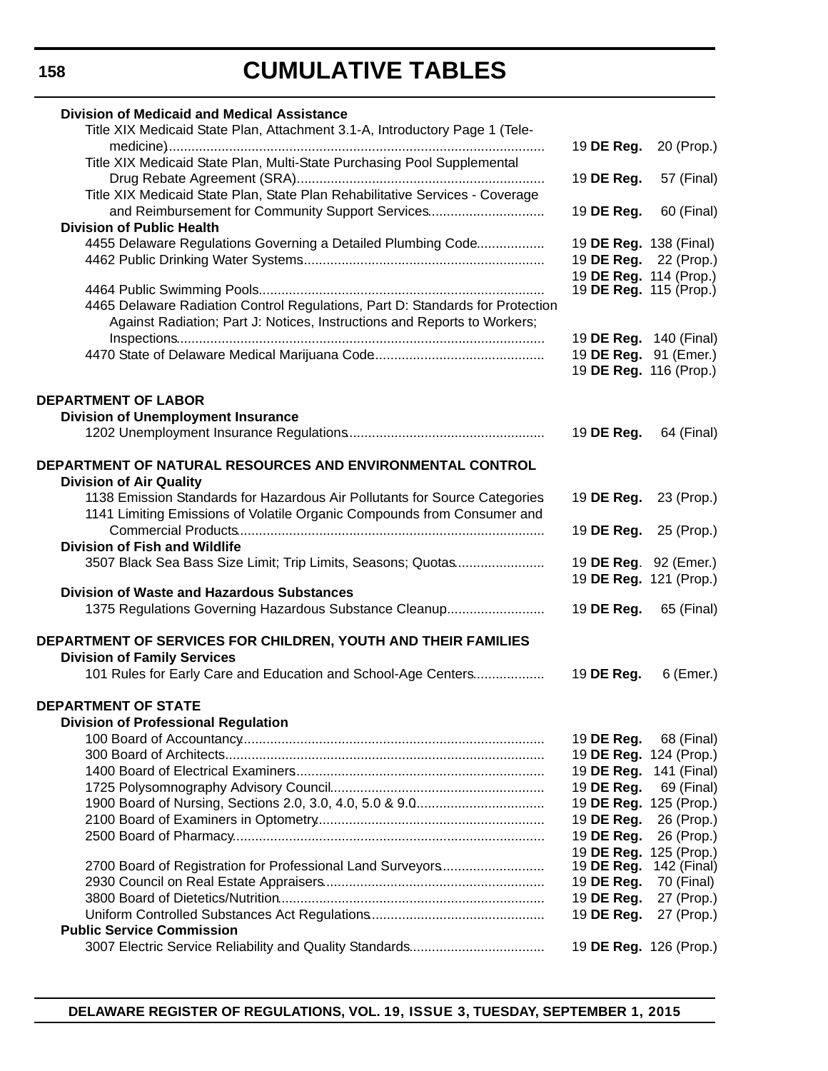# CUMULATIVE TABLES

**Division of Medicaid and Medical Assistance**

Title XIX Medicaid State Plan, Attachment 3.1-A, Introductory Page 1 (Tele-medicine)........ 19 **DE Reg.** 20 (Prop.)

Title XIX Medicaid State Plan, Multi-State Purchasing Pool Supplemental Drug Rebate Agreement (SRA)........ 19 **DE Reg.** 57 (Final)

Title XIX Medicaid State Plan, State Plan Rehabilitative Services - Coverage and Reimbursement for Community Support Services........ 19 **DE Reg.** 60 (Final)

**Division of Public Health**

4455 Delaware Regulations Governing a Detailed Plumbing Code........ 19 **DE Reg.** 138 (Final)

4462 Public Drinking Water Systems........ 19 **DE Reg.** 22 (Prop.)
19 **DE Reg.** 114 (Prop.)

4464 Public Swimming Pools........ 19 **DE Reg.** 115 (Prop.)

4465 Delaware Radiation Control Regulations, Part D: Standards for Protection Against Radiation; Part J: Notices, Instructions and Reports to Workers; Inspections........ 19 **DE Reg.** 140 (Final)

4470 State of Delaware Medical Marijuana Code........ 19 **DE Reg.** 91 (Emer.)
19 **DE Reg.** 116 (Prop.)

**DEPARTMENT OF LABOR**

**Division of Unemployment Insurance**

1202 Unemployment Insurance Regulations........ 19 **DE Reg.** 64 (Final)

**DEPARTMENT OF NATURAL RESOURCES AND ENVIRONMENTAL CONTROL**

**Division of Air Quality**

1138 Emission Standards for Hazardous Air Pollutants for Source Categories 19 **DE Reg.** 23 (Prop.)

1141 Limiting Emissions of Volatile Organic Compounds from Consumer and Commercial Products........ 19 **DE Reg.** 25 (Prop.)

**Division of Fish and Wildlife**

3507 Black Sea Bass Size Limit; Trip Limits, Seasons; Quotas........ 19 **DE Reg**. 92 (Emer.)
19 **DE Reg.** 121 (Prop.)

**Division of Waste and Hazardous Substances**

1375 Regulations Governing Hazardous Substance Cleanup........ 19 **DE Reg.** 65 (Final)

**DEPARTMENT OF SERVICES FOR CHILDREN, YOUTH AND THEIR FAMILIES**

**Division of Family Services**

101 Rules for Early Care and Education and School-Age Centers........ 19 **DE Reg.** 6 (Emer.)

**DEPARTMENT OF STATE**

**Division of Professional Regulation**

100 Board of Accountancy........ 19 **DE Reg.** 68 (Final)

300 Board of Architects........ 19 **DE Reg.** 124 (Prop.)

1400 Board of Electrical Examiners........ 19 **DE Reg.** 141 (Final)

1725 Polysomnography Advisory Council........ 19 **DE Reg.** 69 (Final)

1900 Board of Nursing, Sections 2.0, 3.0, 4.0, 5.0 & 9.0........ 19 **DE Reg.** 125 (Prop.)

2100 Board of Examiners in Optometry........ 19 **DE Reg.** 26 (Prop.)

2500 Board of Pharmacy........ 19 **DE Reg.** 26 (Prop.)
19 **DE Reg.** 125 (Prop.)

2700 Board of Registration for Professional Land Surveyors........ 19 **DE Reg.** 142 (Final)

2930 Council on Real Estate Appraisers........ 19 **DE Reg.** 70 (Final)

3800 Board of Dietetics/Nutrition........ 19 **DE Reg.** 27 (Prop.)

Uniform Controlled Substances Act Regulations........ 19 **DE Reg.** 27 (Prop.)

**Public Service Commission**

3007 Electric Service Reliability and Quality Standards........ 19 **DE Reg.** 126 (Prop.)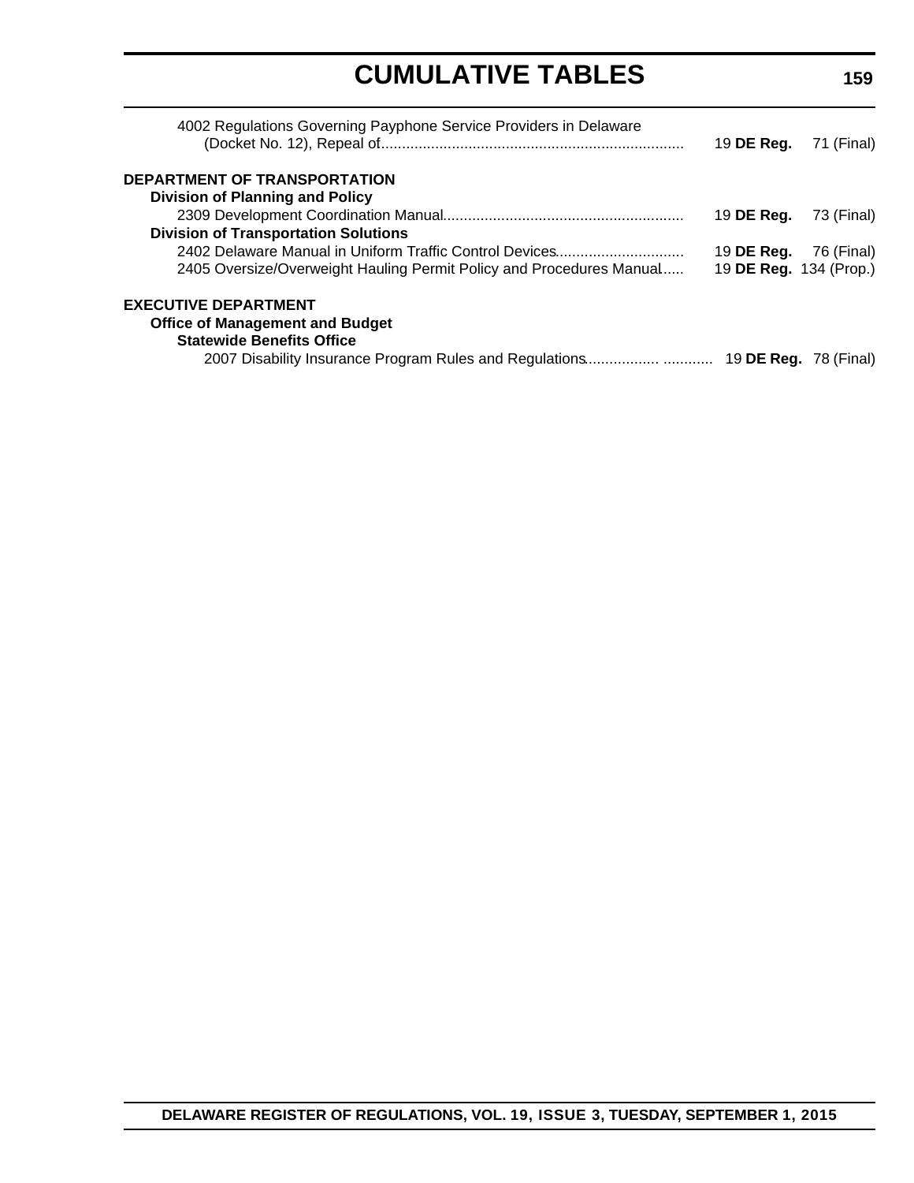4002 Regulations Governing Payphone Service Providers in Delaware (Docket No. 12), Repeal of ........ 19 **DE Reg.** 71 (Final)

**DEPARTMENT OF TRANSPORTATION**

**Division of Planning and Policy**

2309 Development Coordination Manual ........ 19 **DE Reg.** 73 (Final)

**Division of Transportation Solutions**

2402 Delaware Manual in Uniform Traffic Control Devices ........ 19 **DE Reg.** 76 (Final)

2405 Oversize/Overweight Hauling Permit Policy and Procedures Manual ........ 19 **DE Reg.** 134 (Prop.)

**EXECUTIVE DEPARTMENT**

**Office of Management and Budget**

**Statewide Benefits Office**

2007 Disability Insurance Program Rules and Regulations ........ 19 **DE Reg.** 78 (Final)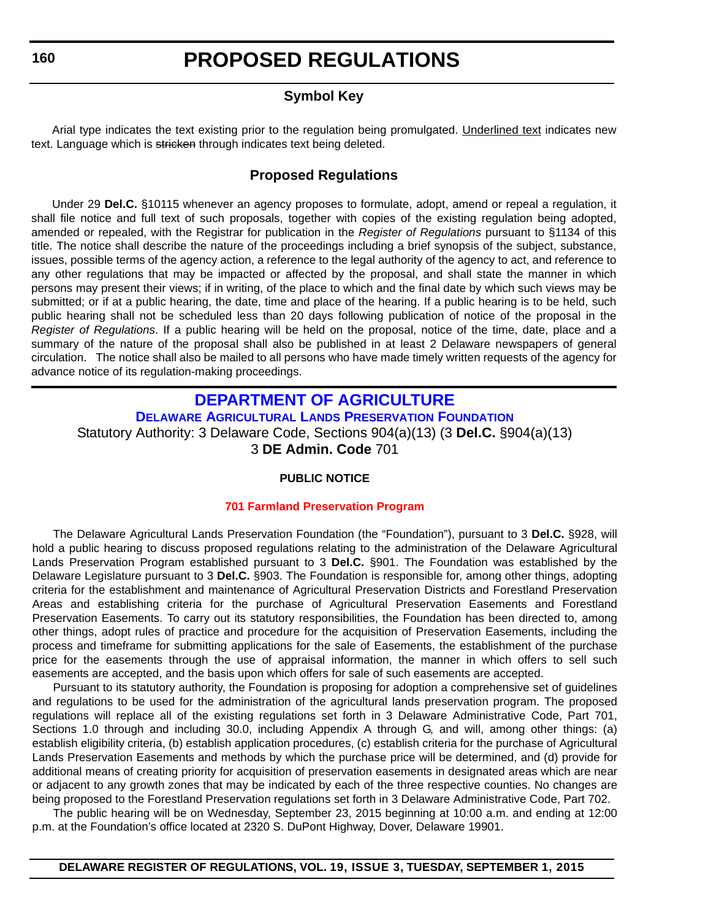# PROPOSED REGULATIONS

## Symbol Key

Arial type indicates the text existing prior to the regulation being promulgated. <u>Underlined text</u> indicates new text. Language which is ~~stricken~~ through indicates text being deleted.

## Proposed Regulations

Under 29 **Del.C.** §10115 whenever an agency proposes to formulate, adopt, amend or repeal a regulation, it shall file notice and full text of such proposals, together with copies of the existing regulation being adopted, amended or repealed, with the Registrar for publication in the *Register of Regulations* pursuant to §1134 of this title. The notice shall describe the nature of the proceedings including a brief synopsis of the subject, substance, issues, possible terms of the agency action, a reference to the legal authority of the agency to act, and reference to any other regulations that may be impacted or affected by the proposal, and shall state the manner in which persons may present their views; if in writing, of the place to which and the final date by which such views may be submitted; or if at a public hearing, the date, time and place of the hearing. If a public hearing is to be held, such public hearing shall not be scheduled less than 20 days following publication of notice of the proposal in the *Register of Regulations*. If a public hearing will be held on the proposal, notice of the time, date, place and a summary of the nature of the proposal shall also be published in at least 2 Delaware newspapers of general circulation. The notice shall also be mailed to all persons who have made timely written requests of the agency for advance notice of its regulation-making proceedings.

## DEPARTMENT OF AGRICULTURE

### DELAWARE AGRICULTURAL LANDS PRESERVATION FOUNDATION

Statutory Authority: 3 Delaware Code, Sections 904(a)(13) (3 **Del.C.** §904(a)(13)
3 **DE Admin. Code** 701

**PUBLIC NOTICE**

**701 Farmland Preservation Program**

The Delaware Agricultural Lands Preservation Foundation (the "Foundation"), pursuant to 3 **Del.C.** §928, will hold a public hearing to discuss proposed regulations relating to the administration of the Delaware Agricultural Lands Preservation Program established pursuant to 3 **Del.C.** §901. The Foundation was established by the Delaware Legislature pursuant to 3 **Del.C.** §903. The Foundation is responsible for, among other things, adopting criteria for the establishment and maintenance of Agricultural Preservation Districts and Forestland Preservation Areas and establishing criteria for the purchase of Agricultural Preservation Easements and Forestland Preservation Easements. To carry out its statutory responsibilities, the Foundation has been directed to, among other things, adopt rules of practice and procedure for the acquisition of Preservation Easements, including the process and timeframe for submitting applications for the sale of Easements, the establishment of the purchase price for the easements through the use of appraisal information, the manner in which offers to sell such easements are accepted, and the basis upon which offers for sale of such easements are accepted.

Pursuant to its statutory authority, the Foundation is proposing for adoption a comprehensive set of guidelines and regulations to be used for the administration of the agricultural lands preservation program. The proposed regulations will replace all of the existing regulations set forth in 3 Delaware Administrative Code, Part 701, Sections 1.0 through and including 30.0, including Appendix A through G, and will, among other things: (a) establish eligibility criteria, (b) establish application procedures, (c) establish criteria for the purchase of Agricultural Lands Preservation Easements and methods by which the purchase price will be determined, and (d) provide for additional means of creating priority for acquisition of preservation easements in designated areas which are near or adjacent to any growth zones that may be indicated by each of the three respective counties. No changes are being proposed to the Forestland Preservation regulations set forth in 3 Delaware Administrative Code, Part 702.

The public hearing will be on Wednesday, September 23, 2015 beginning at 10:00 a.m. and ending at 12:00 p.m. at the Foundation's office located at 2320 S. DuPont Highway, Dover, Delaware 19901.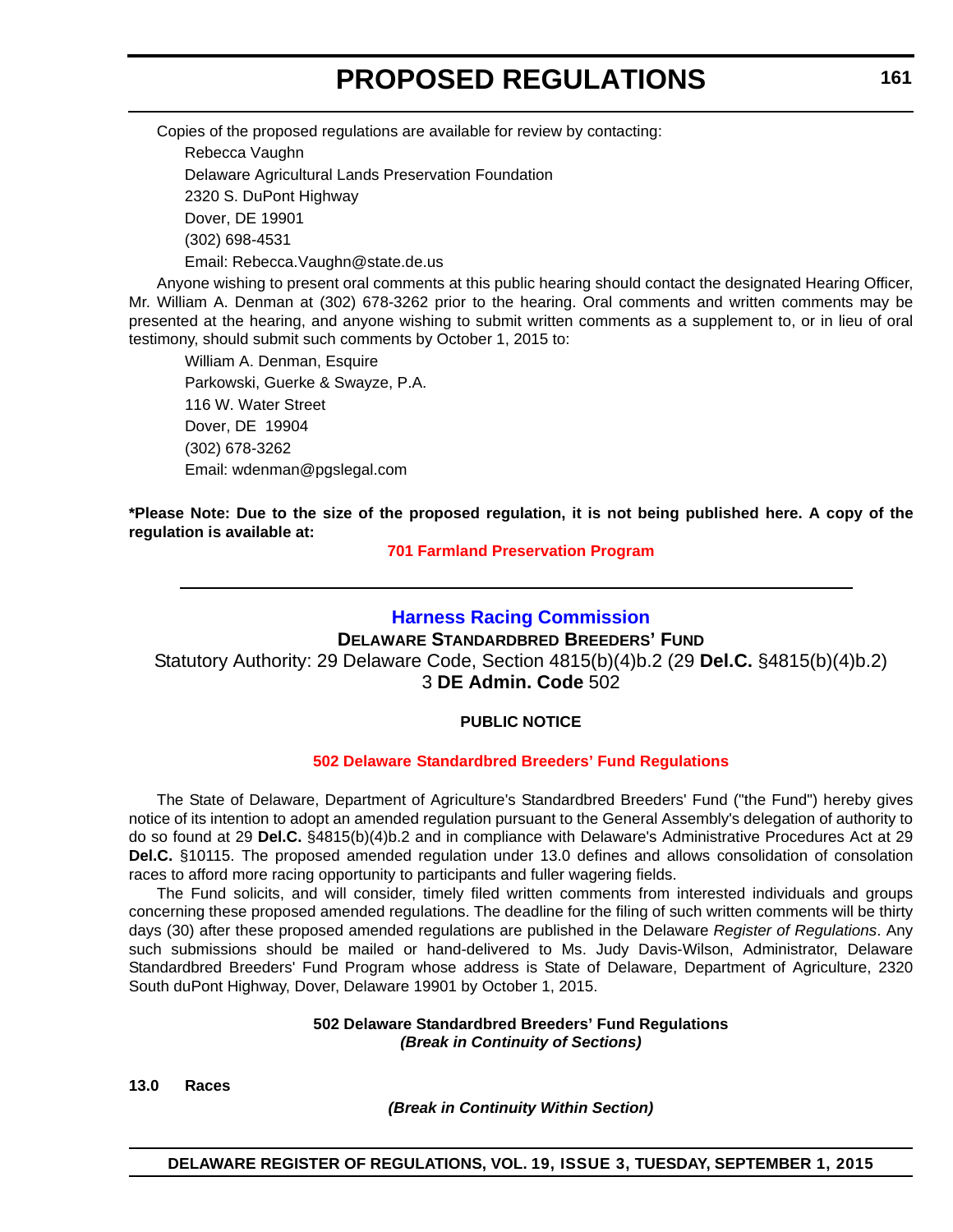Copies of the proposed regulations are available for review by contacting:

Rebecca Vaughn

Delaware Agricultural Lands Preservation Foundation

2320 S. DuPont Highway

Dover, DE 19901

(302) 698-4531

Email: Rebecca.Vaughn@state.de.us

Anyone wishing to present oral comments at this public hearing should contact the designated Hearing Officer, Mr. William A. Denman at (302) 678-3262 prior to the hearing. Oral comments and written comments may be presented at the hearing, and anyone wishing to submit written comments as a supplement to, or in lieu of oral testimony, should submit such comments by October 1, 2015 to:

William A. Denman, Esquire

Parkowski, Guerke & Swayze, P.A.

116 W. Water Street

Dover, DE 19904

(302) 678-3262

Email: wdenman@pgslegal.com

**\*Please Note: Due to the size of the proposed regulation, it is not being published here. A copy of the regulation is available at:**

**701 Farmland Preservation Program**

---

## Harness Racing Commission

### Delaware Standardbred Breeders' Fund

Statutory Authority: 29 Delaware Code, Section 4815(b)(4)b.2 (29 **Del.C.** §4815(b)(4)b.2)
3 **DE Admin. Code** 502

**PUBLIC NOTICE**

**502 Delaware Standardbred Breeders' Fund Regulations**

The State of Delaware, Department of Agriculture's Standardbred Breeders' Fund ("the Fund") hereby gives notice of its intention to adopt an amended regulation pursuant to the General Assembly's delegation of authority to do so found at 29 **Del.C.** §4815(b)(4)b.2 and in compliance with Delaware's Administrative Procedures Act at 29 **Del.C.** §10115. The proposed amended regulation under 13.0 defines and allows consolidation of consolation races to afford more racing opportunity to participants and fuller wagering fields.

The Fund solicits, and will consider, timely filed written comments from interested individuals and groups concerning these proposed amended regulations. The deadline for the filing of such written comments will be thirty days (30) after these proposed amended regulations are published in the Delaware *Register of Regulations*. Any such submissions should be mailed or hand-delivered to Ms. Judy Davis-Wilson, Administrator, Delaware Standardbred Breeders' Fund Program whose address is State of Delaware, Department of Agriculture, 2320 South duPont Highway, Dover, Delaware 19901 by October 1, 2015.

**502 Delaware Standardbred Breeders' Fund Regulations**
***(Break in Continuity of Sections)***

**13.0 Races**

***(Break in Continuity Within Section)***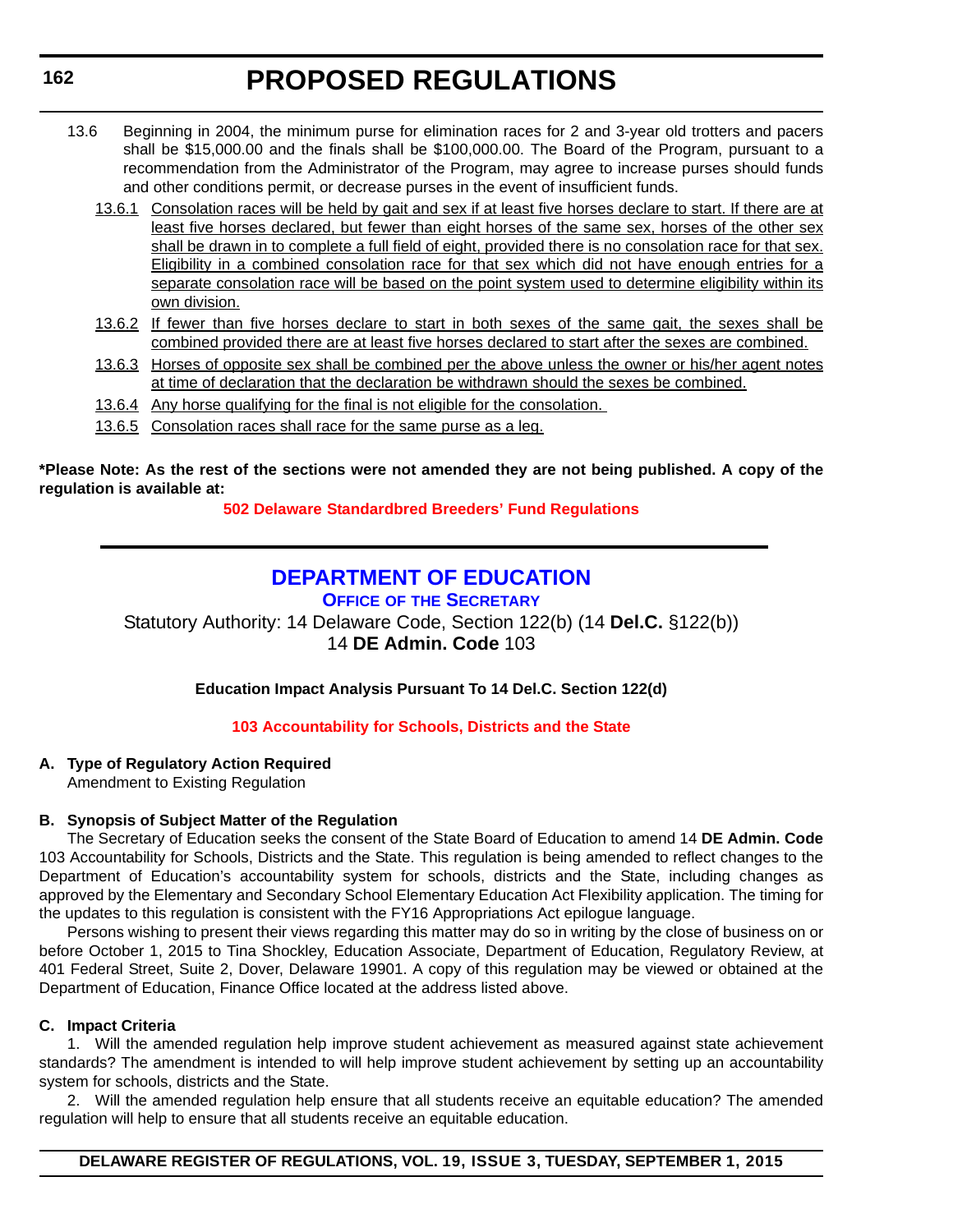13.6 Beginning in 2004, the minimum purse for elimination races for 2 and 3-year old trotters and pacers shall be $15,000.00 and the finals shall be $100,000.00. The Board of the Program, pursuant to a recommendation from the Administrator of the Program, may agree to increase purses should funds and other conditions permit, or decrease purses in the event of insufficient funds.

<u>13.6.1</u> <u>Consolation races will be held by gait and sex if at least five horses declare to start. If there are at least five horses declared, but fewer than eight horses of the same sex, horses of the other sex shall be drawn in to complete a full field of eight, provided there is no consolation race for that sex. Eligibility in a combined consolation race for that sex which did not have enough entries for a separate consolation race will be based on the point system used to determine eligibility within its own division.</u>

<u>13.6.2</u> <u>If fewer than five horses declare to start in both sexes of the same gait, the sexes shall be combined provided there are at least five horses declared to start after the sexes are combined.</u>

<u>13.6.3</u> <u>Horses of opposite sex shall be combined per the above unless the owner or his/her agent notes at time of declaration that the declaration be withdrawn should the sexes be combined.</u>

<u>13.6.4</u> <u>Any horse qualifying for the final is not eligible for the consolation.</u>

<u>13.6.5</u> <u>Consolation races shall race for the same purse as a leg.</u>

**\*Please Note: As the rest of the sections were not amended they are not being published. A copy of the regulation is available at:**

**502 Delaware Standardbred Breeders' Fund Regulations**

---

# DEPARTMENT OF EDUCATION

## OFFICE OF THE SECRETARY

Statutory Authority: 14 Delaware Code, Section 122(b) (14 **Del.C.** §122(b))
14 **DE Admin. Code** 103

**Education Impact Analysis Pursuant To 14 Del.C. Section 122(d)**

**103 Accountability for Schools, Districts and the State**

**A. Type of Regulatory Action Required**

Amendment to Existing Regulation

**B. Synopsis of Subject Matter of the Regulation**

The Secretary of Education seeks the consent of the State Board of Education to amend 14 **DE Admin. Code** 103 Accountability for Schools, Districts and the State. This regulation is being amended to reflect changes to the Department of Education's accountability system for schools, districts and the State, including changes as approved by the Elementary and Secondary School Elementary Education Act Flexibility application. The timing for the updates to this regulation is consistent with the FY16 Appropriations Act epilogue language.

Persons wishing to present their views regarding this matter may do so in writing by the close of business on or before October 1, 2015 to Tina Shockley, Education Associate, Department of Education, Regulatory Review, at 401 Federal Street, Suite 2, Dover, Delaware 19901. A copy of this regulation may be viewed or obtained at the Department of Education, Finance Office located at the address listed above.

**C. Impact Criteria**

1. Will the amended regulation help improve student achievement as measured against state achievement standards? The amendment is intended to will help improve student achievement by setting up an accountability system for schools, districts and the State.

2. Will the amended regulation help ensure that all students receive an equitable education? The amended regulation will help to ensure that all students receive an equitable education.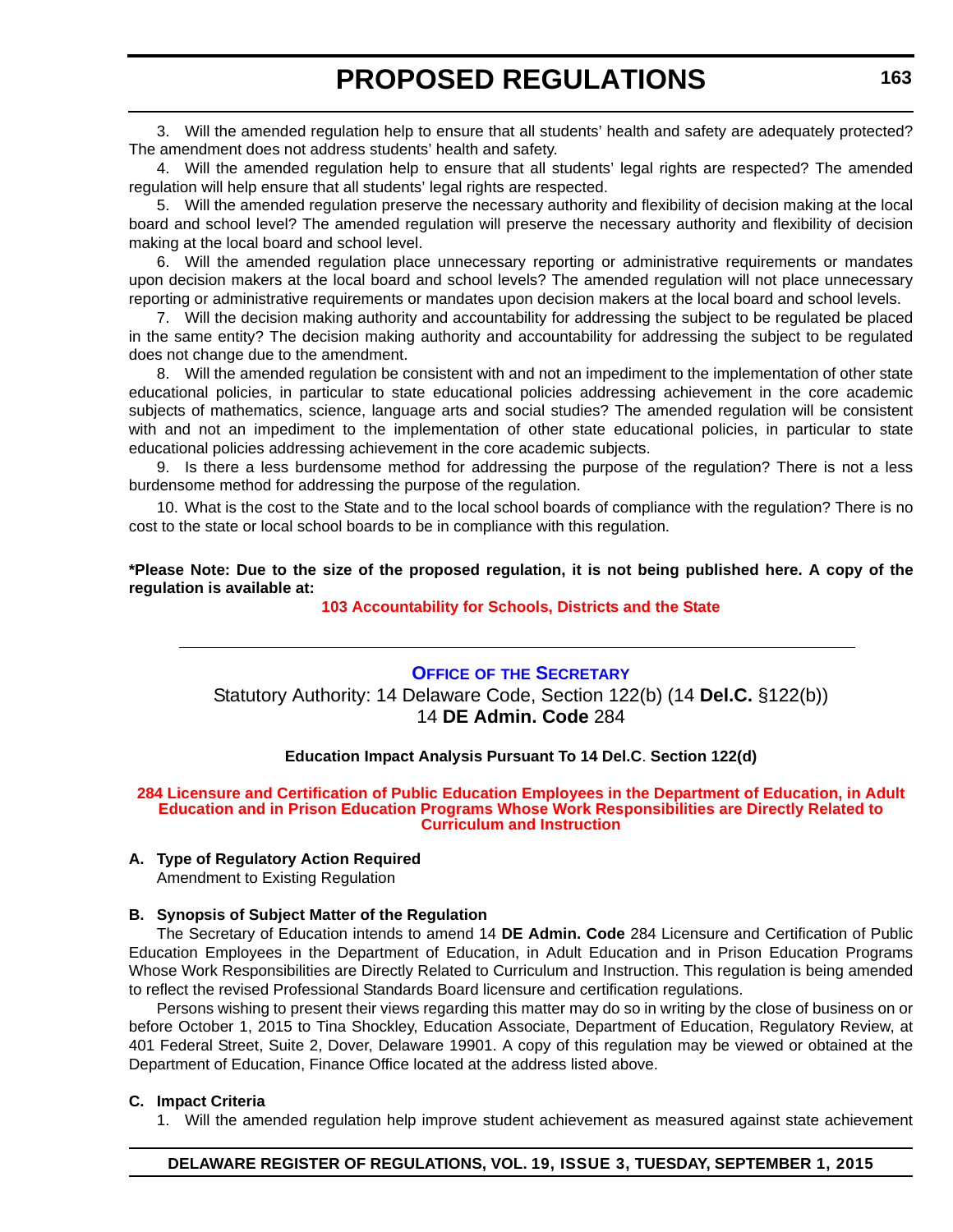3. Will the amended regulation help to ensure that all students' health and safety are adequately protected? The amendment does not address students' health and safety.

4. Will the amended regulation help to ensure that all students' legal rights are respected? The amended regulation will help ensure that all students' legal rights are respected.

5. Will the amended regulation preserve the necessary authority and flexibility of decision making at the local board and school level? The amended regulation will preserve the necessary authority and flexibility of decision making at the local board and school level.

6. Will the amended regulation place unnecessary reporting or administrative requirements or mandates upon decision makers at the local board and school levels? The amended regulation will not place unnecessary reporting or administrative requirements or mandates upon decision makers at the local board and school levels.

7. Will the decision making authority and accountability for addressing the subject to be regulated be placed in the same entity? The decision making authority and accountability for addressing the subject to be regulated does not change due to the amendment.

8. Will the amended regulation be consistent with and not an impediment to the implementation of other state educational policies, in particular to state educational policies addressing achievement in the core academic subjects of mathematics, science, language arts and social studies? The amended regulation will be consistent with and not an impediment to the implementation of other state educational policies, in particular to state educational policies addressing achievement in the core academic subjects.

9. Is there a less burdensome method for addressing the purpose of the regulation? There is not a less burdensome method for addressing the purpose of the regulation.

10. What is the cost to the State and to the local school boards of compliance with the regulation? There is no cost to the state or local school boards to be in compliance with this regulation.

**\*Please Note: Due to the size of the proposed regulation, it is not being published here. A copy of the regulation is available at:**

**103 Accountability for Schools, Districts and the State**

---

## Office of the Secretary

Statutory Authority: 14 Delaware Code, Section 122(b) (14 **Del.C.** §122(b))
14 **DE Admin. Code** 284

**Education Impact Analysis Pursuant To 14 Del.C. Section 122(d)**

**284 Licensure and Certification of Public Education Employees in the Department of Education, in Adult Education and in Prison Education Programs Whose Work Responsibilities are Directly Related to Curriculum and Instruction**

**A. Type of Regulatory Action Required**

Amendment to Existing Regulation

**B. Synopsis of Subject Matter of the Regulation**

The Secretary of Education intends to amend 14 **DE Admin. Code** 284 Licensure and Certification of Public Education Employees in the Department of Education, in Adult Education and in Prison Education Programs Whose Work Responsibilities are Directly Related to Curriculum and Instruction. This regulation is being amended to reflect the revised Professional Standards Board licensure and certification regulations.

Persons wishing to present their views regarding this matter may do so in writing by the close of business on or before October 1, 2015 to Tina Shockley, Education Associate, Department of Education, Regulatory Review, at 401 Federal Street, Suite 2, Dover, Delaware 19901. A copy of this regulation may be viewed or obtained at the Department of Education, Finance Office located at the address listed above.

**C. Impact Criteria**

1. Will the amended regulation help improve student achievement as measured against state achievement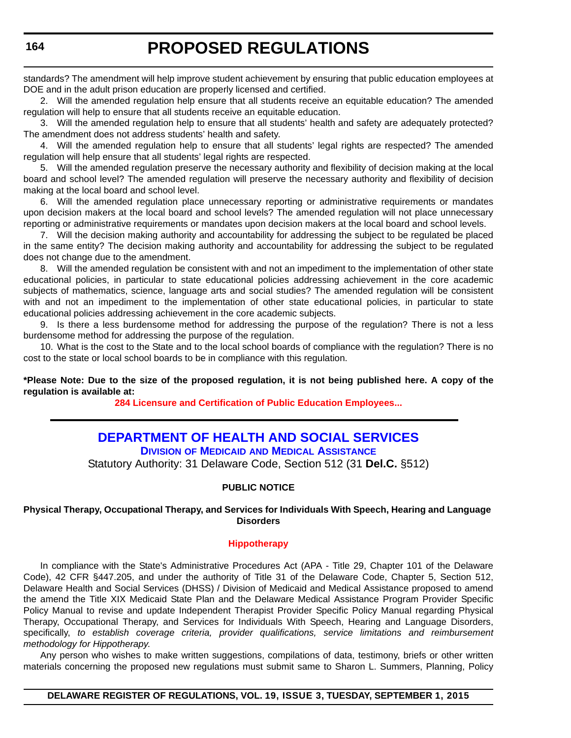standards? The amendment will help improve student achievement by ensuring that public education employees at DOE and in the adult prison education are properly licensed and certified.

2. Will the amended regulation help ensure that all students receive an equitable education? The amended regulation will help to ensure that all students receive an equitable education.

3. Will the amended regulation help to ensure that all students' health and safety are adequately protected? The amendment does not address students' health and safety.

4. Will the amended regulation help to ensure that all students' legal rights are respected? The amended regulation will help ensure that all students' legal rights are respected.

5. Will the amended regulation preserve the necessary authority and flexibility of decision making at the local board and school level? The amended regulation will preserve the necessary authority and flexibility of decision making at the local board and school level.

6. Will the amended regulation place unnecessary reporting or administrative requirements or mandates upon decision makers at the local board and school levels? The amended regulation will not place unnecessary reporting or administrative requirements or mandates upon decision makers at the local board and school levels.

7. Will the decision making authority and accountability for addressing the subject to be regulated be placed in the same entity? The decision making authority and accountability for addressing the subject to be regulated does not change due to the amendment.

8. Will the amended regulation be consistent with and not an impediment to the implementation of other state educational policies, in particular to state educational policies addressing achievement in the core academic subjects of mathematics, science, language arts and social studies? The amended regulation will be consistent with and not an impediment to the implementation of other state educational policies, in particular to state educational policies addressing achievement in the core academic subjects.

9. Is there a less burdensome method for addressing the purpose of the regulation? There is not a less burdensome method for addressing the purpose of the regulation.

10. What is the cost to the State and to the local school boards of compliance with the regulation? There is no cost to the state or local school boards to be in compliance with this regulation.

**\*Please Note: Due to the size of the proposed regulation, it is not being published here. A copy of the regulation is available at:**

**284 Licensure and Certification of Public Education Employees...**

---

## DEPARTMENT OF HEALTH AND SOCIAL SERVICES

### Division of Medicaid and Medical Assistance

Statutory Authority: 31 Delaware Code, Section 512 (31 **Del.C.** §512)

**PUBLIC NOTICE**

**Physical Therapy, Occupational Therapy, and Services for Individuals With Speech, Hearing and Language Disorders**

**Hippotherapy**

In compliance with the State's Administrative Procedures Act (APA - Title 29, Chapter 101 of the Delaware Code), 42 CFR §447.205, and under the authority of Title 31 of the Delaware Code, Chapter 5, Section 512, Delaware Health and Social Services (DHSS) / Division of Medicaid and Medical Assistance proposed to amend the amend the Title XIX Medicaid State Plan and the Delaware Medical Assistance Program Provider Specific Policy Manual to revise and update Independent Therapist Provider Specific Policy Manual regarding Physical Therapy, Occupational Therapy, and Services for Individuals With Speech, Hearing and Language Disorders, specifically, *to establish coverage criteria, provider qualifications, service limitations and reimbursement methodology for Hippotherapy.*

Any person who wishes to make written suggestions, compilations of data, testimony, briefs or other written materials concerning the proposed new regulations must submit same to Sharon L. Summers, Planning, Policy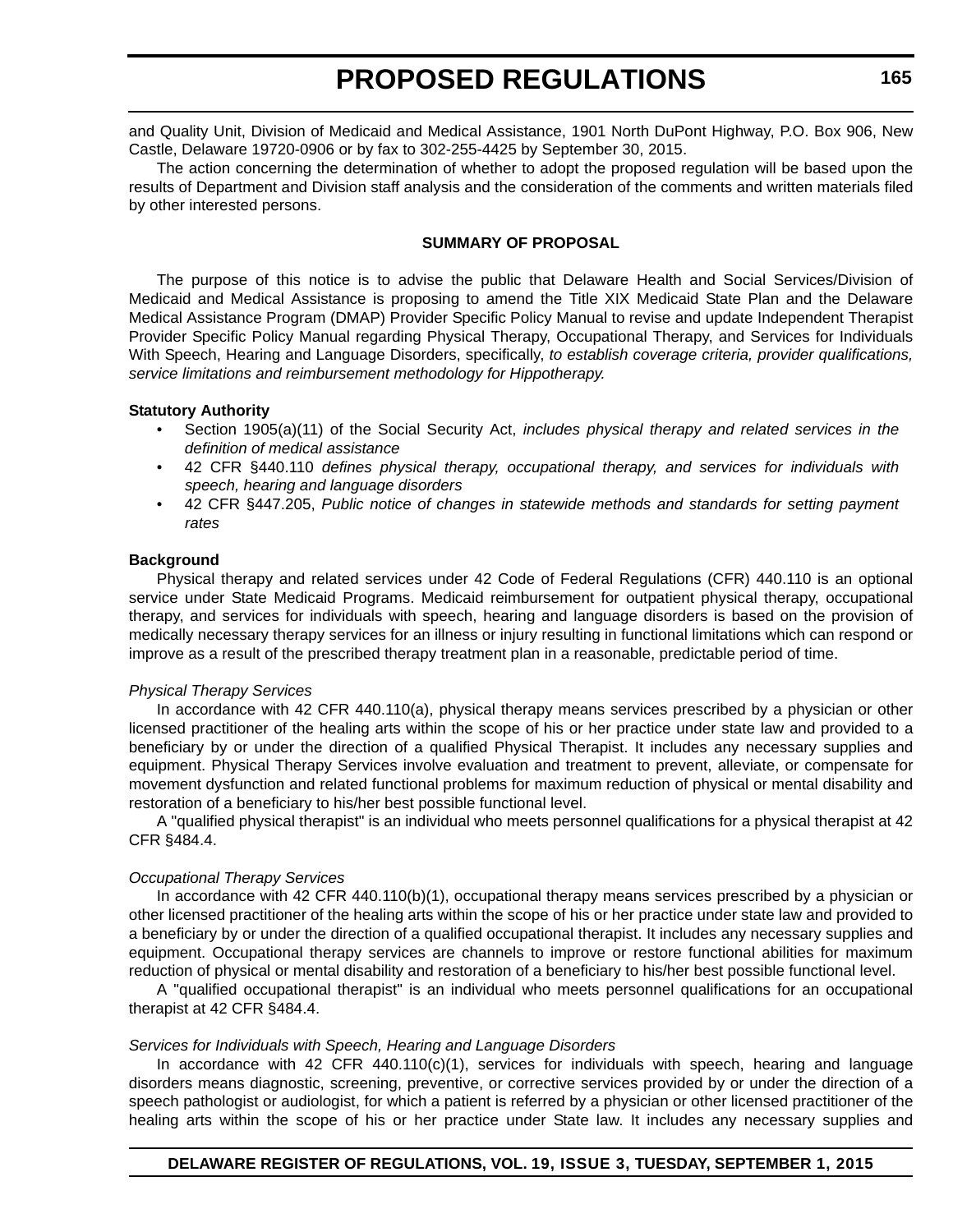and Quality Unit, Division of Medicaid and Medical Assistance, 1901 North DuPont Highway, P.O. Box 906, New Castle, Delaware 19720-0906 or by fax to 302-255-4425 by September 30, 2015.

The action concerning the determination of whether to adopt the proposed regulation will be based upon the results of Department and Division staff analysis and the consideration of the comments and written materials filed by other interested persons.

**SUMMARY OF PROPOSAL**

The purpose of this notice is to advise the public that Delaware Health and Social Services/Division of Medicaid and Medical Assistance is proposing to amend the Title XIX Medicaid State Plan and the Delaware Medical Assistance Program (DMAP) Provider Specific Policy Manual to revise and update Independent Therapist Provider Specific Policy Manual regarding Physical Therapy, Occupational Therapy, and Services for Individuals With Speech, Hearing and Language Disorders, specifically, *to establish coverage criteria, provider qualifications, service limitations and reimbursement methodology for Hippotherapy.*

**Statutory Authority**

- Section 1905(a)(11) of the Social Security Act, *includes physical therapy and related services in the definition of medical assistance*
- 42 CFR §440.110 *defines physical therapy, occupational therapy, and services for individuals with speech, hearing and language disorders*
- 42 CFR §447.205, *Public notice of changes in statewide methods and standards for setting payment rates*

**Background**

Physical therapy and related services under 42 Code of Federal Regulations (CFR) 440.110 is an optional service under State Medicaid Programs. Medicaid reimbursement for outpatient physical therapy, occupational therapy, and services for individuals with speech, hearing and language disorders is based on the provision of medically necessary therapy services for an illness or injury resulting in functional limitations which can respond or improve as a result of the prescribed therapy treatment plan in a reasonable, predictable period of time.

*Physical Therapy Services*

In accordance with 42 CFR 440.110(a), physical therapy means services prescribed by a physician or other licensed practitioner of the healing arts within the scope of his or her practice under state law and provided to a beneficiary by or under the direction of a qualified Physical Therapist. It includes any necessary supplies and equipment. Physical Therapy Services involve evaluation and treatment to prevent, alleviate, or compensate for movement dysfunction and related functional problems for maximum reduction of physical or mental disability and restoration of a beneficiary to his/her best possible functional level.

A "qualified physical therapist" is an individual who meets personnel qualifications for a physical therapist at 42 CFR §484.4.

*Occupational Therapy Services*

In accordance with 42 CFR 440.110(b)(1), occupational therapy means services prescribed by a physician or other licensed practitioner of the healing arts within the scope of his or her practice under state law and provided to a beneficiary by or under the direction of a qualified occupational therapist. It includes any necessary supplies and equipment. Occupational therapy services are channels to improve or restore functional abilities for maximum reduction of physical or mental disability and restoration of a beneficiary to his/her best possible functional level.

A "qualified occupational therapist" is an individual who meets personnel qualifications for an occupational therapist at 42 CFR §484.4.

*Services for Individuals with Speech, Hearing and Language Disorders*

In accordance with 42 CFR 440.110(c)(1), services for individuals with speech, hearing and language disorders means diagnostic, screening, preventive, or corrective services provided by or under the direction of a speech pathologist or audiologist, for which a patient is referred by a physician or other licensed practitioner of the healing arts within the scope of his or her practice under State law. It includes any necessary supplies and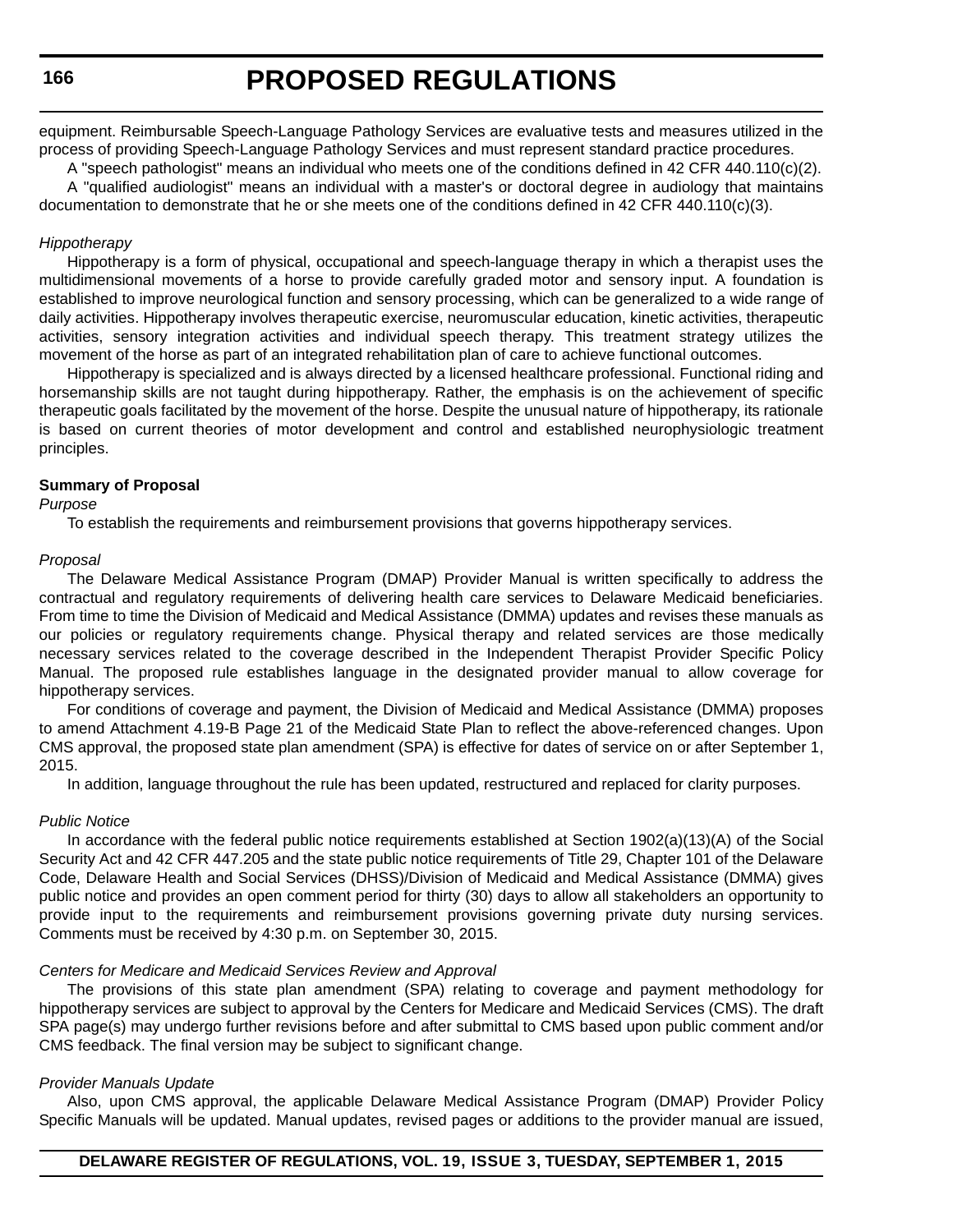equipment. Reimbursable Speech-Language Pathology Services are evaluative tests and measures utilized in the process of providing Speech-Language Pathology Services and must represent standard practice procedures.

A "speech pathologist" means an individual who meets one of the conditions defined in 42 CFR 440.110(c)(2).

A "qualified audiologist" means an individual with a master's or doctoral degree in audiology that maintains documentation to demonstrate that he or she meets one of the conditions defined in 42 CFR 440.110(c)(3).

*Hippotherapy*

Hippotherapy is a form of physical, occupational and speech-language therapy in which a therapist uses the multidimensional movements of a horse to provide carefully graded motor and sensory input. A foundation is established to improve neurological function and sensory processing, which can be generalized to a wide range of daily activities. Hippotherapy involves therapeutic exercise, neuromuscular education, kinetic activities, therapeutic activities, sensory integration activities and individual speech therapy. This treatment strategy utilizes the movement of the horse as part of an integrated rehabilitation plan of care to achieve functional outcomes.

Hippotherapy is specialized and is always directed by a licensed healthcare professional. Functional riding and horsemanship skills are not taught during hippotherapy. Rather, the emphasis is on the achievement of specific therapeutic goals facilitated by the movement of the horse. Despite the unusual nature of hippotherapy, its rationale is based on current theories of motor development and control and established neurophysiologic treatment principles.

**Summary of Proposal**

*Purpose*

To establish the requirements and reimbursement provisions that governs hippotherapy services.

*Proposal*

The Delaware Medical Assistance Program (DMAP) Provider Manual is written specifically to address the contractual and regulatory requirements of delivering health care services to Delaware Medicaid beneficiaries. From time to time the Division of Medicaid and Medical Assistance (DMMA) updates and revises these manuals as our policies or regulatory requirements change. Physical therapy and related services are those medically necessary services related to the coverage described in the Independent Therapist Provider Specific Policy Manual. The proposed rule establishes language in the designated provider manual to allow coverage for hippotherapy services.

For conditions of coverage and payment, the Division of Medicaid and Medical Assistance (DMMA) proposes to amend Attachment 4.19-B Page 21 of the Medicaid State Plan to reflect the above-referenced changes. Upon CMS approval, the proposed state plan amendment (SPA) is effective for dates of service on or after September 1, 2015.

In addition, language throughout the rule has been updated, restructured and replaced for clarity purposes.

*Public Notice*

In accordance with the federal public notice requirements established at Section 1902(a)(13)(A) of the Social Security Act and 42 CFR 447.205 and the state public notice requirements of Title 29, Chapter 101 of the Delaware Code, Delaware Health and Social Services (DHSS)/Division of Medicaid and Medical Assistance (DMMA) gives public notice and provides an open comment period for thirty (30) days to allow all stakeholders an opportunity to provide input to the requirements and reimbursement provisions governing private duty nursing services. Comments must be received by 4:30 p.m. on September 30, 2015.

*Centers for Medicare and Medicaid Services Review and Approval*

The provisions of this state plan amendment (SPA) relating to coverage and payment methodology for hippotherapy services are subject to approval by the Centers for Medicare and Medicaid Services (CMS). The draft SPA page(s) may undergo further revisions before and after submittal to CMS based upon public comment and/or CMS feedback. The final version may be subject to significant change.

*Provider Manuals Update*

Also, upon CMS approval, the applicable Delaware Medical Assistance Program (DMAP) Provider Policy Specific Manuals will be updated. Manual updates, revised pages or additions to the provider manual are issued,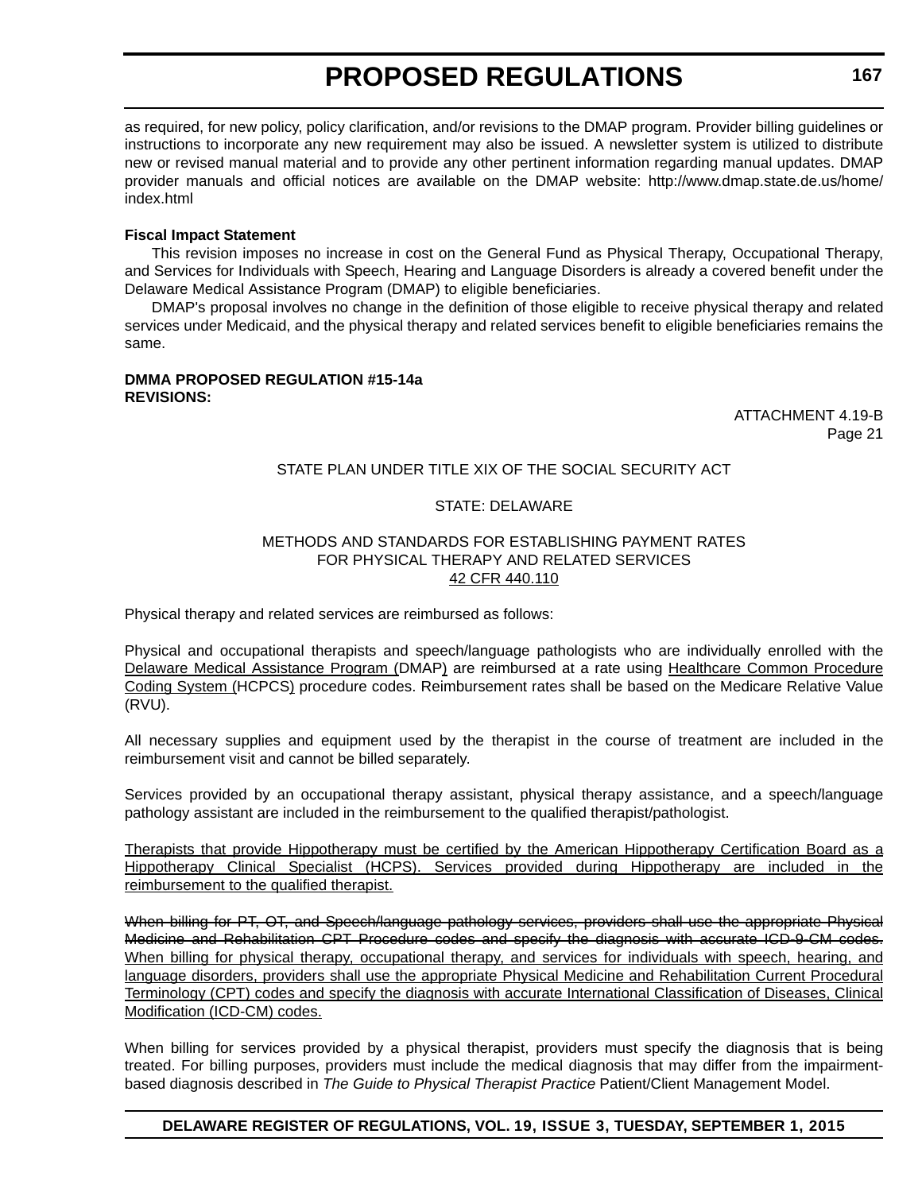as required, for new policy, policy clarification, and/or revisions to the DMAP program. Provider billing guidelines or instructions to incorporate any new requirement may also be issued. A newsletter system is utilized to distribute new or revised manual material and to provide any other pertinent information regarding manual updates. DMAP provider manuals and official notices are available on the DMAP website: http://www.dmap.state.de.us/home/index.html

**Fiscal Impact Statement**

This revision imposes no increase in cost on the General Fund as Physical Therapy, Occupational Therapy, and Services for Individuals with Speech, Hearing and Language Disorders is already a covered benefit under the Delaware Medical Assistance Program (DMAP) to eligible beneficiaries.

DMAP's proposal involves no change in the definition of those eligible to receive physical therapy and related services under Medicaid, and the physical therapy and related services benefit to eligible beneficiaries remains the same.

**DMMA PROPOSED REGULATION #15-14a**
**REVISIONS:**

ATTACHMENT 4.19-B
Page 21

STATE PLAN UNDER TITLE XIX OF THE SOCIAL SECURITY ACT

STATE: DELAWARE

METHODS AND STANDARDS FOR ESTABLISHING PAYMENT RATES
FOR PHYSICAL THERAPY AND RELATED SERVICES
<u>42 CFR 440.110</u>

Physical therapy and related services are reimbursed as follows:

Physical and occupational therapists and speech/language pathologists who are individually enrolled with the <u>Delaware Medical Assistance Program (</u>DMAP<u>)</u> are reimbursed at a rate using <u>Healthcare Common Procedure Coding System (</u>HCPCS<u>)</u> procedure codes. Reimbursement rates shall be based on the Medicare Relative Value (RVU).

All necessary supplies and equipment used by the therapist in the course of treatment are included in the reimbursement visit and cannot be billed separately.

Services provided by an occupational therapy assistant, physical therapy assistance, and a speech/language pathology assistant are included in the reimbursement to the qualified therapist/pathologist.

<u>Therapists that provide Hippotherapy must be certified by the American Hippotherapy Certification Board as a Hippotherapy Clinical Specialist (HCPS). Services provided during Hippotherapy are included in the reimbursement to the qualified therapist.</u>

~~When billing for PT, OT, and Speech/language pathology services, providers shall use the appropriate Physical Medicine and Rehabilitation CPT Procedure codes and specify the diagnosis with accurate ICD-9-CM codes.~~ <u>When billing for physical therapy, occupational therapy, and services for individuals with speech, hearing, and language disorders, providers shall use the appropriate Physical Medicine and Rehabilitation Current Procedural Terminology (CPT) codes and specify the diagnosis with accurate International Classification of Diseases, Clinical Modification (ICD-CM) codes.</u>

When billing for services provided by a physical therapist, providers must specify the diagnosis that is being treated. For billing purposes, providers must include the medical diagnosis that may differ from the impairment-based diagnosis described in *The Guide to Physical Therapist Practice* Patient/Client Management Model.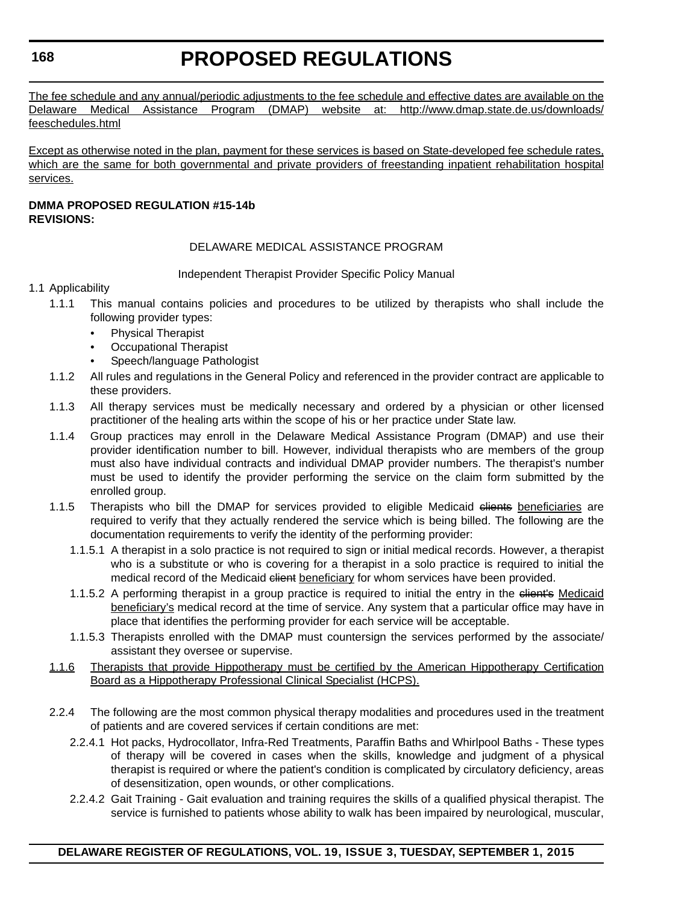<u>The fee schedule and any annual/periodic adjustments to the fee schedule and effective dates are available on the Delaware Medical Assistance Program (DMAP) website at: http://www.dmap.state.de.us/downloads/feeschedules.html</u>

<u>Except as otherwise noted in the plan, payment for these services is based on State-developed fee schedule rates, which are the same for both governmental and private providers of freestanding inpatient rehabilitation hospital services.</u>

**DMMA PROPOSED REGULATION #15-14b**
**REVISIONS:**

DELAWARE MEDICAL ASSISTANCE PROGRAM

Independent Therapist Provider Specific Policy Manual

1.1 Applicability

1.1.1 This manual contains policies and procedures to be utilized by therapists who shall include the following provider types:

- Physical Therapist
- Occupational Therapist
- Speech/language Pathologist

1.1.2 All rules and regulations in the General Policy and referenced in the provider contract are applicable to these providers.

1.1.3 All therapy services must be medically necessary and ordered by a physician or other licensed practitioner of the healing arts within the scope of his or her practice under State law.

1.1.4 Group practices may enroll in the Delaware Medical Assistance Program (DMAP) and use their provider identification number to bill. However, individual therapists who are members of the group must also have individual contracts and individual DMAP provider numbers. The therapist's number must be used to identify the provider performing the service on the claim form submitted by the enrolled group.

1.1.5 Therapists who bill the DMAP for services provided to eligible Medicaid ~~clients~~ <u>beneficiaries</u> are required to verify that they actually rendered the service which is being billed. The following are the documentation requirements to verify the identity of the performing provider:

1.1.5.1 A therapist in a solo practice is not required to sign or initial medical records. However, a therapist who is a substitute or who is covering for a therapist in a solo practice is required to initial the medical record of the Medicaid ~~client~~ <u>beneficiary</u> for whom services have been provided.

1.1.5.2 A performing therapist in a group practice is required to initial the entry in the ~~client's~~ <u>Medicaid beneficiary's</u> medical record at the time of service. Any system that a particular office may have in place that identifies the performing provider for each service will be acceptable.

1.1.5.3 Therapists enrolled with the DMAP must countersign the services performed by the associate/assistant they oversee or supervise.

<u>1.1.6 Therapists that provide Hippotherapy must be certified by the American Hippotherapy Certification Board as a Hippotherapy Professional Clinical Specialist (HCPS).</u>

2.2.4 The following are the most common physical therapy modalities and procedures used in the treatment of patients and are covered services if certain conditions are met:

2.2.4.1 Hot packs, Hydrocollator, Infra-Red Treatments, Paraffin Baths and Whirlpool Baths - These types of therapy will be covered in cases when the skills, knowledge and judgment of a physical therapist is required or where the patient's condition is complicated by circulatory deficiency, areas of desensitization, open wounds, or other complications.

2.2.4.2 Gait Training - Gait evaluation and training requires the skills of a qualified physical therapist. The service is furnished to patients whose ability to walk has been impaired by neurological, muscular,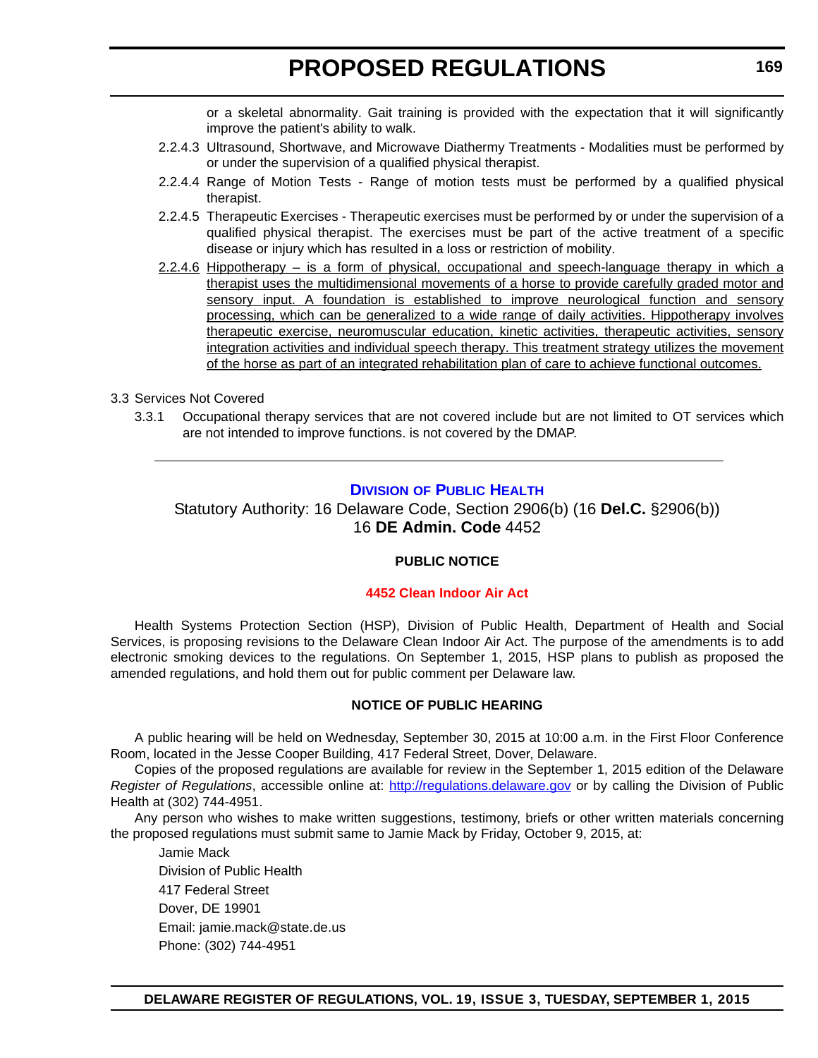or a skeletal abnormality. Gait training is provided with the expectation that it will significantly improve the patient's ability to walk.

2.2.4.3 Ultrasound, Shortwave, and Microwave Diathermy Treatments - Modalities must be performed by or under the supervision of a qualified physical therapist.

2.2.4.4 Range of Motion Tests - Range of motion tests must be performed by a qualified physical therapist.

2.2.4.5 Therapeutic Exercises - Therapeutic exercises must be performed by or under the supervision of a qualified physical therapist. The exercises must be part of the active treatment of a specific disease or injury which has resulted in a loss or restriction of mobility.

<u>2.2.4.6 Hippotherapy – is a form of physical, occupational and speech-language therapy in which a therapist uses the multidimensional movements of a horse to provide carefully graded motor and sensory input. A foundation is established to improve neurological function and sensory processing, which can be generalized to a wide range of daily activities. Hippotherapy involves therapeutic exercise, neuromuscular education, kinetic activities, therapeutic activities, sensory integration activities and individual speech therapy. This treatment strategy utilizes the movement of the horse as part of an integrated rehabilitation plan of care to achieve functional outcomes.</u>

3.3 Services Not Covered

3.3.1 Occupational therapy services that are not covered include but are not limited to OT services which are not intended to improve functions. is not covered by the DMAP.

---

## DIVISION OF PUBLIC HEALTH

Statutory Authority: 16 Delaware Code, Section 2906(b) (16 **Del.C.** §2906(b))
16 **DE Admin. Code** 4452

### PUBLIC NOTICE

### 4452 Clean Indoor Air Act

Health Systems Protection Section (HSP), Division of Public Health, Department of Health and Social Services, is proposing revisions to the Delaware Clean Indoor Air Act. The purpose of the amendments is to add electronic smoking devices to the regulations. On September 1, 2015, HSP plans to publish as proposed the amended regulations, and hold them out for public comment per Delaware law.

### NOTICE OF PUBLIC HEARING

A public hearing will be held on Wednesday, September 30, 2015 at 10:00 a.m. in the First Floor Conference Room, located in the Jesse Cooper Building, 417 Federal Street, Dover, Delaware.

Copies of the proposed regulations are available for review in the September 1, 2015 edition of the Delaware *Register of Regulations*, accessible online at: http://regulations.delaware.gov or by calling the Division of Public Health at (302) 744-4951.

Any person who wishes to make written suggestions, testimony, briefs or other written materials concerning the proposed regulations must submit same to Jamie Mack by Friday, October 9, 2015, at:

Jamie Mack
Division of Public Health
417 Federal Street
Dover, DE 19901
Email: jamie.mack@state.de.us
Phone: (302) 744-4951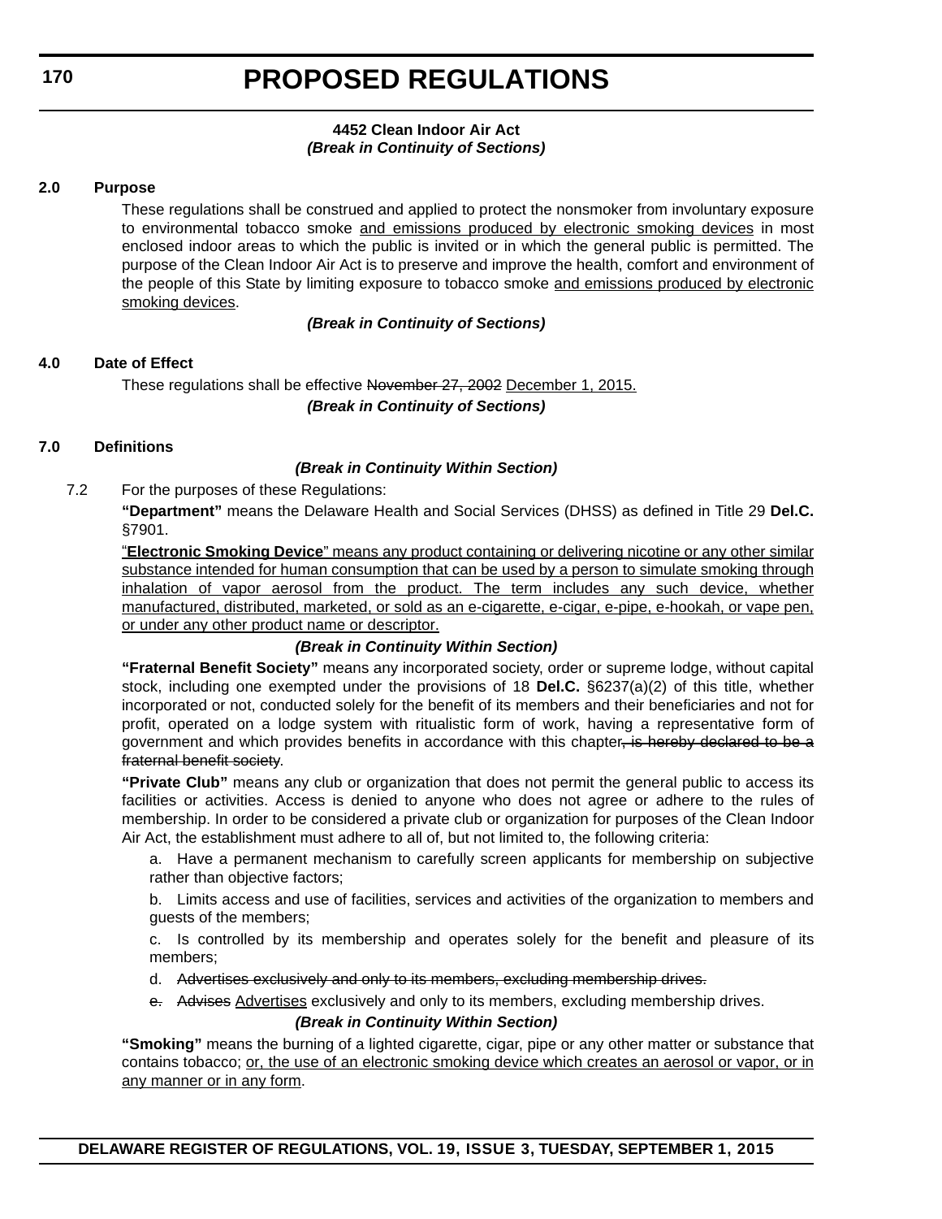**4452 Clean Indoor Air Act**
***(Break in Continuity of Sections)***

**2.0 Purpose**

These regulations shall be construed and applied to protect the nonsmoker from involuntary exposure to environmental tobacco smoke <u>and emissions produced by electronic smoking devices</u> in most enclosed indoor areas to which the public is invited or in which the general public is permitted. The purpose of the Clean Indoor Air Act is to preserve and improve the health, comfort and environment of the people of this State by limiting exposure to tobacco smoke <u>and emissions produced by electronic smoking devices</u>.

***(Break in Continuity of Sections)***

**4.0 Date of Effect**

These regulations shall be effective ~~November 27, 2002~~ <u>December 1, 2015.</u>

***(Break in Continuity of Sections)***

**7.0 Definitions**

***(Break in Continuity Within Section)***

7.2 For the purposes of these Regulations:

**"Department"** means the Delaware Health and Social Services (DHSS) as defined in Title 29 **Del.C.** §7901.

<u>"**Electronic Smoking Device**" means any product containing or delivering nicotine or any other similar substance intended for human consumption that can be used by a person to simulate smoking through inhalation of vapor aerosol from the product. The term includes any such device, whether manufactured, distributed, marketed, or sold as an e-cigarette, e-cigar, e-pipe, e-hookah, or vape pen, or under any other product name or descriptor.</u>

***(Break in Continuity Within Section)***

**"Fraternal Benefit Society"** means any incorporated society, order or supreme lodge, without capital stock, including one exempted under the provisions of 18 **Del.C.** §6237(a)(2) of this title, whether incorporated or not, conducted solely for the benefit of its members and their beneficiaries and not for profit, operated on a lodge system with ritualistic form of work, having a representative form of government and which provides benefits in accordance with this chapter~~, is hereby declared to be a fraternal benefit society~~.

**"Private Club"** means any club or organization that does not permit the general public to access its facilities or activities. Access is denied to anyone who does not agree or adhere to the rules of membership. In order to be considered a private club or organization for purposes of the Clean Indoor Air Act, the establishment must adhere to all of, but not limited to, the following criteria:

a. Have a permanent mechanism to carefully screen applicants for membership on subjective rather than objective factors;

b. Limits access and use of facilities, services and activities of the organization to members and guests of the members;

c. Is controlled by its membership and operates solely for the benefit and pleasure of its members;

d. ~~Advertises exclusively and only to its members, excluding membership drives.~~

~~e.~~ ~~Advises~~ <u>Advertises</u> exclusively and only to its members, excluding membership drives.

***(Break in Continuity Within Section)***

**"Smoking"** means the burning of a lighted cigarette, cigar, pipe or any other matter or substance that contains tobacco; <u>or, the use of an electronic smoking device which creates an aerosol or vapor, or in any manner or in any form</u>.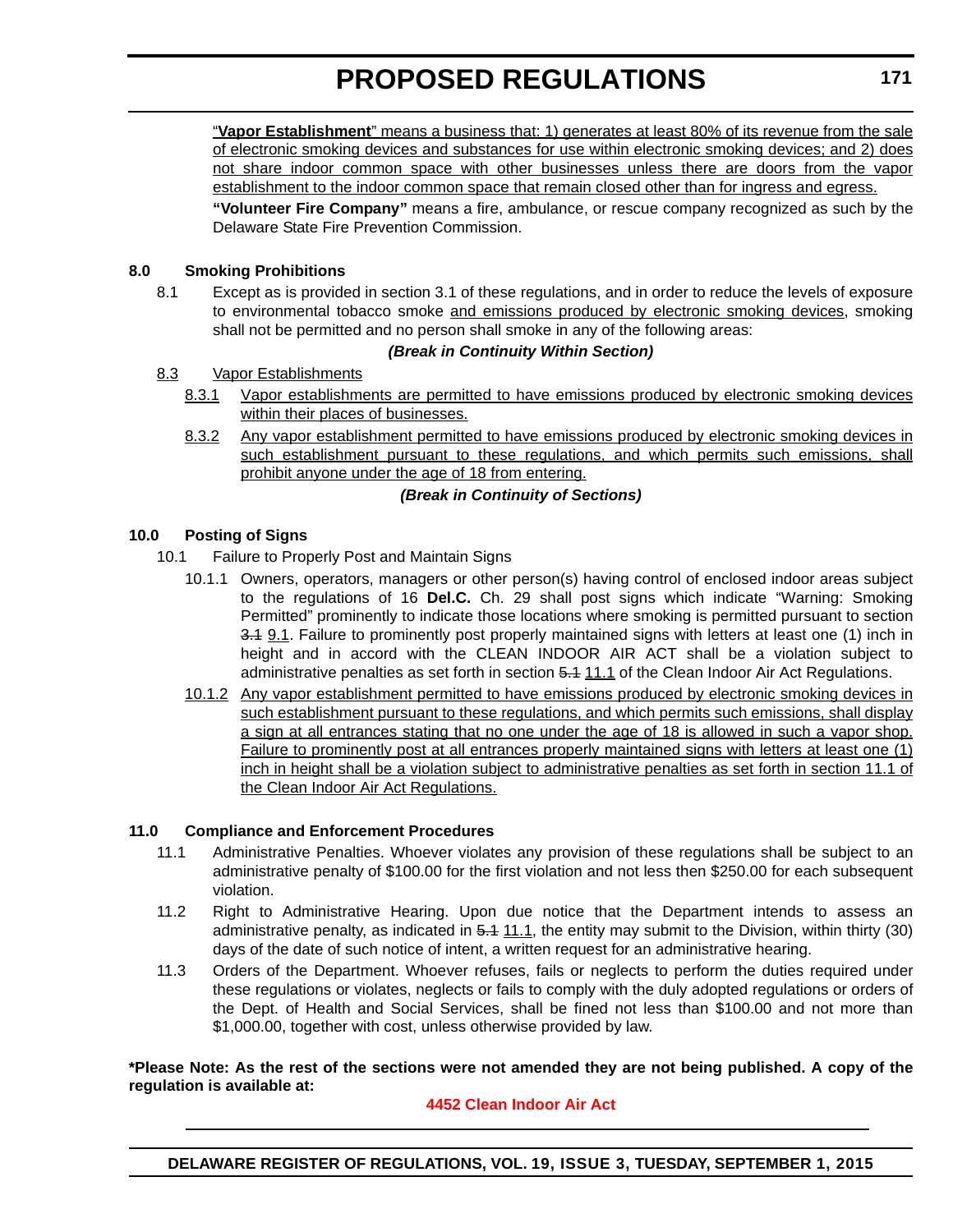"**Vapor Establishment**" means a business that: 1) generates at least 80% of its revenue from the sale of electronic smoking devices and substances for use within electronic smoking devices; and 2) does not share indoor common space with other businesses unless there are doors from the vapor establishment to the indoor common space that remain closed other than for ingress and egress.

**"Volunteer Fire Company"** means a fire, ambulance, or rescue company recognized as such by the Delaware State Fire Prevention Commission.

**8.0 Smoking Prohibitions**

8.1 Except as is provided in section 3.1 of these regulations, and in order to reduce the levels of exposure to environmental tobacco smoke and emissions produced by electronic smoking devices, smoking shall not be permitted and no person shall smoke in any of the following areas:

***(Break in Continuity Within Section)***

8.3 Vapor Establishments

8.3.1 Vapor establishments are permitted to have emissions produced by electronic smoking devices within their places of businesses.

8.3.2 Any vapor establishment permitted to have emissions produced by electronic smoking devices in such establishment pursuant to these regulations, and which permits such emissions, shall prohibit anyone under the age of 18 from entering.

***(Break in Continuity of Sections)***

**10.0 Posting of Signs**

10.1 Failure to Properly Post and Maintain Signs

10.1.1 Owners, operators, managers or other person(s) having control of enclosed indoor areas subject to the regulations of 16 **Del.C.** Ch. 29 shall post signs which indicate "Warning: Smoking Permitted" prominently to indicate those locations where smoking is permitted pursuant to section ~~3.1~~ 9.1. Failure to prominently post properly maintained signs with letters at least one (1) inch in height and in accord with the CLEAN INDOOR AIR ACT shall be a violation subject to administrative penalties as set forth in section ~~5.1~~ 11.1 of the Clean Indoor Air Act Regulations.

10.1.2 Any vapor establishment permitted to have emissions produced by electronic smoking devices in such establishment pursuant to these regulations, and which permits such emissions, shall display a sign at all entrances stating that no one under the age of 18 is allowed in such a vapor shop. Failure to prominently post at all entrances properly maintained signs with letters at least one (1) inch in height shall be a violation subject to administrative penalties as set forth in section 11.1 of the Clean Indoor Air Act Regulations.

**11.0 Compliance and Enforcement Procedures**

11.1 Administrative Penalties. Whoever violates any provision of these regulations shall be subject to an administrative penalty of $100.00 for the first violation and not less then $250.00 for each subsequent violation.

11.2 Right to Administrative Hearing. Upon due notice that the Department intends to assess an administrative penalty, as indicated in ~~5.1~~ 11.1, the entity may submit to the Division, within thirty (30) days of the date of such notice of intent, a written request for an administrative hearing.

11.3 Orders of the Department. Whoever refuses, fails or neglects to perform the duties required under these regulations or violates, neglects or fails to comply with the duly adopted regulations or orders of the Dept. of Health and Social Services, shall be fined not less than $100.00 and not more than $1,000.00, together with cost, unless otherwise provided by law.

**\*Please Note: As the rest of the sections were not amended they are not being published. A copy of the regulation is available at:**

**4452 Clean Indoor Air Act**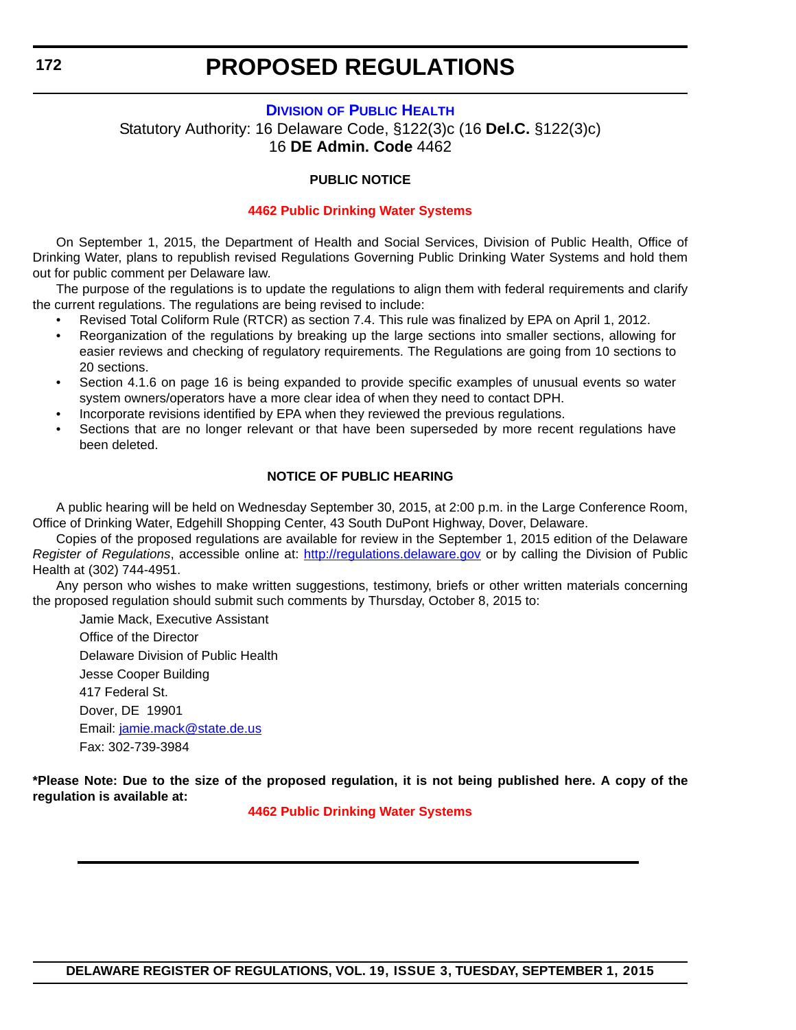# PROPOSED REGULATIONS

## DIVISION OF PUBLIC HEALTH

Statutory Authority: 16 Delaware Code, §122(3)c (16 **Del.C.** §122(3)c)
16 **DE Admin. Code** 4462

**PUBLIC NOTICE**

**4462 Public Drinking Water Systems**

On September 1, 2015, the Department of Health and Social Services, Division of Public Health, Office of Drinking Water, plans to republish revised Regulations Governing Public Drinking Water Systems and hold them out for public comment per Delaware law.

The purpose of the regulations is to update the regulations to align them with federal requirements and clarify the current regulations. The regulations are being revised to include:

- Revised Total Coliform Rule (RTCR) as section 7.4. This rule was finalized by EPA on April 1, 2012.
- Reorganization of the regulations by breaking up the large sections into smaller sections, allowing for easier reviews and checking of regulatory requirements. The Regulations are going from 10 sections to 20 sections.
- Section 4.1.6 on page 16 is being expanded to provide specific examples of unusual events so water system owners/operators have a more clear idea of when they need to contact DPH.
- Incorporate revisions identified by EPA when they reviewed the previous regulations.
- Sections that are no longer relevant or that have been superseded by more recent regulations have been deleted.

**NOTICE OF PUBLIC HEARING**

A public hearing will be held on Wednesday September 30, 2015, at 2:00 p.m. in the Large Conference Room, Office of Drinking Water, Edgehill Shopping Center, 43 South DuPont Highway, Dover, Delaware.

Copies of the proposed regulations are available for review in the September 1, 2015 edition of the Delaware *Register of Regulations*, accessible online at: http://regulations.delaware.gov or by calling the Division of Public Health at (302) 744-4951.

Any person who wishes to make written suggestions, testimony, briefs or other written materials concerning the proposed regulation should submit such comments by Thursday, October 8, 2015 to:

Jamie Mack, Executive Assistant
Office of the Director
Delaware Division of Public Health
Jesse Cooper Building
417 Federal St.
Dover, DE 19901
Email: jamie.mack@state.de.us
Fax: 302-739-3984

**\*Please Note: Due to the size of the proposed regulation, it is not being published here. A copy of the regulation is available at:**

**4462 Public Drinking Water Systems**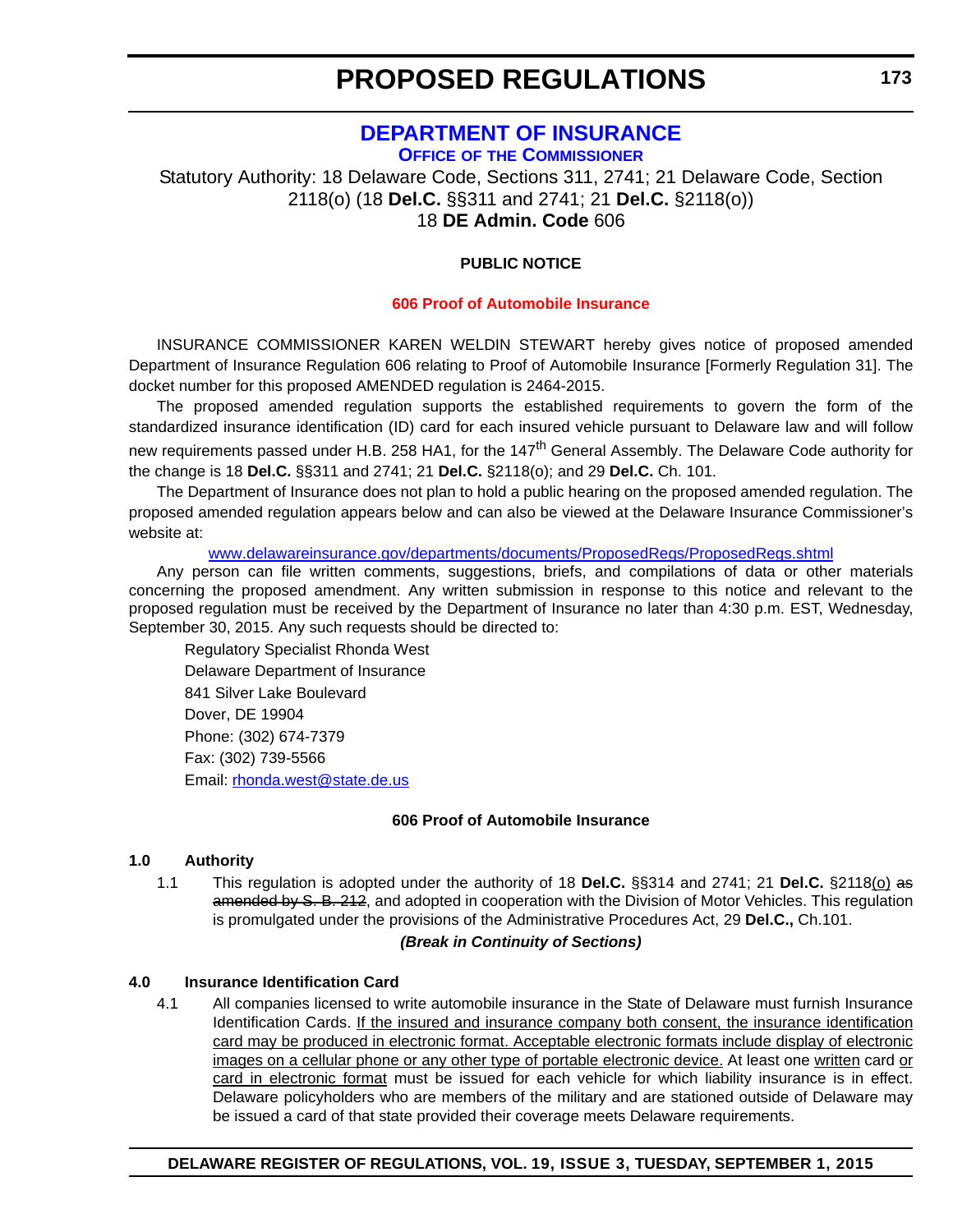# PROPOSED REGULATIONS

## DEPARTMENT OF INSURANCE

### OFFICE OF THE COMMISSIONER

Statutory Authority: 18 Delaware Code, Sections 311, 2741; 21 Delaware Code, Section 2118(o) (18 **Del.C.** §§311 and 2741; 21 **Del.C.** §2118(o))
18 **DE Admin. Code** 606

**PUBLIC NOTICE**

**606 Proof of Automobile Insurance**

INSURANCE COMMISSIONER KAREN WELDIN STEWART hereby gives notice of proposed amended Department of Insurance Regulation 606 relating to Proof of Automobile Insurance [Formerly Regulation 31]. The docket number for this proposed AMENDED regulation is 2464-2015.

The proposed amended regulation supports the established requirements to govern the form of the standardized insurance identification (ID) card for each insured vehicle pursuant to Delaware law and will follow new requirements passed under H.B. 258 HA1, for the 147th General Assembly. The Delaware Code authority for the change is 18 **Del.C.** §§311 and 2741; 21 **Del.C.** §2118(o); and 29 **Del.C.** Ch. 101.

The Department of Insurance does not plan to hold a public hearing on the proposed amended regulation. The proposed amended regulation appears below and can also be viewed at the Delaware Insurance Commissioner's website at:

www.delawareinsurance.gov/departments/documents/ProposedRegs/ProposedRegs.shtml

Any person can file written comments, suggestions, briefs, and compilations of data or other materials concerning the proposed amendment. Any written submission in response to this notice and relevant to the proposed regulation must be received by the Department of Insurance no later than 4:30 p.m. EST, Wednesday, September 30, 2015. Any such requests should be directed to:

Regulatory Specialist Rhonda West
Delaware Department of Insurance
841 Silver Lake Boulevard
Dover, DE 19904
Phone: (302) 674-7379
Fax: (302) 739-5566
Email: rhonda.west@state.de.us

**606 Proof of Automobile Insurance**

**1.0 Authority**

1.1 This regulation is adopted under the authority of 18 **Del.C.** §§314 and 2741; 21 **Del.C.** §2118<u>(o)</u> ~~as amended by S. B. 212~~, and adopted in cooperation with the Division of Motor Vehicles. This regulation is promulgated under the provisions of the Administrative Procedures Act, 29 **Del.C.,** Ch.101.

***(Break in Continuity of Sections)***

**4.0 Insurance Identification Card**

4.1 All companies licensed to write automobile insurance in the State of Delaware must furnish Insurance Identification Cards. <u>If the insured and insurance company both consent, the insurance identification card may be produced in electronic format. Acceptable electronic formats include display of electronic images on a cellular phone or any other type of portable electronic device.</u> At least one <u>written</u> card <u>or card in electronic format</u> must be issued for each vehicle for which liability insurance is in effect. Delaware policyholders who are members of the military and are stationed outside of Delaware may be issued a card of that state provided their coverage meets Delaware requirements.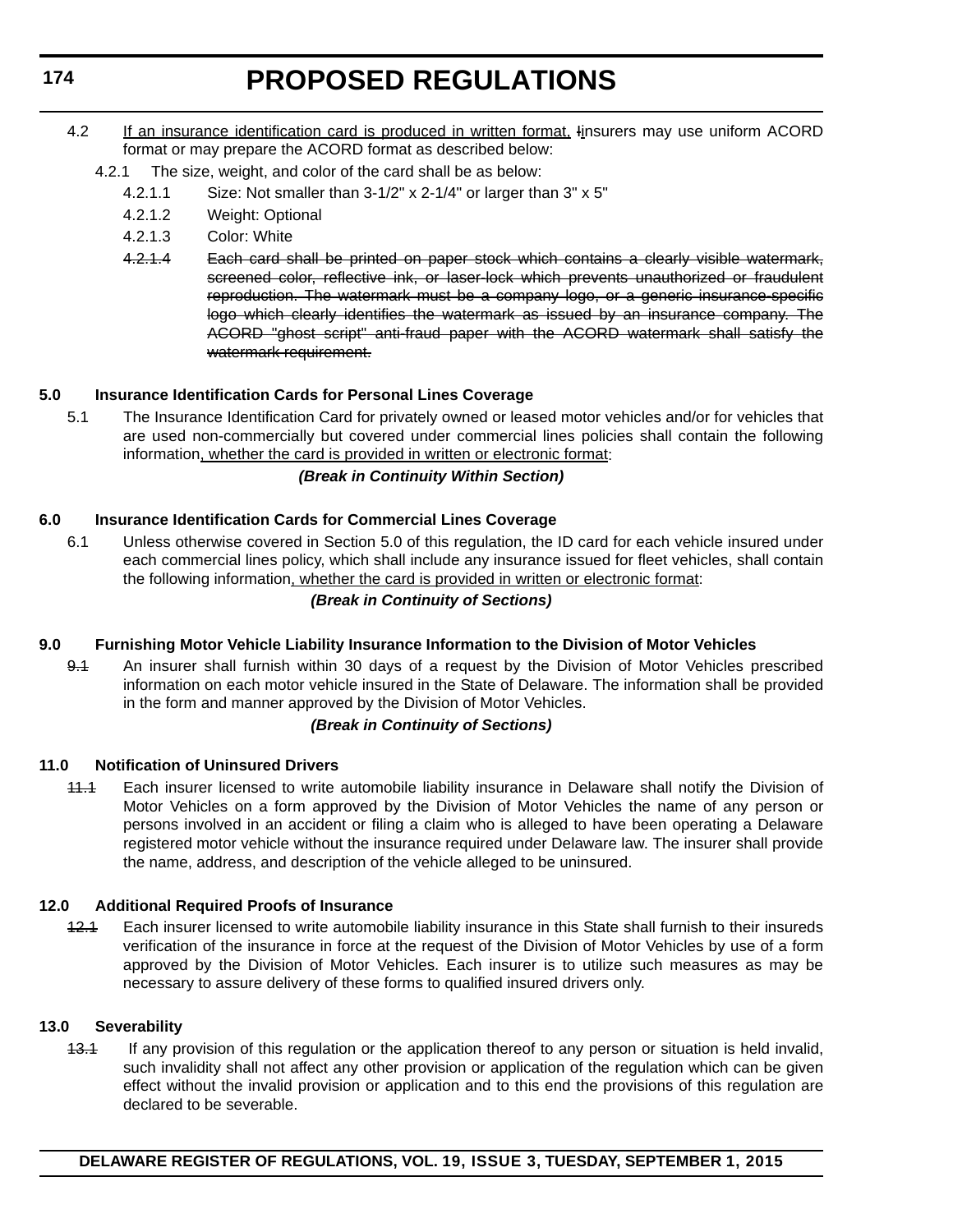4.2 If an insurance identification card is produced in written format, ~~I~~insurers may use uniform ACORD format or may prepare the ACORD format as described below:

4.2.1 The size, weight, and color of the card shall be as below:

4.2.1.1 Size: Not smaller than 3-1/2" x 2-1/4" or larger than 3" x 5"

4.2.1.2 Weight: Optional

4.2.1.3 Color: White

~~4.2.1.4 Each card shall be printed on paper stock which contains a clearly visible watermark, screened color, reflective ink, or laser-lock which prevents unauthorized or fraudulent reproduction. The watermark must be a company logo, or a generic insurance-specific logo which clearly identifies the watermark as issued by an insurance company. The ACORD "ghost script" anti-fraud paper with the ACORD watermark shall satisfy the watermark requirement.~~

**5.0 Insurance Identification Cards for Personal Lines Coverage**

5.1 The Insurance Identification Card for privately owned or leased motor vehicles and/or for vehicles that are used non-commercially but covered under commercial lines policies shall contain the following information, whether the card is provided in written or electronic format:

***(Break in Continuity Within Section)***

**6.0 Insurance Identification Cards for Commercial Lines Coverage**

6.1 Unless otherwise covered in Section 5.0 of this regulation, the ID card for each vehicle insured under each commercial lines policy, which shall include any insurance issued for fleet vehicles, shall contain the following information, whether the card is provided in written or electronic format:

***(Break in Continuity of Sections)***

**9.0 Furnishing Motor Vehicle Liability Insurance Information to the Division of Motor Vehicles**

~~9.1~~ An insurer shall furnish within 30 days of a request by the Division of Motor Vehicles prescribed information on each motor vehicle insured in the State of Delaware. The information shall be provided in the form and manner approved by the Division of Motor Vehicles.

***(Break in Continuity of Sections)***

**11.0 Notification of Uninsured Drivers**

~~11.1~~ Each insurer licensed to write automobile liability insurance in Delaware shall notify the Division of Motor Vehicles on a form approved by the Division of Motor Vehicles the name of any person or persons involved in an accident or filing a claim who is alleged to have been operating a Delaware registered motor vehicle without the insurance required under Delaware law. The insurer shall provide the name, address, and description of the vehicle alleged to be uninsured.

**12.0 Additional Required Proofs of Insurance**

~~12.1~~ Each insurer licensed to write automobile liability insurance in this State shall furnish to their insureds verification of the insurance in force at the request of the Division of Motor Vehicles by use of a form approved by the Division of Motor Vehicles. Each insurer is to utilize such measures as may be necessary to assure delivery of these forms to qualified insured drivers only.

**13.0 Severability**

~~13.1~~ If any provision of this regulation or the application thereof to any person or situation is held invalid, such invalidity shall not affect any other provision or application of the regulation which can be given effect without the invalid provision or application and to this end the provisions of this regulation are declared to be severable.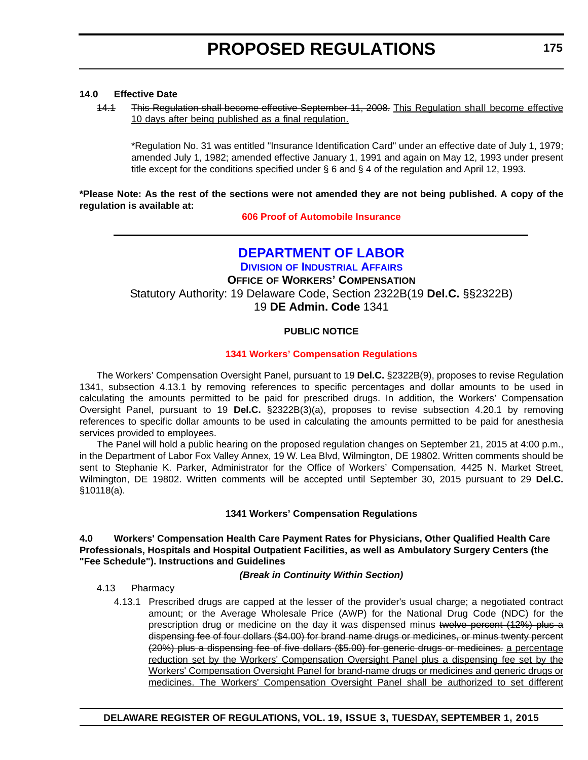**14.0 Effective Date**

~~14.1~~ ~~This Regulation shall become effective September 11, 2008.~~ <u>This Regulation shall become effective 10 days after being published as a final regulation.</u>

*Regulation No. 31 was entitled "Insurance Identification Card" under an effective date of July 1, 1979; amended July 1, 1982; amended effective January 1, 1991 and again on May 12, 1993 under present title except for the conditions specified under § 6 and § 4 of the regulation and April 12, 1993.

***Please Note: As the rest of the sections were not amended they are not being published. A copy of the regulation is available at:**

**606 Proof of Automobile Insurance**

---

# DEPARTMENT OF LABOR

## Division of Industrial Affairs

### Office of Workers' Compensation

Statutory Authority: 19 Delaware Code, Section 2322B(19 **Del.C.** §§2322B)
19 **DE Admin. Code** 1341

**PUBLIC NOTICE**

**1341 Workers' Compensation Regulations**

The Workers' Compensation Oversight Panel, pursuant to 19 **Del.C.** §2322B(9), proposes to revise Regulation 1341, subsection 4.13.1 by removing references to specific percentages and dollar amounts to be used in calculating the amounts permitted to be paid for prescribed drugs. In addition, the Workers' Compensation Oversight Panel, pursuant to 19 **Del.C.** §2322B(3)(a), proposes to revise subsection 4.20.1 by removing references to specific dollar amounts to be used in calculating the amounts permitted to be paid for anesthesia services provided to employees.

The Panel will hold a public hearing on the proposed regulation changes on September 21, 2015 at 4:00 p.m., in the Department of Labor Fox Valley Annex, 19 W. Lea Blvd, Wilmington, DE 19802. Written comments should be sent to Stephanie K. Parker, Administrator for the Office of Workers' Compensation, 4425 N. Market Street, Wilmington, DE 19802. Written comments will be accepted until September 30, 2015 pursuant to 29 **Del.C.** §10118(a).

**1341 Workers' Compensation Regulations**

**4.0 Workers' Compensation Health Care Payment Rates for Physicians, Other Qualified Health Care Professionals, Hospitals and Hospital Outpatient Facilities, as well as Ambulatory Surgery Centers (the "Fee Schedule"). Instructions and Guidelines**

***(Break in Continuity Within Section)***

4.13 Pharmacy

4.13.1 Prescribed drugs are capped at the lesser of the provider's usual charge; a negotiated contract amount; or the Average Wholesale Price (AWP) for the National Drug Code (NDC) for the prescription drug or medicine on the day it was dispensed minus ~~twelve percent (12%) plus a dispensing fee of four dollars ($4.00) for brand name drugs or medicines, or minus twenty percent (20%) plus a dispensing fee of five dollars ($5.00) for generic drugs or medicines.~~ <u>a percentage reduction set by the Workers' Compensation Oversight Panel plus a dispensing fee set by the Workers' Compensation Oversight Panel for brand-name drugs or medicines and generic drugs or medicines. The Workers' Compensation Oversight Panel shall be authorized to set different</u>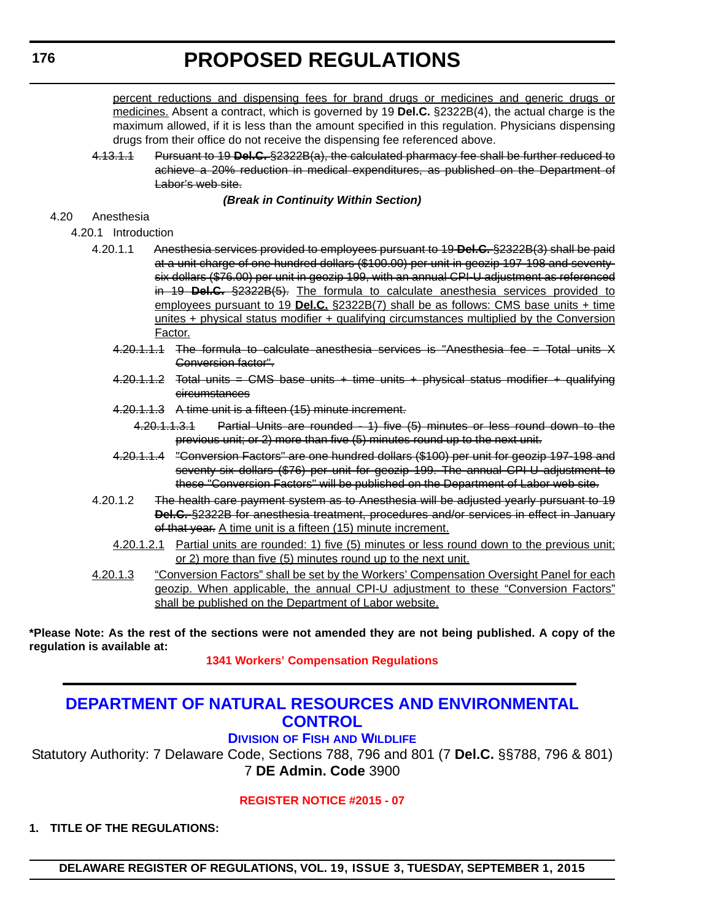<u>percent reductions and dispensing fees for brand drugs or medicines and generic drugs or medicines.</u> Absent a contract, which is governed by 19 **Del.C.** §2322B(4), the actual charge is the maximum allowed, if it is less than the amount specified in this regulation. Physicians dispensing drugs from their office do not receive the dispensing fee referenced above.

~~4.13.1.1 Pursuant to 19 **Del.C.** §2322B(a), the calculated pharmacy fee shall be further reduced to achieve a 20% reduction in medical expenditures, as published on the Department of Labor's web site.~~

***(Break in Continuity Within Section)***

4.20 Anesthesia

4.20.1 Introduction

4.20.1.1 ~~Anesthesia services provided to employees pursuant to 19 **Del.C.** §2322B(3) shall be paid at a unit charge of one hundred dollars ($100.00) per unit in geozip 197-198 and seventy-six dollars ($76.00) per unit in geozip 199, with an annual CPI-U adjustment as referenced in 19 **Del.C.** §2322B(5).~~ <u>The formula to calculate anesthesia services provided to employees pursuant to 19 **Del.C.** §2322B(7) shall be as follows: CMS base units + time unites + physical status modifier + qualifying circumstances multiplied by the Conversion Factor.</u>

~~4.20.1.1.1 The formula to calculate anesthesia services is "Anesthesia fee = Total units X Conversion factor".~~

~~4.20.1.1.2 Total units = CMS base units + time units + physical status modifier + qualifying circumstances~~

~~4.20.1.1.3 A time unit is a fifteen (15) minute increment.~~

~~4.20.1.1.3.1 Partial Units are rounded - 1) five (5) minutes or less round down to the previous unit; or 2) more than five (5) minutes round up to the next unit.~~

~~4.20.1.1.4 "Conversion Factors" are one hundred dollars ($100) per unit for geozip 197-198 and seventy-six dollars ($76) per unit for geozip 199. The annual CPI-U adjustment to these "Conversion Factors" will be published on the Department of Labor web site.~~

4.20.1.2 ~~The health care payment system as to Anesthesia will be adjusted yearly pursuant to 19 **Del.C.** §2322B for anesthesia treatment, procedures and/or services in effect in January of that year.~~ <u>A time unit is a fifteen (15) minute increment.</u>

<u>4.20.1.2.1 Partial units are rounded: 1) five (5) minutes or less round down to the previous unit; or 2) more than five (5) minutes round up to the next unit.</u>

<u>4.20.1.3 "Conversion Factors" shall be set by the Workers' Compensation Oversight Panel for each geozip. When applicable, the annual CPI-U adjustment to these "Conversion Factors" shall be published on the Department of Labor website.</u>

**\*Please Note: As the rest of the sections were not amended they are not being published. A copy of the regulation is available at:**

**1341 Workers' Compensation Regulations**

# DEPARTMENT OF NATURAL RESOURCES AND ENVIRONMENTAL CONTROL

## DIVISION OF FISH AND WILDLIFE

Statutory Authority: 7 Delaware Code, Sections 788, 796 and 801 (7 **Del.C.** §§788, 796 & 801)
7 **DE Admin. Code** 3900

**REGISTER NOTICE #2015 - 07**

**1. TITLE OF THE REGULATIONS:**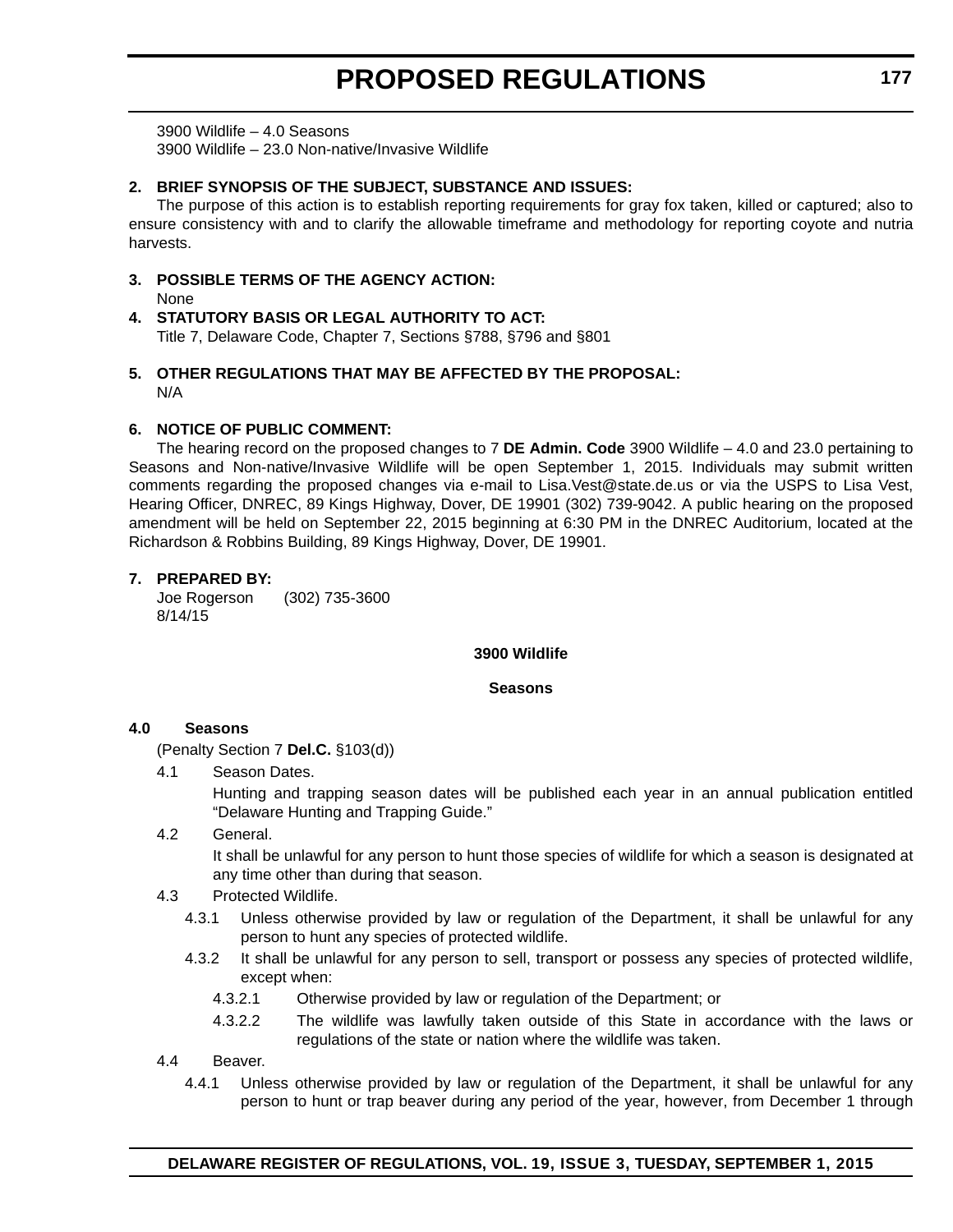3900 Wildlife – 4.0 Seasons
3900 Wildlife – 23.0 Non-native/Invasive Wildlife

**2. BRIEF SYNOPSIS OF THE SUBJECT, SUBSTANCE AND ISSUES:**

The purpose of this action is to establish reporting requirements for gray fox taken, killed or captured; also to ensure consistency with and to clarify the allowable timeframe and methodology for reporting coyote and nutria harvests.

**3. POSSIBLE TERMS OF THE AGENCY ACTION:**

None

**4. STATUTORY BASIS OR LEGAL AUTHORITY TO ACT:**

Title 7, Delaware Code, Chapter 7, Sections §788, §796 and §801

**5. OTHER REGULATIONS THAT MAY BE AFFECTED BY THE PROPOSAL:**

N/A

**6. NOTICE OF PUBLIC COMMENT:**

The hearing record on the proposed changes to 7 **DE Admin. Code** 3900 Wildlife – 4.0 and 23.0 pertaining to Seasons and Non-native/Invasive Wildlife will be open September 1, 2015. Individuals may submit written comments regarding the proposed changes via e-mail to Lisa.Vest@state.de.us or via the USPS to Lisa Vest, Hearing Officer, DNREC, 89 Kings Highway, Dover, DE 19901 (302) 739-9042. A public hearing on the proposed amendment will be held on September 22, 2015 beginning at 6:30 PM in the DNREC Auditorium, located at the Richardson & Robbins Building, 89 Kings Highway, Dover, DE 19901.

**7. PREPARED BY:**

Joe Rogerson (302) 735-3600
8/14/15

**3900 Wildlife**

**Seasons**

**4.0 Seasons**

(Penalty Section 7 **Del.C.** §103(d))

4.1 Season Dates.

Hunting and trapping season dates will be published each year in an annual publication entitled "Delaware Hunting and Trapping Guide."

4.2 General.

It shall be unlawful for any person to hunt those species of wildlife for which a season is designated at any time other than during that season.

4.3 Protected Wildlife.

4.3.1 Unless otherwise provided by law or regulation of the Department, it shall be unlawful for any person to hunt any species of protected wildlife.

4.3.2 It shall be unlawful for any person to sell, transport or possess any species of protected wildlife, except when:

4.3.2.1 Otherwise provided by law or regulation of the Department; or

4.3.2.2 The wildlife was lawfully taken outside of this State in accordance with the laws or regulations of the state or nation where the wildlife was taken.

4.4 Beaver.

4.4.1 Unless otherwise provided by law or regulation of the Department, it shall be unlawful for any person to hunt or trap beaver during any period of the year, however, from December 1 through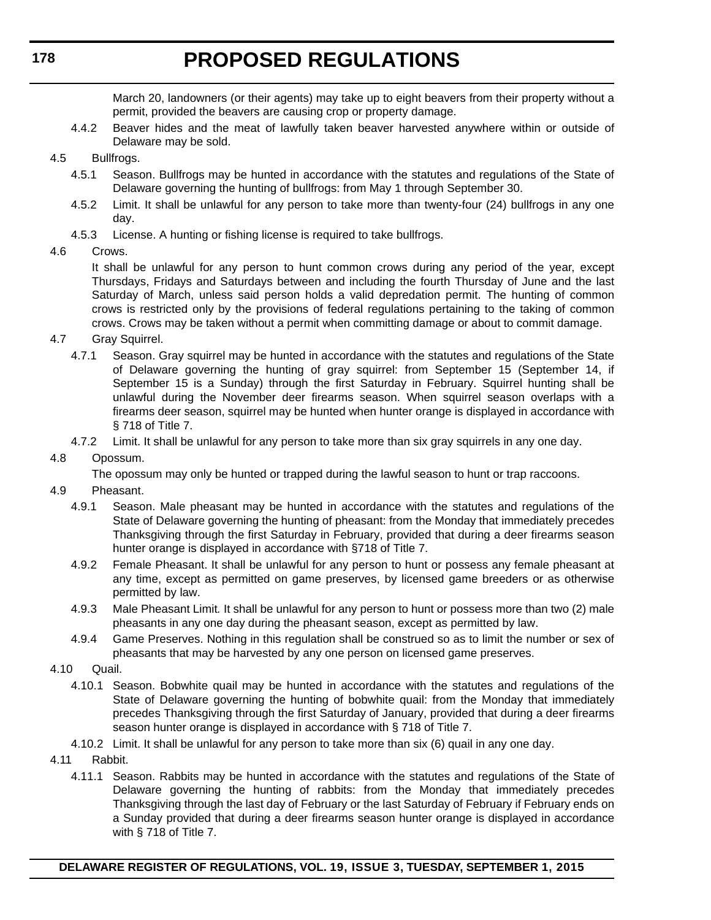March 20, landowners (or their agents) may take up to eight beavers from their property without a permit, provided the beavers are causing crop or property damage.

4.4.2 Beaver hides and the meat of lawfully taken beaver harvested anywhere within or outside of Delaware may be sold.

4.5 Bullfrogs.

4.5.1 Season. Bullfrogs may be hunted in accordance with the statutes and regulations of the State of Delaware governing the hunting of bullfrogs: from May 1 through September 30.

4.5.2 Limit. It shall be unlawful for any person to take more than twenty-four (24) bullfrogs in any one day.

4.5.3 License. A hunting or fishing license is required to take bullfrogs.

4.6 Crows.

It shall be unlawful for any person to hunt common crows during any period of the year, except Thursdays, Fridays and Saturdays between and including the fourth Thursday of June and the last Saturday of March, unless said person holds a valid depredation permit. The hunting of common crows is restricted only by the provisions of federal regulations pertaining to the taking of common crows. Crows may be taken without a permit when committing damage or about to commit damage.

4.7 Gray Squirrel.

4.7.1 Season. Gray squirrel may be hunted in accordance with the statutes and regulations of the State of Delaware governing the hunting of gray squirrel: from September 15 (September 14, if September 15 is a Sunday) through the first Saturday in February. Squirrel hunting shall be unlawful during the November deer firearms season. When squirrel season overlaps with a firearms deer season, squirrel may be hunted when hunter orange is displayed in accordance with § 718 of Title 7.

4.7.2 Limit. It shall be unlawful for any person to take more than six gray squirrels in any one day.

4.8 Opossum.

The opossum may only be hunted or trapped during the lawful season to hunt or trap raccoons.

4.9 Pheasant.

4.9.1 Season. Male pheasant may be hunted in accordance with the statutes and regulations of the State of Delaware governing the hunting of pheasant: from the Monday that immediately precedes Thanksgiving through the first Saturday in February, provided that during a deer firearms season hunter orange is displayed in accordance with §718 of Title 7.

4.9.2 Female Pheasant. It shall be unlawful for any person to hunt or possess any female pheasant at any time, except as permitted on game preserves, by licensed game breeders or as otherwise permitted by law.

4.9.3 Male Pheasant Limit*.* It shall be unlawful for any person to hunt or possess more than two (2) male pheasants in any one day during the pheasant season, except as permitted by law.

4.9.4 Game Preserves. Nothing in this regulation shall be construed so as to limit the number or sex of pheasants that may be harvested by any one person on licensed game preserves.

4.10 Quail.

4.10.1 Season. Bobwhite quail may be hunted in accordance with the statutes and regulations of the State of Delaware governing the hunting of bobwhite quail: from the Monday that immediately precedes Thanksgiving through the first Saturday of January, provided that during a deer firearms season hunter orange is displayed in accordance with § 718 of Title 7.

4.10.2 Limit. It shall be unlawful for any person to take more than six (6) quail in any one day.

4.11 Rabbit.

4.11.1 Season. Rabbits may be hunted in accordance with the statutes and regulations of the State of Delaware governing the hunting of rabbits: from the Monday that immediately precedes Thanksgiving through the last day of February or the last Saturday of February if February ends on a Sunday provided that during a deer firearms season hunter orange is displayed in accordance with § 718 of Title 7.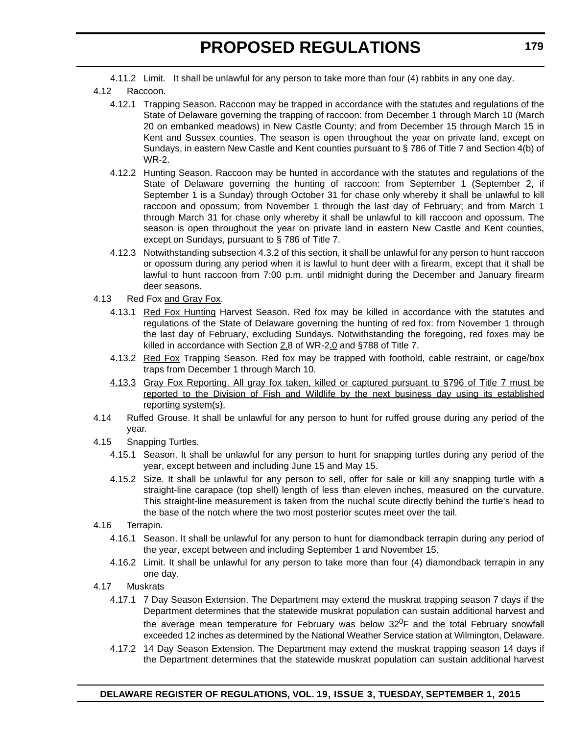4.11.2 Limit. It shall be unlawful for any person to take more than four (4) rabbits in any one day.

4.12 Raccoon.

4.12.1 Trapping Season. Raccoon may be trapped in accordance with the statutes and regulations of the State of Delaware governing the trapping of raccoon: from December 1 through March 10 (March 20 on embanked meadows) in New Castle County; and from December 15 through March 15 in Kent and Sussex counties. The season is open throughout the year on private land, except on Sundays, in eastern New Castle and Kent counties pursuant to § 786 of Title 7 and Section 4(b) of WR-2.

4.12.2 Hunting Season. Raccoon may be hunted in accordance with the statutes and regulations of the State of Delaware governing the hunting of raccoon: from September 1 (September 2, if September 1 is a Sunday) through October 31 for chase only whereby it shall be unlawful to kill raccoon and opossum; from November 1 through the last day of February; and from March 1 through March 31 for chase only whereby it shall be unlawful to kill raccoon and opossum. The season is open throughout the year on private land in eastern New Castle and Kent counties, except on Sundays, pursuant to § 786 of Title 7.

4.12.3 Notwithstanding subsection 4.3.2 of this section, it shall be unlawful for any person to hunt raccoon or opossum during any period when it is lawful to hunt deer with a firearm, except that it shall be lawful to hunt raccoon from 7:00 p.m. until midnight during the December and January firearm deer seasons.

4.13 Red Fox <u>and Gray Fox</u>.

4.13.1 <u>Red Fox Hunting</u> Harvest Season. Red fox may be killed in accordance with the statutes and regulations of the State of Delaware governing the hunting of red fox: from November 1 through the last day of February, excluding Sundays. Notwithstanding the foregoing, red foxes may be killed in accordance with Section <u>2.</u>8 of WR-2<u>.0</u> and §788 of Title 7.

4.13.2 <u>Red Fox</u> Trapping Season. Red fox may be trapped with foothold, cable restraint, or cage/box traps from December 1 through March 10.

<u>4.13.3 Gray Fox Reporting. All gray fox taken, killed or captured pursuant to §796 of Title 7 must be reported to the Division of Fish and Wildlife by the next business day using its established reporting system(s).</u>

4.14 Ruffed Grouse. It shall be unlawful for any person to hunt for ruffed grouse during any period of the year.

4.15 Snapping Turtles.

4.15.1 Season. It shall be unlawful for any person to hunt for snapping turtles during any period of the year, except between and including June 15 and May 15.

4.15.2 Size. It shall be unlawful for any person to sell, offer for sale or kill any snapping turtle with a straight-line carapace (top shell) length of less than eleven inches, measured on the curvature. This straight-line measurement is taken from the nuchal scute directly behind the turtle's head to the base of the notch where the two most posterior scutes meet over the tail.

4.16 Terrapin.

4.16.1 Season. It shall be unlawful for any person to hunt for diamondback terrapin during any period of the year, except between and including September 1 and November 15.

4.16.2 Limit. It shall be unlawful for any person to take more than four (4) diamondback terrapin in any one day.

4.17 Muskrats

4.17.1 7 Day Season Extension. The Department may extend the muskrat trapping season 7 days if the Department determines that the statewide muskrat population can sustain additional harvest and the average mean temperature for February was below $32^0$F and the total February snowfall exceeded 12 inches as determined by the National Weather Service station at Wilmington, Delaware.

4.17.2 14 Day Season Extension. The Department may extend the muskrat trapping season 14 days if the Department determines that the statewide muskrat population can sustain additional harvest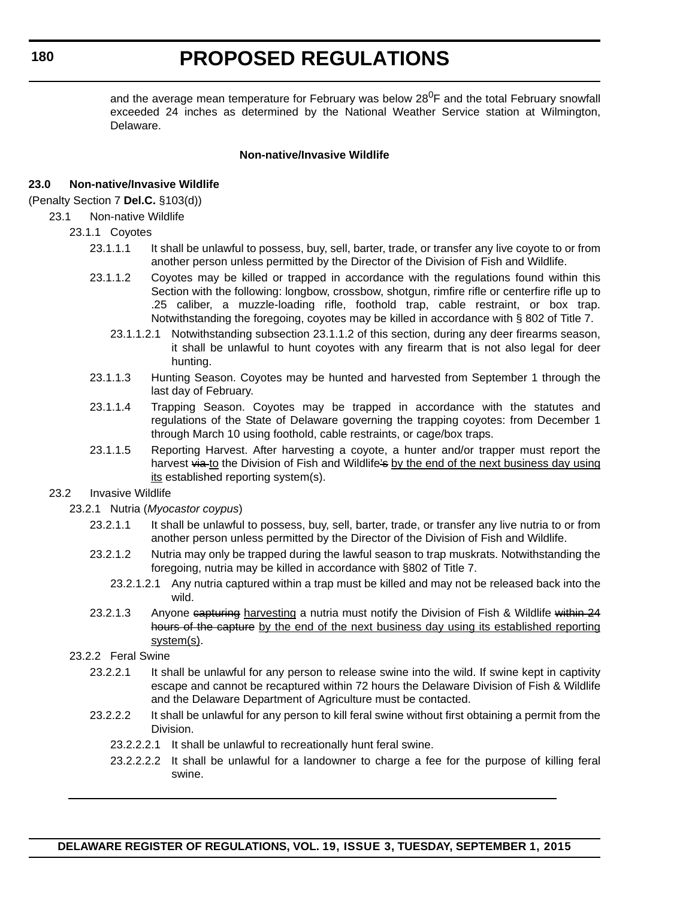and the average mean temperature for February was below $28^0$F and the total February snowfall exceeded 24 inches as determined by the National Weather Service station at Wilmington, Delaware.

**Non-native/Invasive Wildlife**

**23.0 Non-native/Invasive Wildlife**

(Penalty Section 7 **Del.C.** §103(d))

23.1 Non-native Wildlife

23.1.1 Coyotes

23.1.1.1 It shall be unlawful to possess, buy, sell, barter, trade, or transfer any live coyote to or from another person unless permitted by the Director of the Division of Fish and Wildlife.

23.1.1.2 Coyotes may be killed or trapped in accordance with the regulations found within this Section with the following: longbow, crossbow, shotgun, rimfire rifle or centerfire rifle up to .25 caliber, a muzzle-loading rifle, foothold trap, cable restraint, or box trap. Notwithstanding the foregoing, coyotes may be killed in accordance with § 802 of Title 7.

23.1.1.2.1 Notwithstanding subsection 23.1.1.2 of this section, during any deer firearms season, it shall be unlawful to hunt coyotes with any firearm that is not also legal for deer hunting.

23.1.1.3 Hunting Season. Coyotes may be hunted and harvested from September 1 through the last day of February.

23.1.1.4 Trapping Season. Coyotes may be trapped in accordance with the statutes and regulations of the State of Delaware governing the trapping coyotes: from December 1 through March 10 using foothold, cable restraints, or cage/box traps.

23.1.1.5 Reporting Harvest. After harvesting a coyote, a hunter and/or trapper must report the harvest ~~via~~ <u>to</u> the Division of Fish and Wildlife~~’s~~ <u>by the end of the next business day using its</u> established reporting system(s).

23.2 Invasive Wildlife

23.2.1 Nutria (*Myocastor coypus*)

23.2.1.1 It shall be unlawful to possess, buy, sell, barter, trade, or transfer any live nutria to or from another person unless permitted by the Director of the Division of Fish and Wildlife.

23.2.1.2 Nutria may only be trapped during the lawful season to trap muskrats. Notwithstanding the foregoing, nutria may be killed in accordance with §802 of Title 7.

23.2.1.2.1 Any nutria captured within a trap must be killed and may not be released back into the wild.

23.2.1.3 Anyone ~~capturing~~ <u>harvesting</u> a nutria must notify the Division of Fish & Wildlife ~~within 24 hours of the capture~~ <u>by the end of the next business day using its established reporting system(s)</u>.

23.2.2 Feral Swine

23.2.2.1 It shall be unlawful for any person to release swine into the wild. If swine kept in captivity escape and cannot be recaptured within 72 hours the Delaware Division of Fish & Wildlife and the Delaware Department of Agriculture must be contacted.

23.2.2.2 It shall be unlawful for any person to kill feral swine without first obtaining a permit from the Division.

23.2.2.2.1 It shall be unlawful to recreationally hunt feral swine.

23.2.2.2.2 It shall be unlawful for a landowner to charge a fee for the purpose of killing feral swine.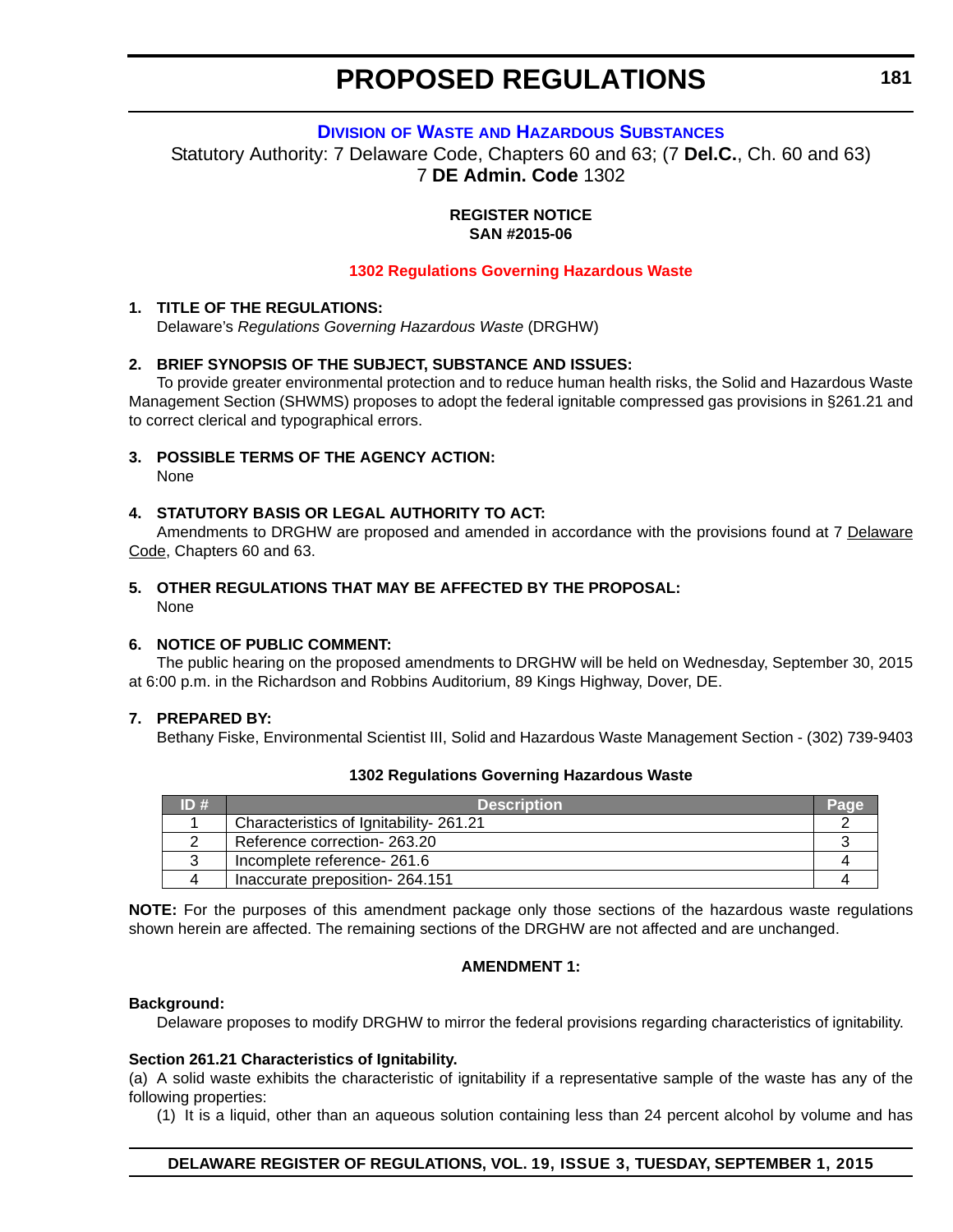# PROPOSED REGULATIONS

## DIVISION OF WASTE AND HAZARDOUS SUBSTANCES

Statutory Authority: 7 Delaware Code, Chapters 60 and 63; (7 **Del.C.**, Ch. 60 and 63)
7 **DE Admin. Code** 1302

**REGISTER NOTICE**
**SAN #2015-06**

### 1302 Regulations Governing Hazardous Waste

**1. TITLE OF THE REGULATIONS:**

Delaware's *Regulations Governing Hazardous Waste* (DRGHW)

**2. BRIEF SYNOPSIS OF THE SUBJECT, SUBSTANCE AND ISSUES:**

To provide greater environmental protection and to reduce human health risks, the Solid and Hazardous Waste Management Section (SHWMS) proposes to adopt the federal ignitable compressed gas provisions in §261.21 and to correct clerical and typographical errors.

**3. POSSIBLE TERMS OF THE AGENCY ACTION:**

None

**4. STATUTORY BASIS OR LEGAL AUTHORITY TO ACT:**

Amendments to DRGHW are proposed and amended in accordance with the provisions found at 7 Delaware Code, Chapters 60 and 63.

**5. OTHER REGULATIONS THAT MAY BE AFFECTED BY THE PROPOSAL:**

None

**6. NOTICE OF PUBLIC COMMENT:**

The public hearing on the proposed amendments to DRGHW will be held on Wednesday, September 30, 2015 at 6:00 p.m. in the Richardson and Robbins Auditorium, 89 Kings Highway, Dover, DE.

**7. PREPARED BY:**

Bethany Fiske, Environmental Scientist III, Solid and Hazardous Waste Management Section - (302) 739-9403

**1302 Regulations Governing Hazardous Waste**

| ID # | Description | Page |
|---|---|---|
| 1 | Characteristics of Ignitability- 261.21 | 2 |
| 2 | Reference correction- 263.20 | 3 |
| 3 | Incomplete reference- 261.6 | 4 |
| 4 | Inaccurate preposition- 264.151 | 4 |

**NOTE:** For the purposes of this amendment package only those sections of the hazardous waste regulations shown herein are affected. The remaining sections of the DRGHW are not affected and are unchanged.

**AMENDMENT 1:**

**Background:**

Delaware proposes to modify DRGHW to mirror the federal provisions regarding characteristics of ignitability.

**Section 261.21 Characteristics of Ignitability.**

(a) A solid waste exhibits the characteristic of ignitability if a representative sample of the waste has any of the following properties:

(1) It is a liquid, other than an aqueous solution containing less than 24 percent alcohol by volume and has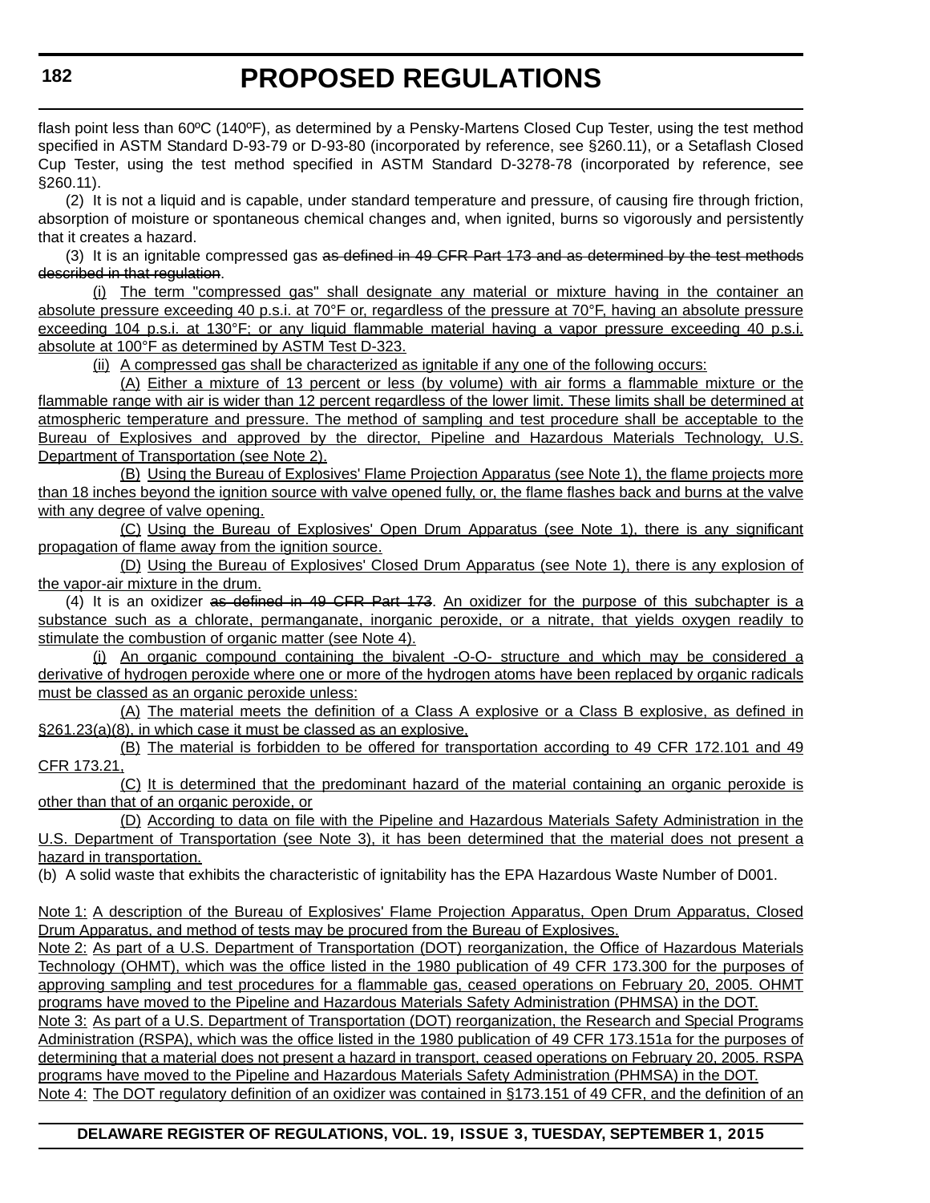flash point less than 60ºC (140ºF), as determined by a Pensky-Martens Closed Cup Tester, using the test method specified in ASTM Standard D-93-79 or D-93-80 (incorporated by reference, see §260.11), or a Setaflash Closed Cup Tester, using the test method specified in ASTM Standard D-3278-78 (incorporated by reference, see §260.11).

(2) It is not a liquid and is capable, under standard temperature and pressure, of causing fire through friction, absorption of moisture or spontaneous chemical changes and, when ignited, burns so vigorously and persistently that it creates a hazard.

(3) It is an ignitable compressed gas ~~as defined in 49 CFR Part 173 and as determined by the test methods described in that regulation~~.

(i) The term "compressed gas" shall designate any material or mixture having in the container an absolute pressure exceeding 40 p.s.i. at 70°F or, regardless of the pressure at 70°F, having an absolute pressure exceeding 104 p.s.i. at 130°F; or any liquid flammable material having a vapor pressure exceeding 40 p.s.i. absolute at 100°F as determined by ASTM Test D-323.

(ii) A compressed gas shall be characterized as ignitable if any one of the following occurs:

(A) Either a mixture of 13 percent or less (by volume) with air forms a flammable mixture or the flammable range with air is wider than 12 percent regardless of the lower limit. These limits shall be determined at atmospheric temperature and pressure. The method of sampling and test procedure shall be acceptable to the Bureau of Explosives and approved by the director, Pipeline and Hazardous Materials Technology, U.S. Department of Transportation (see Note 2).

(B) Using the Bureau of Explosives' Flame Projection Apparatus (see Note 1), the flame projects more than 18 inches beyond the ignition source with valve opened fully, or, the flame flashes back and burns at the valve with any degree of valve opening.

(C) Using the Bureau of Explosives' Open Drum Apparatus (see Note 1), there is any significant propagation of flame away from the ignition source.

(D) Using the Bureau of Explosives' Closed Drum Apparatus (see Note 1), there is any explosion of the vapor-air mixture in the drum.

(4) It is an oxidizer ~~as defined in 49 CFR Part 173~~. An oxidizer for the purpose of this subchapter is a substance such as a chlorate, permanganate, inorganic peroxide, or a nitrate, that yields oxygen readily to stimulate the combustion of organic matter (see Note 4).

(i) An organic compound containing the bivalent -O-O- structure and which may be considered a derivative of hydrogen peroxide where one or more of the hydrogen atoms have been replaced by organic radicals must be classed as an organic peroxide unless:

(A) The material meets the definition of a Class A explosive or a Class B explosive, as defined in §261.23(a)(8), in which case it must be classed as an explosive,

(B) The material is forbidden to be offered for transportation according to 49 CFR 172.101 and 49 CFR 173.21,

(C) It is determined that the predominant hazard of the material containing an organic peroxide is other than that of an organic peroxide, or

(D) According to data on file with the Pipeline and Hazardous Materials Safety Administration in the U.S. Department of Transportation (see Note 3), it has been determined that the material does not present a hazard in transportation.

(b) A solid waste that exhibits the characteristic of ignitability has the EPA Hazardous Waste Number of D001.

Note 1: A description of the Bureau of Explosives' Flame Projection Apparatus, Open Drum Apparatus, Closed Drum Apparatus, and method of tests may be procured from the Bureau of Explosives.

Note 2: As part of a U.S. Department of Transportation (DOT) reorganization, the Office of Hazardous Materials Technology (OHMT), which was the office listed in the 1980 publication of 49 CFR 173.300 for the purposes of approving sampling and test procedures for a flammable gas, ceased operations on February 20, 2005. OHMT programs have moved to the Pipeline and Hazardous Materials Safety Administration (PHMSA) in the DOT.

Note 3: As part of a U.S. Department of Transportation (DOT) reorganization, the Research and Special Programs Administration (RSPA), which was the office listed in the 1980 publication of 49 CFR 173.151a for the purposes of determining that a material does not present a hazard in transport, ceased operations on February 20, 2005. RSPA programs have moved to the Pipeline and Hazardous Materials Safety Administration (PHMSA) in the DOT.

Note 4: The DOT regulatory definition of an oxidizer was contained in §173.151 of 49 CFR, and the definition of an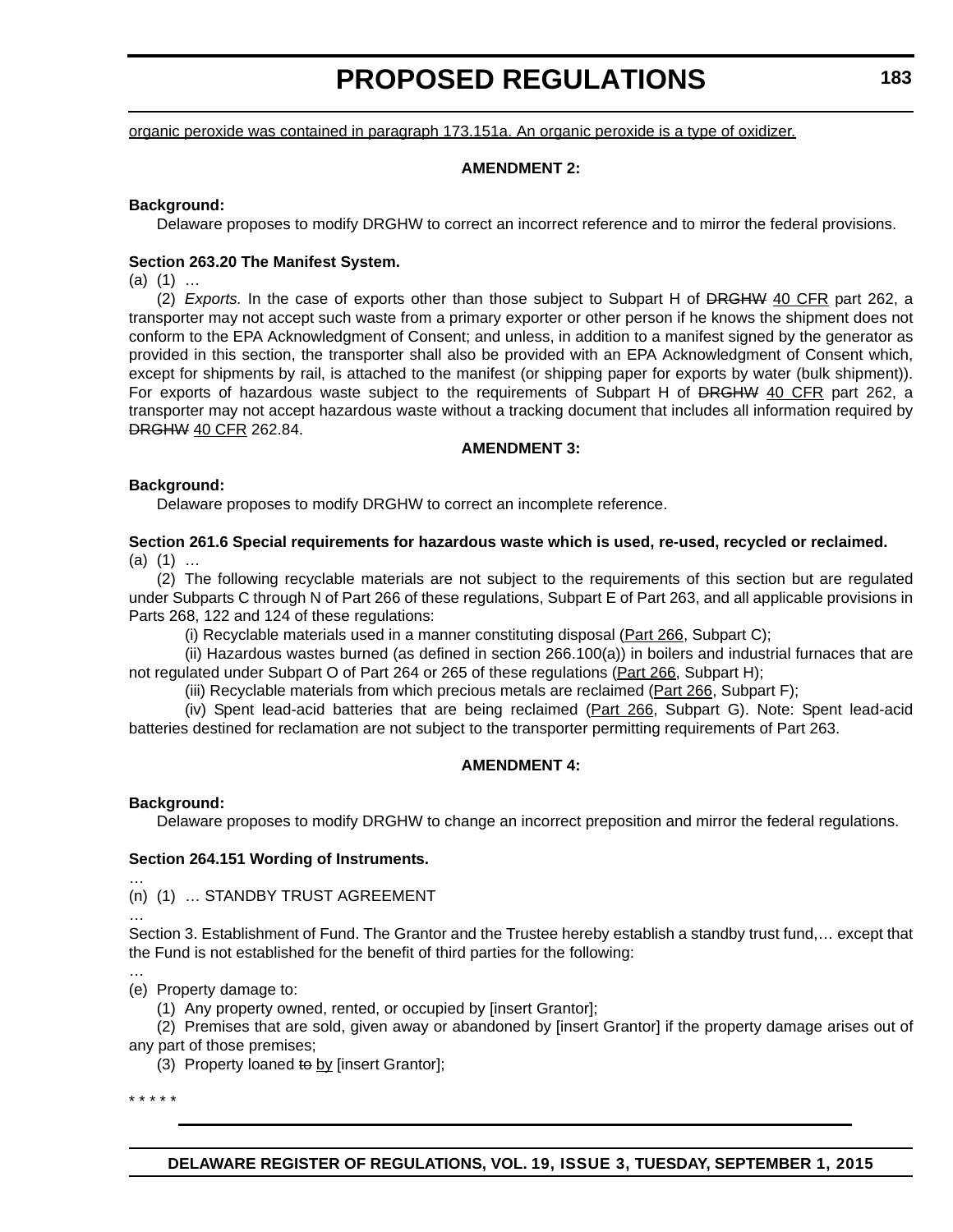organic peroxide was contained in paragraph 173.151a. An organic peroxide is a type of oxidizer.

**AMENDMENT 2:**

**Background:**

Delaware proposes to modify DRGHW to correct an incorrect reference and to mirror the federal provisions.

**Section 263.20 The Manifest System.**

(a) (1) …

(2) *Exports.* In the case of exports other than those subject to Subpart H of ~~DRGHW~~ 40 CFR part 262, a transporter may not accept such waste from a primary exporter or other person if he knows the shipment does not conform to the EPA Acknowledgment of Consent; and unless, in addition to a manifest signed by the generator as provided in this section, the transporter shall also be provided with an EPA Acknowledgment of Consent which, except for shipments by rail, is attached to the manifest (or shipping paper for exports by water (bulk shipment)). For exports of hazardous waste subject to the requirements of Subpart H of ~~DRGHW~~ 40 CFR part 262, a transporter may not accept hazardous waste without a tracking document that includes all information required by ~~DRGHW~~ 40 CFR 262.84.

**AMENDMENT 3:**

**Background:**

Delaware proposes to modify DRGHW to correct an incomplete reference.

**Section 261.6 Special requirements for hazardous waste which is used, re-used, recycled or reclaimed.**

(a) (1) …

(2) The following recyclable materials are not subject to the requirements of this section but are regulated under Subparts C through N of Part 266 of these regulations, Subpart E of Part 263, and all applicable provisions in Parts 268, 122 and 124 of these regulations:

(i) Recyclable materials used in a manner constituting disposal (Part 266, Subpart C);

(ii) Hazardous wastes burned (as defined in section 266.100(a)) in boilers and industrial furnaces that are not regulated under Subpart O of Part 264 or 265 of these regulations (Part 266, Subpart H);

(iii) Recyclable materials from which precious metals are reclaimed (Part 266, Subpart F);

(iv) Spent lead-acid batteries that are being reclaimed (Part 266, Subpart G). Note: Spent lead-acid batteries destined for reclamation are not subject to the transporter permitting requirements of Part 263.

**AMENDMENT 4:**

**Background:**

Delaware proposes to modify DRGHW to change an incorrect preposition and mirror the federal regulations.

**Section 264.151 Wording of Instruments.**

…

(n) (1) … STANDBY TRUST AGREEMENT

…

Section 3. Establishment of Fund. The Grantor and the Trustee hereby establish a standby trust fund,… except that the Fund is not established for the benefit of third parties for the following:

…

(e) Property damage to:

(1) Any property owned, rented, or occupied by [insert Grantor];

(2) Premises that are sold, given away or abandoned by [insert Grantor] if the property damage arises out of any part of those premises;

(3) Property loaned ~~to~~ by [insert Grantor];

\* \* \* \* \*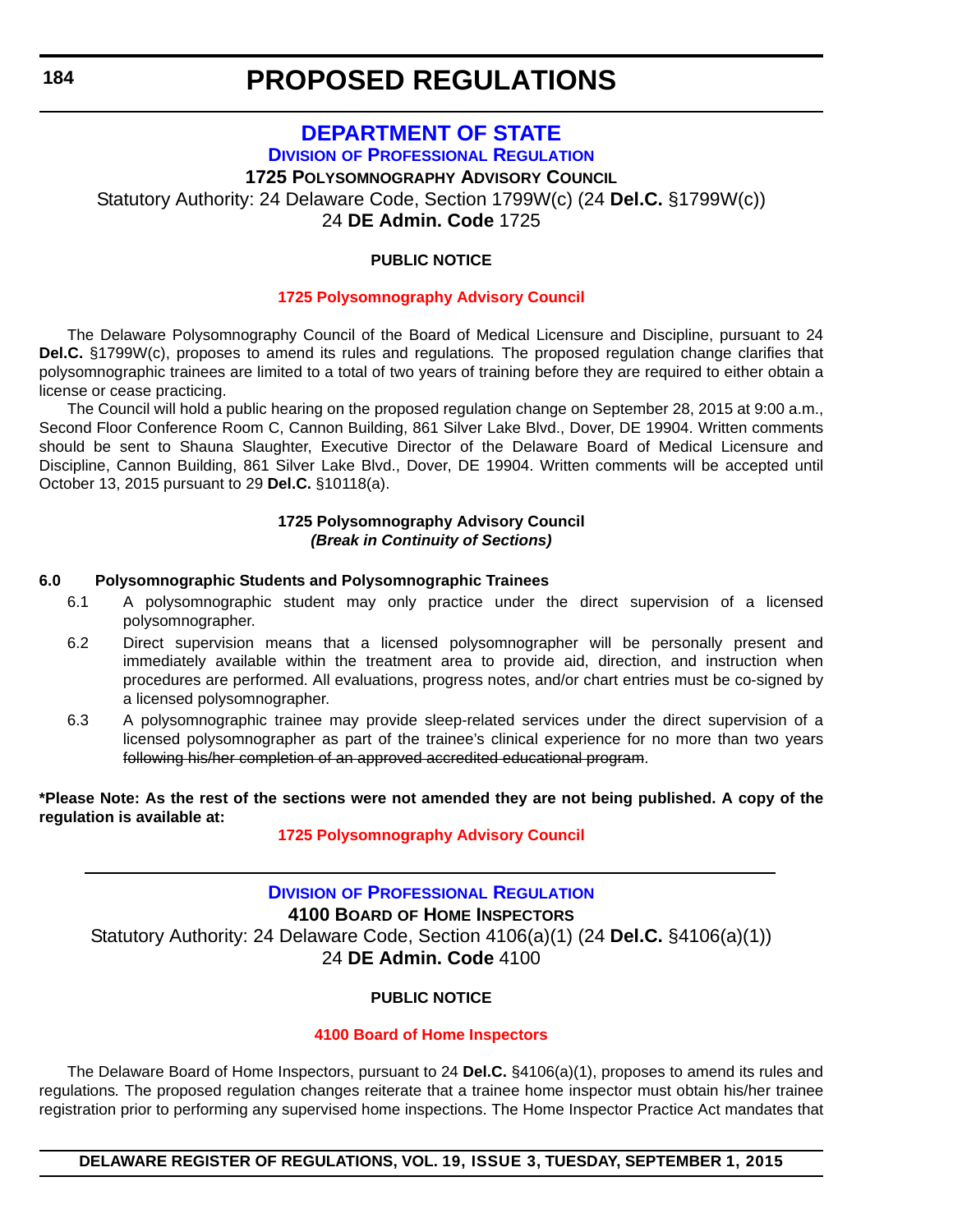# PROPOSED REGULATIONS

## DEPARTMENT OF STATE

### DIVISION OF PROFESSIONAL REGULATION

**1725 POLYSOMNOGRAPHY ADVISORY COUNCIL**

Statutory Authority: 24 Delaware Code, Section 1799W(c) (24 **Del.C.** §1799W(c))
24 **DE Admin. Code** 1725

**PUBLIC NOTICE**

**1725 Polysomnography Advisory Council**

The Delaware Polysomnography Council of the Board of Medical Licensure and Discipline, pursuant to 24 **Del.C.** §1799W(c), proposes to amend its rules and regulations. The proposed regulation change clarifies that polysomnographic trainees are limited to a total of two years of training before they are required to either obtain a license or cease practicing.

The Council will hold a public hearing on the proposed regulation change on September 28, 2015 at 9:00 a.m., Second Floor Conference Room C, Cannon Building, 861 Silver Lake Blvd., Dover, DE 19904. Written comments should be sent to Shauna Slaughter, Executive Director of the Delaware Board of Medical Licensure and Discipline, Cannon Building, 861 Silver Lake Blvd., Dover, DE 19904. Written comments will be accepted until October 13, 2015 pursuant to 29 **Del.C.** §10118(a).

**1725 Polysomnography Advisory Council**
***(Break in Continuity of Sections)***

**6.0 Polysomnographic Students and Polysomnographic Trainees**

6.1 A polysomnographic student may only practice under the direct supervision of a licensed polysomnographer.

6.2 Direct supervision means that a licensed polysomnographer will be personally present and immediately available within the treatment area to provide aid, direction, and instruction when procedures are performed. All evaluations, progress notes, and/or chart entries must be co-signed by a licensed polysomnographer.

6.3 A polysomnographic trainee may provide sleep-related services under the direct supervision of a licensed polysomnographer as part of the trainee's clinical experience for no more than two years ~~following his/her completion of an approved accredited educational program~~.

**\*Please Note: As the rest of the sections were not amended they are not being published. A copy of the regulation is available at:**

**1725 Polysomnography Advisory Council**

---

### DIVISION OF PROFESSIONAL REGULATION

**4100 BOARD OF HOME INSPECTORS**

Statutory Authority: 24 Delaware Code, Section 4106(a)(1) (24 **Del.C.** §4106(a)(1))
24 **DE Admin. Code** 4100

**PUBLIC NOTICE**

**4100 Board of Home Inspectors**

The Delaware Board of Home Inspectors, pursuant to 24 **Del.C.** §4106(a)(1), proposes to amend its rules and regulations. The proposed regulation changes reiterate that a trainee home inspector must obtain his/her trainee registration prior to performing any supervised home inspections. The Home Inspector Practice Act mandates that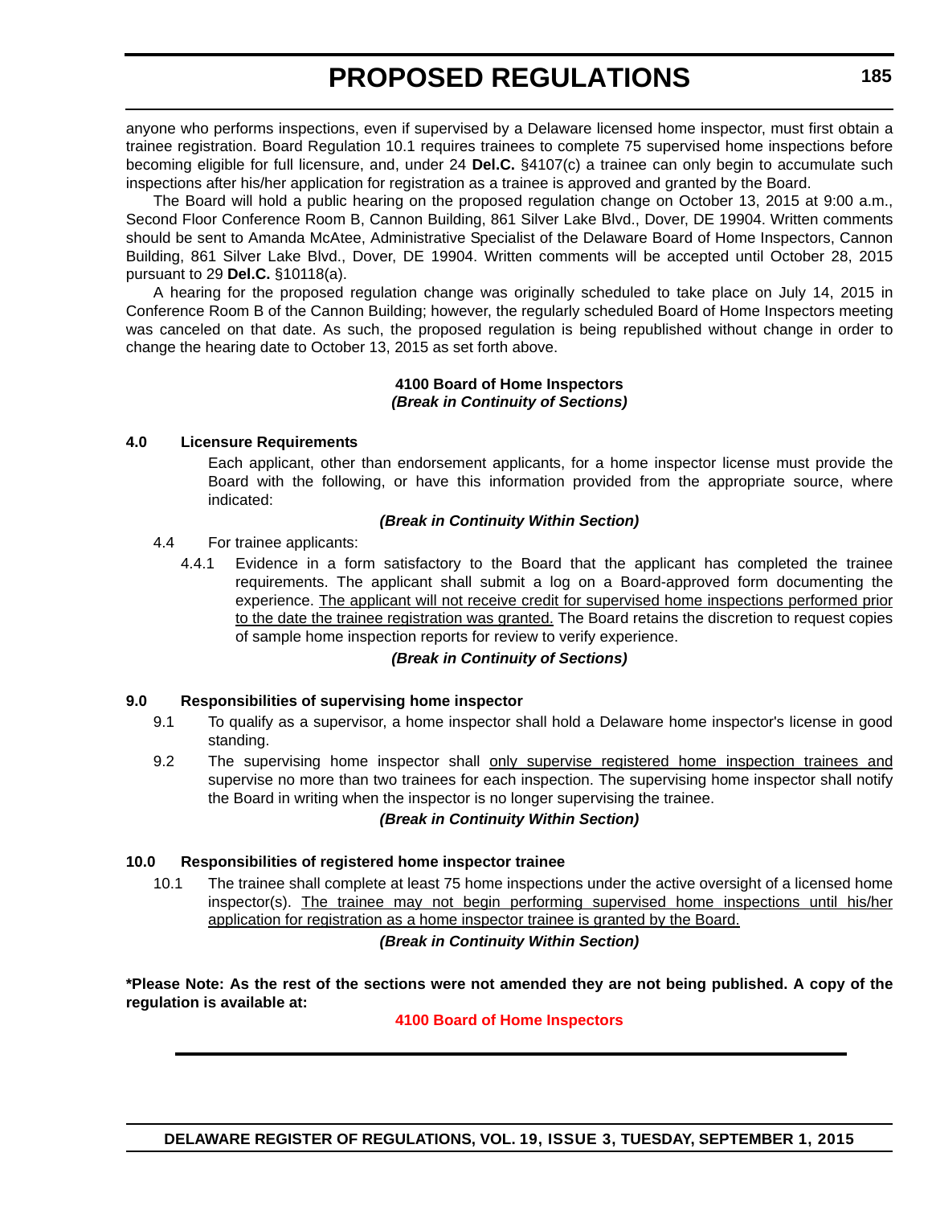anyone who performs inspections, even if supervised by a Delaware licensed home inspector, must first obtain a trainee registration. Board Regulation 10.1 requires trainees to complete 75 supervised home inspections before becoming eligible for full licensure, and, under 24 **Del.C.** §4107(c) a trainee can only begin to accumulate such inspections after his/her application for registration as a trainee is approved and granted by the Board.

The Board will hold a public hearing on the proposed regulation change on October 13, 2015 at 9:00 a.m., Second Floor Conference Room B, Cannon Building, 861 Silver Lake Blvd., Dover, DE 19904. Written comments should be sent to Amanda McAtee, Administrative Specialist of the Delaware Board of Home Inspectors, Cannon Building, 861 Silver Lake Blvd., Dover, DE 19904. Written comments will be accepted until October 28, 2015 pursuant to 29 **Del.C.** §10118(a).

A hearing for the proposed regulation change was originally scheduled to take place on July 14, 2015 in Conference Room B of the Cannon Building; however, the regularly scheduled Board of Home Inspectors meeting was canceled on that date. As such, the proposed regulation is being republished without change in order to change the hearing date to October 13, 2015 as set forth above.

**4100 Board of Home Inspectors**
***(Break in Continuity of Sections)***

**4.0 Licensure Requirements**

Each applicant, other than endorsement applicants, for a home inspector license must provide the Board with the following, or have this information provided from the appropriate source, where indicated:

***(Break in Continuity Within Section)***

4.4 For trainee applicants:

4.4.1 Evidence in a form satisfactory to the Board that the applicant has completed the trainee requirements. The applicant shall submit a log on a Board-approved form documenting the experience. <u>The applicant will not receive credit for supervised home inspections performed prior to the date the trainee registration was granted.</u> The Board retains the discretion to request copies of sample home inspection reports for review to verify experience.

***(Break in Continuity of Sections)***

**9.0 Responsibilities of supervising home inspector**

9.1 To qualify as a supervisor, a home inspector shall hold a Delaware home inspector's license in good standing.

9.2 The supervising home inspector shall <u>only supervise registered home inspection trainees and</u> supervise no more than two trainees for each inspection. The supervising home inspector shall notify the Board in writing when the inspector is no longer supervising the trainee.

***(Break in Continuity Within Section)***

**10.0 Responsibilities of registered home inspector trainee**

10.1 The trainee shall complete at least 75 home inspections under the active oversight of a licensed home inspector(s). <u>The trainee may not begin performing supervised home inspections until his/her application for registration as a home inspector trainee is granted by the Board.</u>

***(Break in Continuity Within Section)***

**\*Please Note: As the rest of the sections were not amended they are not being published. A copy of the regulation is available at:**

**4100 Board of Home Inspectors**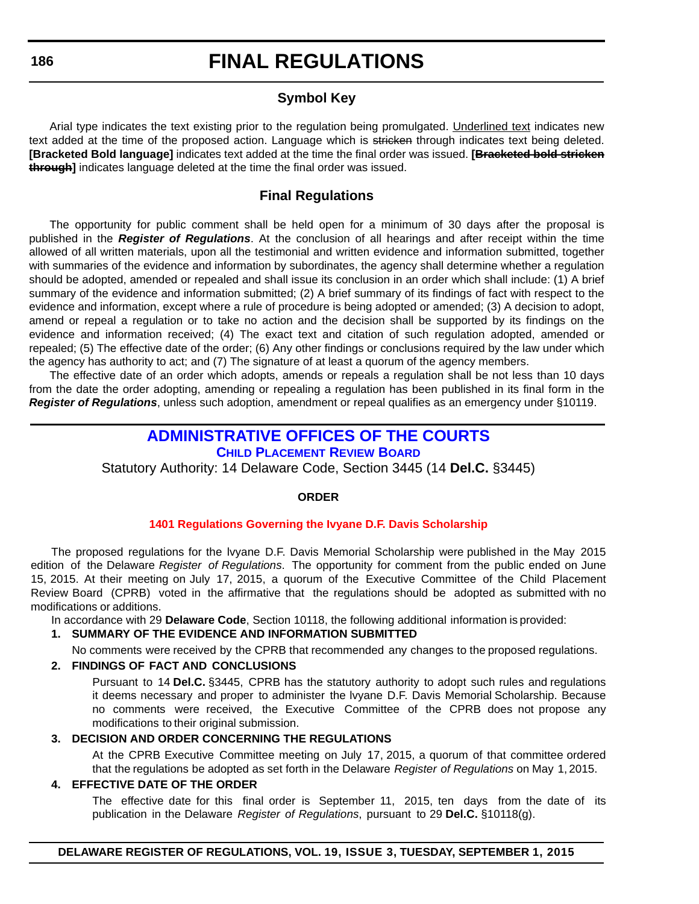# FINAL REGULATIONS

## Symbol Key

Arial type indicates the text existing prior to the regulation being promulgated. Underlined text indicates new text added at the time of the proposed action. Language which is ~~stricken~~ through indicates text being deleted. **[Bracketed Bold language]** indicates text added at the time the final order was issued. **[~~Bracketed bold stricken through~~]** indicates language deleted at the time the final order was issued.

## Final Regulations

The opportunity for public comment shall be held open for a minimum of 30 days after the proposal is published in the ***Register of Regulations***. At the conclusion of all hearings and after receipt within the time allowed of all written materials, upon all the testimonial and written evidence and information submitted, together with summaries of the evidence and information by subordinates, the agency shall determine whether a regulation should be adopted, amended or repealed and shall issue its conclusion in an order which shall include: (1) A brief summary of the evidence and information submitted; (2) A brief summary of its findings of fact with respect to the evidence and information, except where a rule of procedure is being adopted or amended; (3) A decision to adopt, amend or repeal a regulation or to take no action and the decision shall be supported by its findings on the evidence and information received; (4) The exact text and citation of such regulation adopted, amended or repealed; (5) The effective date of the order; (6) Any other findings or conclusions required by the law under which the agency has authority to act; and (7) The signature of at least a quorum of the agency members.

The effective date of an order which adopts, amends or repeals a regulation shall be not less than 10 days from the date the order adopting, amending or repealing a regulation has been published in its final form in the ***Register of Regulations***, unless such adoption, amendment or repeal qualifies as an emergency under §10119.

## ADMINISTRATIVE OFFICES OF THE COURTS

### CHILD PLACEMENT REVIEW BOARD

Statutory Authority: 14 Delaware Code, Section 3445 (14 **Del.C.** §3445)

**ORDER**

**1401 Regulations Governing the Ivyane D.F. Davis Scholarship**

The proposed regulations for the Ivyane D.F. Davis Memorial Scholarship were published in the May 2015 edition of the Delaware *Register of Regulations*. The opportunity for comment from the public ended on June 15, 2015. At their meeting on July 17, 2015, a quorum of the Executive Committee of the Child Placement Review Board (CPRB) voted in the affirmative that the regulations should be adopted as submitted with no modifications or additions.

In accordance with 29 **Delaware Code**, Section 10118, the following additional information is provided:

**1. SUMMARY OF THE EVIDENCE AND INFORMATION SUBMITTED**

No comments were received by the CPRB that recommended any changes to the proposed regulations.

**2. FINDINGS OF FACT AND CONCLUSIONS**

Pursuant to 14 **Del.C.** §3445, CPRB has the statutory authority to adopt such rules and regulations it deems necessary and proper to administer the Ivyane D.F. Davis Memorial Scholarship. Because no comments were received, the Executive Committee of the CPRB does not propose any modifications to their original submission.

**3. DECISION AND ORDER CONCERNING THE REGULATIONS**

At the CPRB Executive Committee meeting on July 17, 2015, a quorum of that committee ordered that the regulations be adopted as set forth in the Delaware *Register of Regulations* on May 1, 2015.

**4. EFFECTIVE DATE OF THE ORDER**

The effective date for this final order is September 11, 2015, ten days from the date of its publication in the Delaware *Register of Regulations*, pursuant to 29 **Del.C.** §10118(g).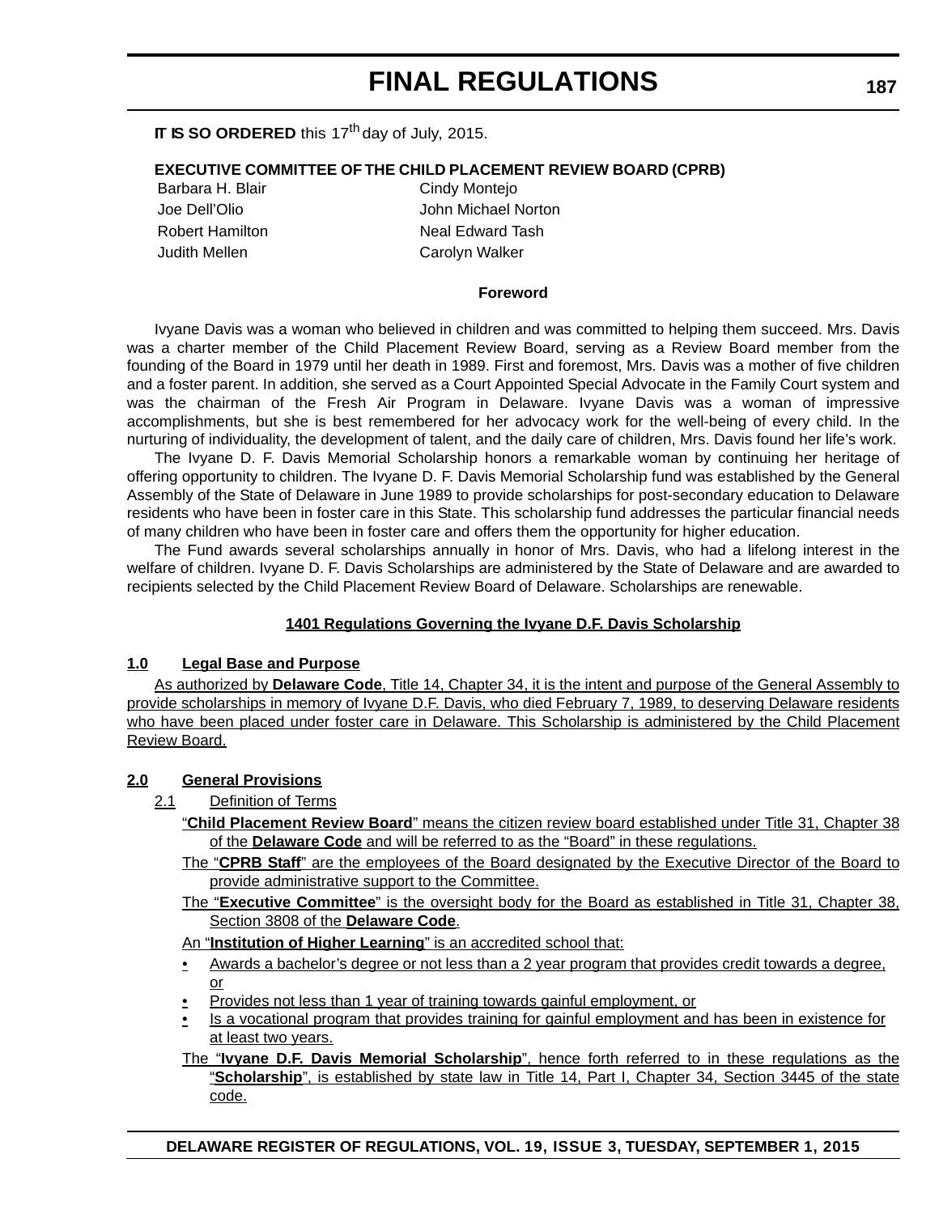**IT IS SO ORDERED** this 17th day of July, 2015.

**EXECUTIVE COMMITTEE OF THE CHILD PLACEMENT REVIEW BOARD (CPRB)**

| | |
|---|---|
| Barbara H. Blair | Cindy Montejo |
| Joe Dell'Olio | John Michael Norton |
| Robert Hamilton | Neal Edward Tash |
| Judith Mellen | Carolyn Walker |

**Foreword**

Ivyane Davis was a woman who believed in children and was committed to helping them succeed. Mrs. Davis was a charter member of the Child Placement Review Board, serving as a Review Board member from the founding of the Board in 1979 until her death in 1989. First and foremost, Mrs. Davis was a mother of five children and a foster parent. In addition, she served as a Court Appointed Special Advocate in the Family Court system and was the chairman of the Fresh Air Program in Delaware. Ivyane Davis was a woman of impressive accomplishments, but she is best remembered for her advocacy work for the well-being of every child. In the nurturing of individuality, the development of talent, and the daily care of children, Mrs. Davis found her life's work.

The Ivyane D. F. Davis Memorial Scholarship honors a remarkable woman by continuing her heritage of offering opportunity to children. The Ivyane D. F. Davis Memorial Scholarship fund was established by the General Assembly of the State of Delaware in June 1989 to provide scholarships for post-secondary education to Delaware residents who have been in foster care in this State. This scholarship fund addresses the particular financial needs of many children who have been in foster care and offers them the opportunity for higher education.

The Fund awards several scholarships annually in honor of Mrs. Davis, who had a lifelong interest in the welfare of children. Ivyane D. F. Davis Scholarships are administered by the State of Delaware and are awarded to recipients selected by the Child Placement Review Board of Delaware. Scholarships are renewable.

**1401 Regulations Governing the Ivyane D.F. Davis Scholarship**

**1.0 Legal Base and Purpose**

As authorized by **Delaware Code**, Title 14, Chapter 34, it is the intent and purpose of the General Assembly to provide scholarships in memory of Ivyane D.F. Davis, who died February 7, 1989, to deserving Delaware residents who have been placed under foster care in Delaware. This Scholarship is administered by the Child Placement Review Board.

**2.0 General Provisions**

2.1 Definition of Terms

"**Child Placement Review Board**" means the citizen review board established under Title 31, Chapter 38 of the **Delaware Code** and will be referred to as the "Board" in these regulations.

The "**CPRB Staff**" are the employees of the Board designated by the Executive Director of the Board to provide administrative support to the Committee.

The "**Executive Committee**" is the oversight body for the Board as established in Title 31, Chapter 38, Section 3808 of the **Delaware Code**.

An "**Institution of Higher Learning**" is an accredited school that:

- Awards a bachelor's degree or not less than a 2 year program that provides credit towards a degree, or
- Provides not less than 1 year of training towards gainful employment, or
- Is a vocational program that provides training for gainful employment and has been in existence for at least two years.

The "**Ivyane D.F. Davis Memorial Scholarship**", hence forth referred to in these regulations as the "**Scholarship**", is established by state law in Title 14, Part I, Chapter 34, Section 3445 of the state code.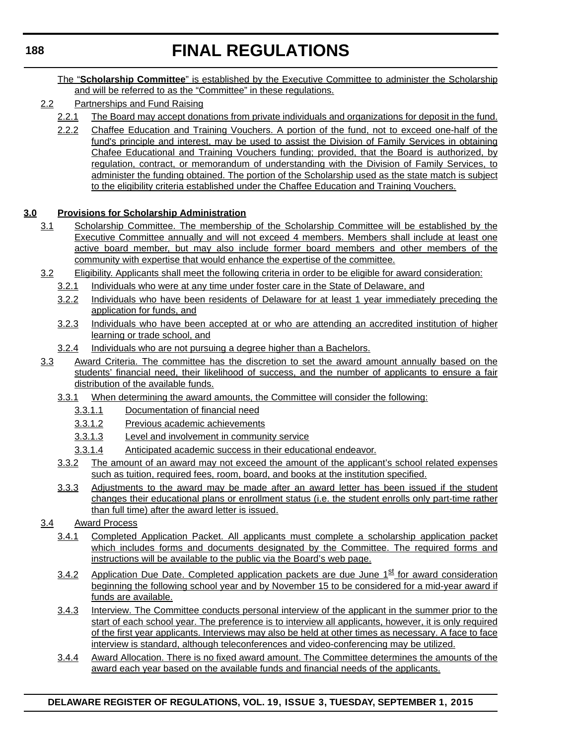The "**Scholarship Committee**" is established by the Executive Committee to administer the Scholarship and will be referred to as the "Committee" in these regulations.

2.2 Partnerships and Fund Raising

2.2.1 The Board may accept donations from private individuals and organizations for deposit in the fund.

2.2.2 Chaffee Education and Training Vouchers. A portion of the fund, not to exceed one-half of the fund's principle and interest, may be used to assist the Division of Family Services in obtaining Chafee Educational and Training Vouchers funding; provided, that the Board is authorized, by regulation, contract, or memorandum of understanding with the Division of Family Services, to administer the funding obtained. The portion of the Scholarship used as the state match is subject to the eligibility criteria established under the Chaffee Education and Training Vouchers.

**3.0 Provisions for Scholarship Administration**

3.1 Scholarship Committee. The membership of the Scholarship Committee will be established by the Executive Committee annually and will not exceed 4 members. Members shall include at least one active board member, but may also include former board members and other members of the community with expertise that would enhance the expertise of the committee.

3.2 Eligibility. Applicants shall meet the following criteria in order to be eligible for award consideration:

3.2.1 Individuals who were at any time under foster care in the State of Delaware, and

3.2.2 Individuals who have been residents of Delaware for at least 1 year immediately preceding the application for funds, and

3.2.3 Individuals who have been accepted at or who are attending an accredited institution of higher learning or trade school, and

3.2.4 Individuals who are not pursuing a degree higher than a Bachelors.

3.3 Award Criteria. The committee has the discretion to set the award amount annually based on the students' financial need, their likelihood of success, and the number of applicants to ensure a fair distribution of the available funds.

3.3.1 When determining the award amounts, the Committee will consider the following:

3.3.1.1 Documentation of financial need

3.3.1.2 Previous academic achievements

3.3.1.3 Level and involvement in community service

3.3.1.4 Anticipated academic success in their educational endeavor.

3.3.2 The amount of an award may not exceed the amount of the applicant's school related expenses such as tuition, required fees, room, board, and books at the institution specified.

3.3.3 Adjustments to the award may be made after an award letter has been issued if the student changes their educational plans or enrollment status (i.e. the student enrolls only part-time rather than full time) after the award letter is issued.

3.4 Award Process

3.4.1 Completed Application Packet. All applicants must complete a scholarship application packet which includes forms and documents designated by the Committee. The required forms and instructions will be available to the public via the Board's web page.

3.4.2 Application Due Date. Completed application packets are due June 1st for award consideration beginning the following school year and by November 15 to be considered for a mid-year award if funds are available.

3.4.3 Interview. The Committee conducts personal interview of the applicant in the summer prior to the start of each school year. The preference is to interview all applicants, however, it is only required of the first year applicants. Interviews may also be held at other times as necessary. A face to face interview is standard, although teleconferences and video-conferencing may be utilized.

3.4.4 Award Allocation. There is no fixed award amount. The Committee determines the amounts of the award each year based on the available funds and financial needs of the applicants.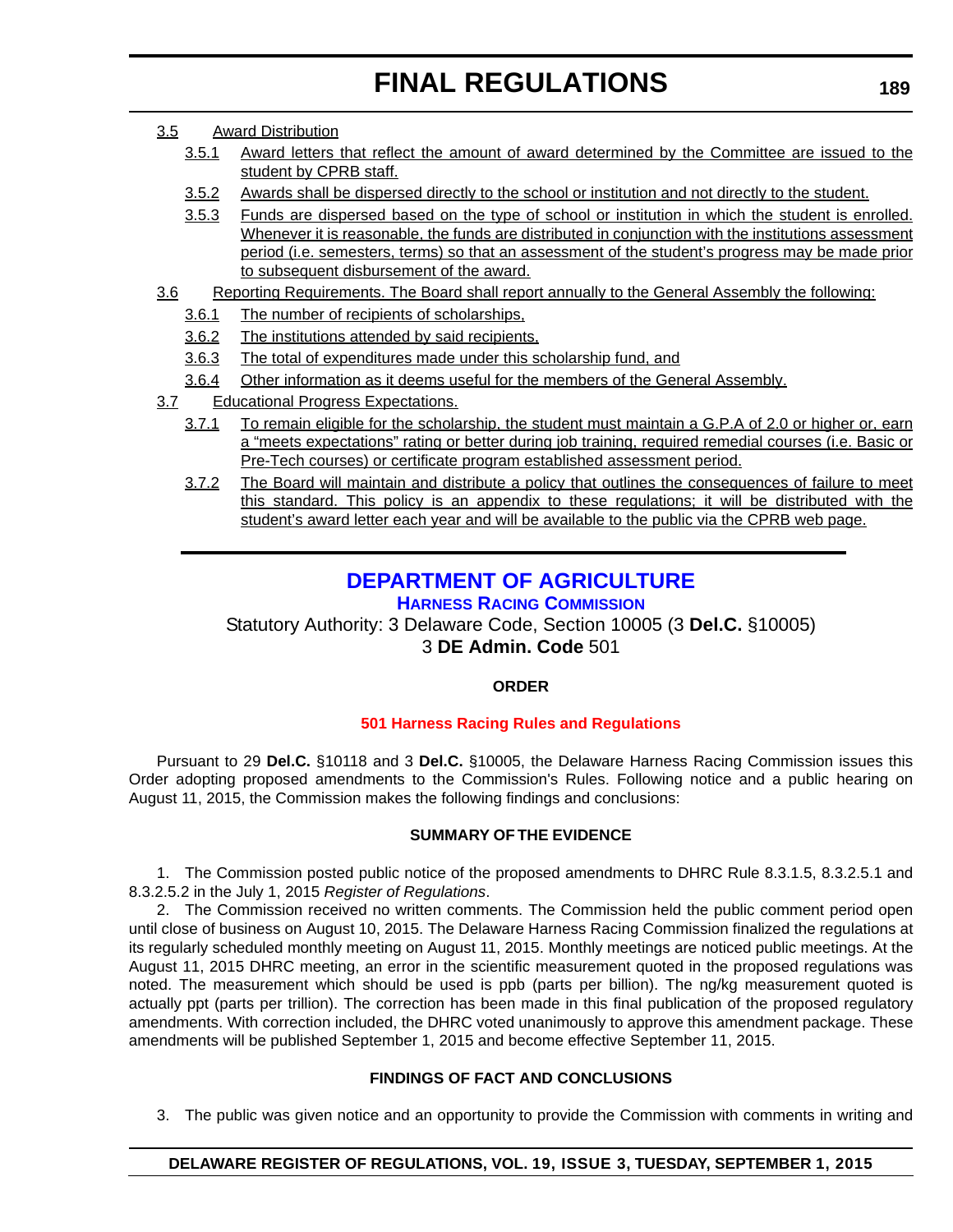3.5 Award Distribution

3.5.1 Award letters that reflect the amount of award determined by the Committee are issued to the student by CPRB staff.

3.5.2 Awards shall be dispersed directly to the school or institution and not directly to the student.

3.5.3 Funds are dispersed based on the type of school or institution in which the student is enrolled. Whenever it is reasonable, the funds are distributed in conjunction with the institutions assessment period (i.e. semesters, terms) so that an assessment of the student's progress may be made prior to subsequent disbursement of the award.

3.6 Reporting Requirements. The Board shall report annually to the General Assembly the following:

3.6.1 The number of recipients of scholarships,

3.6.2 The institutions attended by said recipients,

3.6.3 The total of expenditures made under this scholarship fund, and

3.6.4 Other information as it deems useful for the members of the General Assembly.

3.7 Educational Progress Expectations.

3.7.1 To remain eligible for the scholarship, the student must maintain a G.P.A of 2.0 or higher or, earn a "meets expectations" rating or better during job training, required remedial courses (i.e. Basic or Pre-Tech courses) or certificate program established assessment period.

3.7.2 The Board will maintain and distribute a policy that outlines the consequences of failure to meet this standard. This policy is an appendix to these regulations; it will be distributed with the student's award letter each year and will be available to the public via the CPRB web page.

---

# DEPARTMENT OF AGRICULTURE

## Harness Racing Commission

Statutory Authority: 3 Delaware Code, Section 10005 (3 **Del.C.** §10005)
3 **DE Admin. Code** 501

### ORDER

### 501 Harness Racing Rules and Regulations

Pursuant to 29 **Del.C.** §10118 and 3 **Del.C.** §10005, the Delaware Harness Racing Commission issues this Order adopting proposed amendments to the Commission's Rules. Following notice and a public hearing on August 11, 2015, the Commission makes the following findings and conclusions:

### SUMMARY OF THE EVIDENCE

1. The Commission posted public notice of the proposed amendments to DHRC Rule 8.3.1.5, 8.3.2.5.1 and 8.3.2.5.2 in the July 1, 2015 *Register of Regulations*.

2. The Commission received no written comments. The Commission held the public comment period open until close of business on August 10, 2015. The Delaware Harness Racing Commission finalized the regulations at its regularly scheduled monthly meeting on August 11, 2015. Monthly meetings are noticed public meetings. At the August 11, 2015 DHRC meeting, an error in the scientific measurement quoted in the proposed regulations was noted. The measurement which should be used is ppb (parts per billion). The ng/kg measurement quoted is actually ppt (parts per trillion). The correction has been made in this final publication of the proposed regulatory amendments. With correction included, the DHRC voted unanimously to approve this amendment package. These amendments will be published September 1, 2015 and become effective September 11, 2015.

### FINDINGS OF FACT AND CONCLUSIONS

3. The public was given notice and an opportunity to provide the Commission with comments in writing and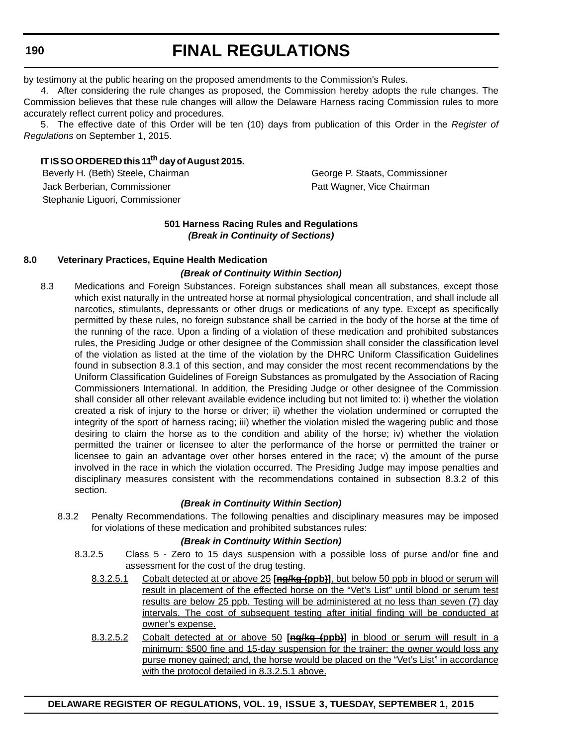by testimony at the public hearing on the proposed amendments to the Commission's Rules.

4. After considering the rule changes as proposed, the Commission hereby adopts the rule changes. The Commission believes that these rule changes will allow the Delaware Harness racing Commission rules to more accurately reflect current policy and procedures.

5. The effective date of this Order will be ten (10) days from publication of this Order in the *Register of Regulations* on September 1, 2015.

**IT IS SO ORDERED this 11th day of August 2015.**

Beverly H. (Beth) Steele, Chairman
Jack Berberian, Commissioner
Stephanie Liguori, Commissioner
George P. Staats, Commissioner
Patt Wagner, Vice Chairman

**501 Harness Racing Rules and Regulations**
***(Break in Continuity of Sections)***

**8.0 Veterinary Practices, Equine Health Medication**

***(Break of Continuity Within Section)***

8.3 Medications and Foreign Substances. Foreign substances shall mean all substances, except those which exist naturally in the untreated horse at normal physiological concentration, and shall include all narcotics, stimulants, depressants or other drugs or medications of any type. Except as specifically permitted by these rules, no foreign substance shall be carried in the body of the horse at the time of the running of the race. Upon a finding of a violation of these medication and prohibited substances rules, the Presiding Judge or other designee of the Commission shall consider the classification level of the violation as listed at the time of the violation by the DHRC Uniform Classification Guidelines found in subsection 8.3.1 of this section, and may consider the most recent recommendations by the Uniform Classification Guidelines of Foreign Substances as promulgated by the Association of Racing Commissioners International. In addition, the Presiding Judge or other designee of the Commission shall consider all other relevant available evidence including but not limited to: i) whether the violation created a risk of injury to the horse or driver; ii) whether the violation undermined or corrupted the integrity of the sport of harness racing; iii) whether the violation misled the wagering public and those desiring to claim the horse as to the condition and ability of the horse; iv) whether the violation permitted the trainer or licensee to alter the performance of the horse or permitted the trainer or licensee to gain an advantage over other horses entered in the race; v) the amount of the purse involved in the race in which the violation occurred. The Presiding Judge may impose penalties and disciplinary measures consistent with the recommendations contained in subsection 8.3.2 of this section.

***(Break in Continuity Within Section)***

8.3.2 Penalty Recommendations. The following penalties and disciplinary measures may be imposed for violations of these medication and prohibited substances rules:

***(Break in Continuity Within Section)***

8.3.2.5 Class 5 - Zero to 15 days suspension with a possible loss of purse and/or fine and assessment for the cost of the drug testing.

8.3.2.5.1 Cobalt detected at or above 25 **[~~ng/kg (ppb)~~]**, but below 50 ppb in blood or serum will result in placement of the effected horse on the "Vet's List" until blood or serum test results are below 25 ppb. Testing will be administered at no less than seven (7) day intervals. The cost of subsequent testing after initial finding will be conducted at owner's expense.

8.3.2.5.2 Cobalt detected at or above 50 **[~~ng/kg (ppb)~~]** in blood or serum will result in a minimum: $500 fine and 15-day suspension for the trainer; the owner would loss any purse money gained; and, the horse would be placed on the "Vet's List" in accordance with the protocol detailed in 8.3.2.5.1 above.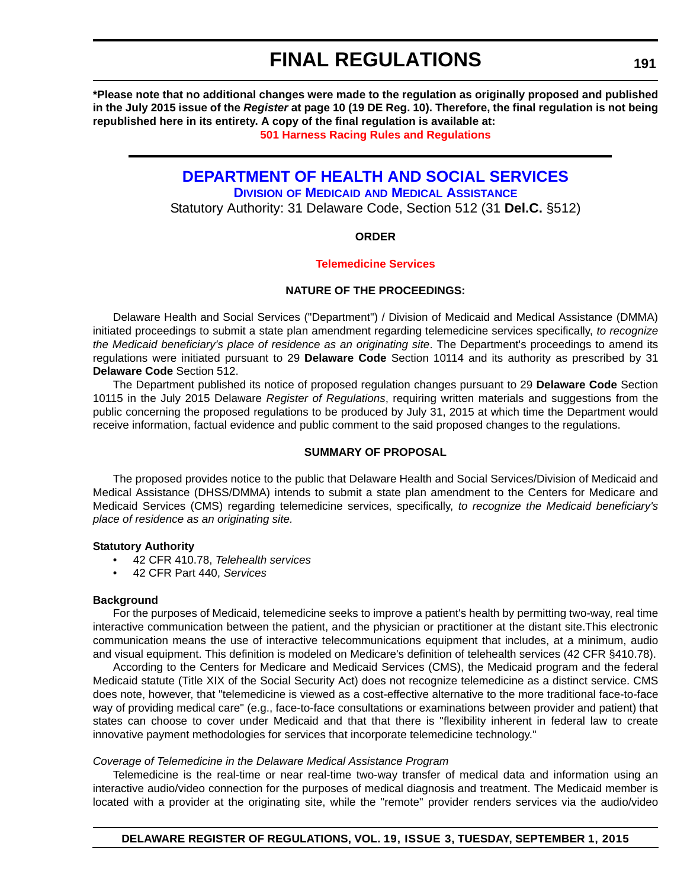**\*Please note that no additional changes were made to the regulation as originally proposed and published in the July 2015 issue of the *Register* at page 10 (19 DE Reg. 10). Therefore, the final regulation is not being republished here in its entirety. A copy of the final regulation is available at:**

**501 Harness Racing Rules and Regulations**

# DEPARTMENT OF HEALTH AND SOCIAL SERVICES

## Division of Medicaid and Medical Assistance

Statutory Authority: 31 Delaware Code, Section 512 (31 **Del.C.** §512)

**ORDER**

**Telemedicine Services**

**NATURE OF THE PROCEEDINGS:**

Delaware Health and Social Services ("Department") / Division of Medicaid and Medical Assistance (DMMA) initiated proceedings to submit a state plan amendment regarding telemedicine services specifically, *to recognize the Medicaid beneficiary's place of residence as an originating site*. The Department's proceedings to amend its regulations were initiated pursuant to 29 **Delaware Code** Section 10114 and its authority as prescribed by 31 **Delaware Code** Section 512.

The Department published its notice of proposed regulation changes pursuant to 29 **Delaware Code** Section 10115 in the July 2015 Delaware *Register of Regulations*, requiring written materials and suggestions from the public concerning the proposed regulations to be produced by July 31, 2015 at which time the Department would receive information, factual evidence and public comment to the said proposed changes to the regulations.

**SUMMARY OF PROPOSAL**

The proposed provides notice to the public that Delaware Health and Social Services/Division of Medicaid and Medical Assistance (DHSS/DMMA) intends to submit a state plan amendment to the Centers for Medicare and Medicaid Services (CMS) regarding telemedicine services, specifically, *to recognize the Medicaid beneficiary's place of residence as an originating site.*

**Statutory Authority**

- 42 CFR 410.78, *Telehealth services*
- 42 CFR Part 440, *Services*

**Background**

For the purposes of Medicaid, telemedicine seeks to improve a patient's health by permitting two-way, real time interactive communication between the patient, and the physician or practitioner at the distant site.This electronic communication means the use of interactive telecommunications equipment that includes, at a minimum, audio and visual equipment. This definition is modeled on Medicare's definition of telehealth services (42 CFR §410.78).

According to the Centers for Medicare and Medicaid Services (CMS), the Medicaid program and the federal Medicaid statute (Title XIX of the Social Security Act) does not recognize telemedicine as a distinct service. CMS does note, however, that "telemedicine is viewed as a cost-effective alternative to the more traditional face-to-face way of providing medical care" (e.g., face-to-face consultations or examinations between provider and patient) that states can choose to cover under Medicaid and that that there is "flexibility inherent in federal law to create innovative payment methodologies for services that incorporate telemedicine technology."

*Coverage of Telemedicine in the Delaware Medical Assistance Program*

Telemedicine is the real-time or near real-time two-way transfer of medical data and information using an interactive audio/video connection for the purposes of medical diagnosis and treatment. The Medicaid member is located with a provider at the originating site, while the "remote" provider renders services via the audio/video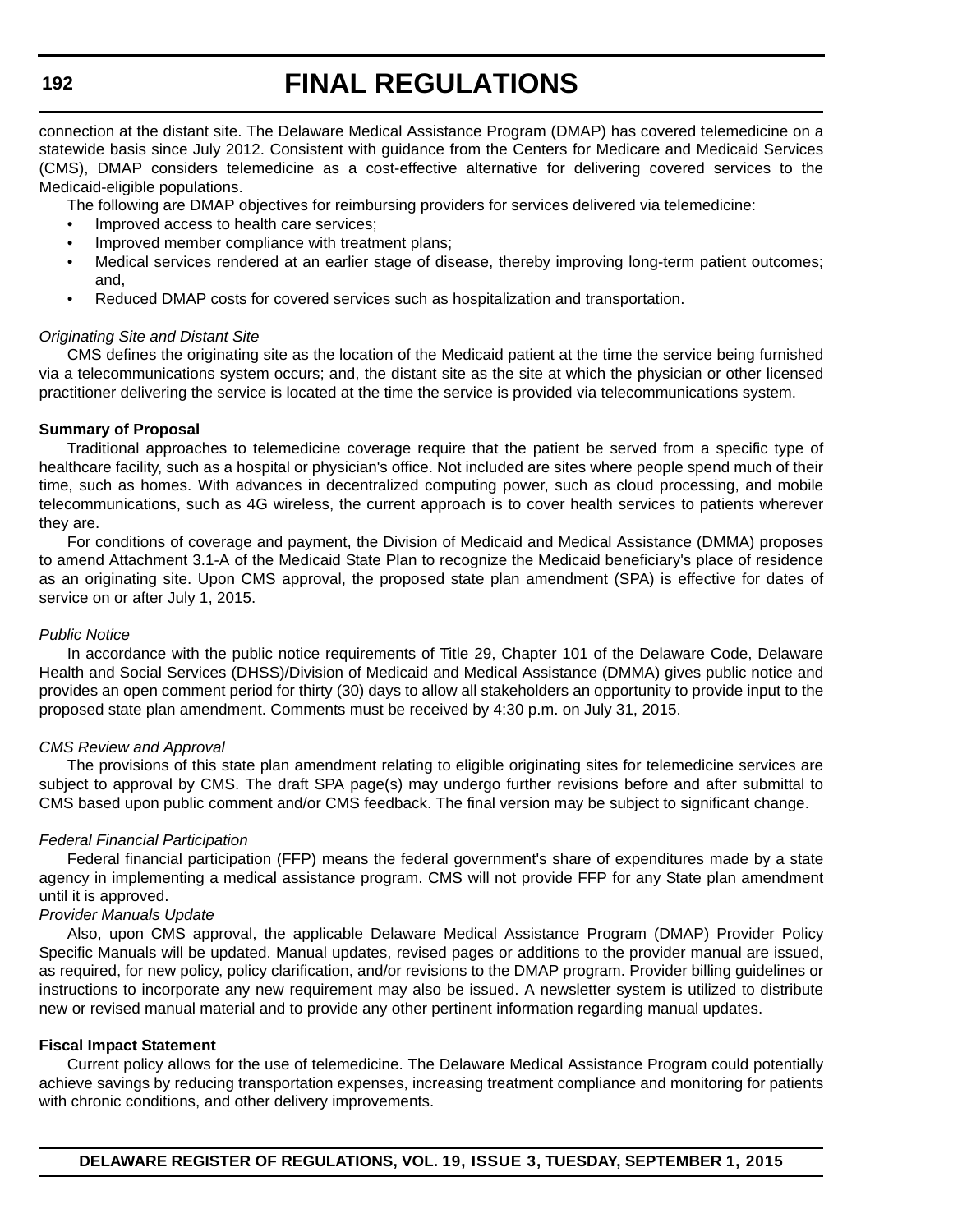connection at the distant site. The Delaware Medical Assistance Program (DMAP) has covered telemedicine on a statewide basis since July 2012. Consistent with guidance from the Centers for Medicare and Medicaid Services (CMS), DMAP considers telemedicine as a cost-effective alternative for delivering covered services to the Medicaid-eligible populations.

The following are DMAP objectives for reimbursing providers for services delivered via telemedicine:

- Improved access to health care services;
- Improved member compliance with treatment plans;
- Medical services rendered at an earlier stage of disease, thereby improving long-term patient outcomes; and,
- Reduced DMAP costs for covered services such as hospitalization and transportation.

*Originating Site and Distant Site*

CMS defines the originating site as the location of the Medicaid patient at the time the service being furnished via a telecommunications system occurs; and, the distant site as the site at which the physician or other licensed practitioner delivering the service is located at the time the service is provided via telecommunications system.

**Summary of Proposal**

Traditional approaches to telemedicine coverage require that the patient be served from a specific type of healthcare facility, such as a hospital or physician's office. Not included are sites where people spend much of their time, such as homes. With advances in decentralized computing power, such as cloud processing, and mobile telecommunications, such as 4G wireless, the current approach is to cover health services to patients wherever they are.

For conditions of coverage and payment, the Division of Medicaid and Medical Assistance (DMMA) proposes to amend Attachment 3.1-A of the Medicaid State Plan to recognize the Medicaid beneficiary's place of residence as an originating site. Upon CMS approval, the proposed state plan amendment (SPA) is effective for dates of service on or after July 1, 2015.

*Public Notice*

In accordance with the public notice requirements of Title 29, Chapter 101 of the Delaware Code, Delaware Health and Social Services (DHSS)/Division of Medicaid and Medical Assistance (DMMA) gives public notice and provides an open comment period for thirty (30) days to allow all stakeholders an opportunity to provide input to the proposed state plan amendment. Comments must be received by 4:30 p.m. on July 31, 2015.

*CMS Review and Approval*

The provisions of this state plan amendment relating to eligible originating sites for telemedicine services are subject to approval by CMS. The draft SPA page(s) may undergo further revisions before and after submittal to CMS based upon public comment and/or CMS feedback. The final version may be subject to significant change.

*Federal Financial Participation*

Federal financial participation (FFP) means the federal government's share of expenditures made by a state agency in implementing a medical assistance program. CMS will not provide FFP for any State plan amendment until it is approved.

*Provider Manuals Update*

Also, upon CMS approval, the applicable Delaware Medical Assistance Program (DMAP) Provider Policy Specific Manuals will be updated. Manual updates, revised pages or additions to the provider manual are issued, as required, for new policy, policy clarification, and/or revisions to the DMAP program. Provider billing guidelines or instructions to incorporate any new requirement may also be issued. A newsletter system is utilized to distribute new or revised manual material and to provide any other pertinent information regarding manual updates.

**Fiscal Impact Statement**

Current policy allows for the use of telemedicine. The Delaware Medical Assistance Program could potentially achieve savings by reducing transportation expenses, increasing treatment compliance and monitoring for patients with chronic conditions, and other delivery improvements.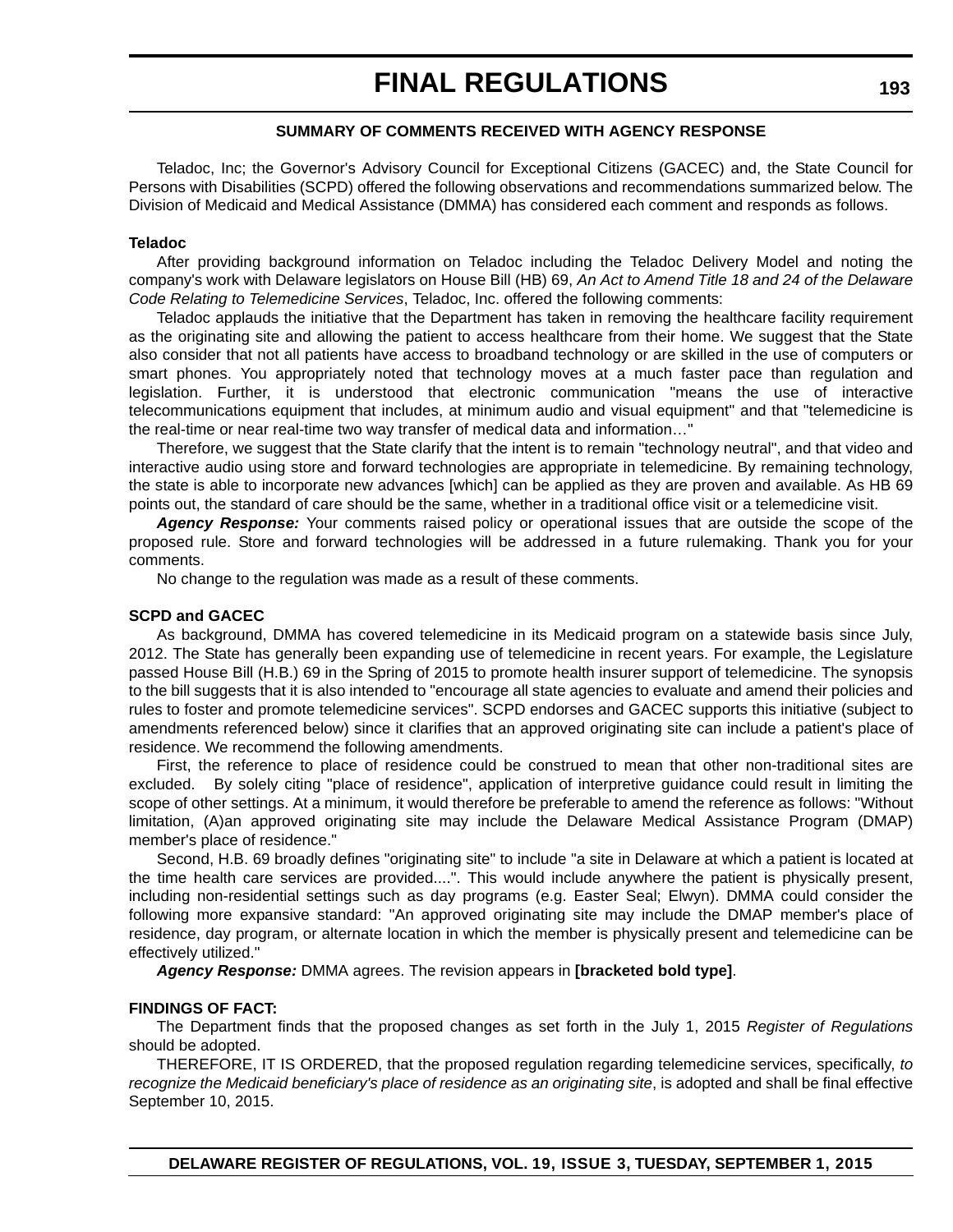**SUMMARY OF COMMENTS RECEIVED WITH AGENCY RESPONSE**

Teladoc, Inc; the Governor's Advisory Council for Exceptional Citizens (GACEC) and, the State Council for Persons with Disabilities (SCPD) offered the following observations and recommendations summarized below. The Division of Medicaid and Medical Assistance (DMMA) has considered each comment and responds as follows.

**Teladoc**

After providing background information on Teladoc including the Teladoc Delivery Model and noting the company's work with Delaware legislators on House Bill (HB) 69, *An Act to Amend Title 18 and 24 of the Delaware Code Relating to Telemedicine Services*, Teladoc, Inc. offered the following comments:

Teladoc applauds the initiative that the Department has taken in removing the healthcare facility requirement as the originating site and allowing the patient to access healthcare from their home. We suggest that the State also consider that not all patients have access to broadband technology or are skilled in the use of computers or smart phones. You appropriately noted that technology moves at a much faster pace than regulation and legislation. Further, it is understood that electronic communication "means the use of interactive telecommunications equipment that includes, at minimum audio and visual equipment" and that "telemedicine is the real-time or near real-time two way transfer of medical data and information…"

Therefore, we suggest that the State clarify that the intent is to remain "technology neutral", and that video and interactive audio using store and forward technologies are appropriate in telemedicine. By remaining technology, the state is able to incorporate new advances [which] can be applied as they are proven and available. As HB 69 points out, the standard of care should be the same, whether in a traditional office visit or a telemedicine visit.

***Agency Response:*** Your comments raised policy or operational issues that are outside the scope of the proposed rule. Store and forward technologies will be addressed in a future rulemaking. Thank you for your comments.

No change to the regulation was made as a result of these comments.

**SCPD and GACEC**

As background, DMMA has covered telemedicine in its Medicaid program on a statewide basis since July, 2012. The State has generally been expanding use of telemedicine in recent years. For example, the Legislature passed House Bill (H.B.) 69 in the Spring of 2015 to promote health insurer support of telemedicine. The synopsis to the bill suggests that it is also intended to "encourage all state agencies to evaluate and amend their policies and rules to foster and promote telemedicine services". SCPD endorses and GACEC supports this initiative (subject to amendments referenced below) since it clarifies that an approved originating site can include a patient's place of residence. We recommend the following amendments.

First, the reference to place of residence could be construed to mean that other non-traditional sites are excluded. By solely citing "place of residence", application of interpretive guidance could result in limiting the scope of other settings. At a minimum, it would therefore be preferable to amend the reference as follows: "Without limitation, (A)an approved originating site may include the Delaware Medical Assistance Program (DMAP) member's place of residence."

Second, H.B. 69 broadly defines "originating site" to include "a site in Delaware at which a patient is located at the time health care services are provided....". This would include anywhere the patient is physically present, including non-residential settings such as day programs (e.g. Easter Seal; Elwyn). DMMA could consider the following more expansive standard: "An approved originating site may include the DMAP member's place of residence, day program, or alternate location in which the member is physically present and telemedicine can be effectively utilized."

***Agency Response:*** DMMA agrees. The revision appears in **[bracketed bold type]**.

**FINDINGS OF FACT:**

The Department finds that the proposed changes as set forth in the July 1, 2015 *Register of Regulations* should be adopted.

THEREFORE, IT IS ORDERED, that the proposed regulation regarding telemedicine services, specifically, *to recognize the Medicaid beneficiary's place of residence as an originating site*, is adopted and shall be final effective September 10, 2015.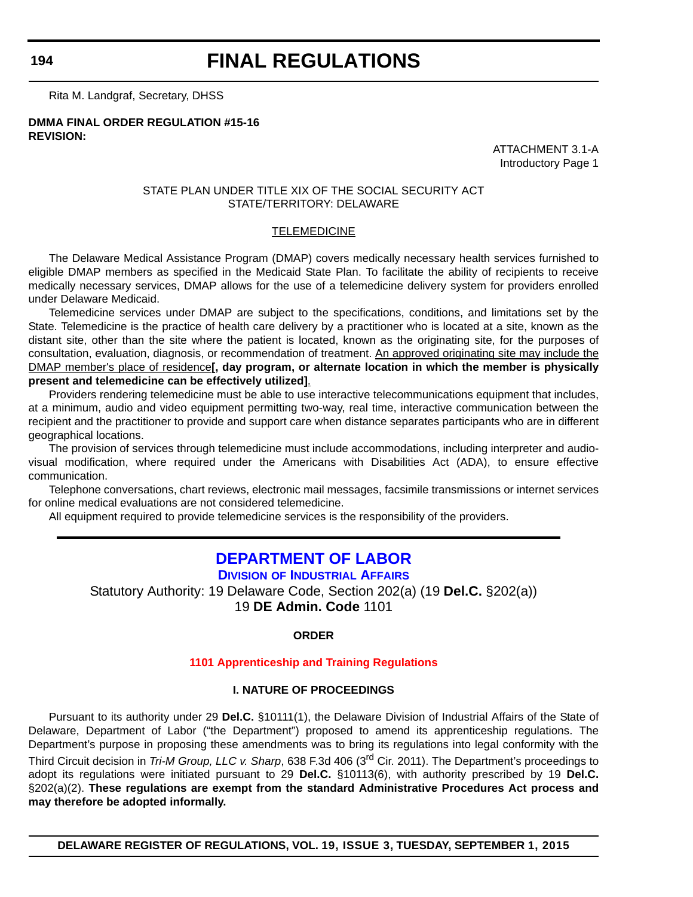Rita M. Landgraf, Secretary, DHSS

**DMMA FINAL ORDER REGULATION #15-16**
**REVISION:**

ATTACHMENT 3.1-A
Introductory Page 1

STATE PLAN UNDER TITLE XIX OF THE SOCIAL SECURITY ACT
STATE/TERRITORY: DELAWARE

TELEMEDICINE

The Delaware Medical Assistance Program (DMAP) covers medically necessary health services furnished to eligible DMAP members as specified in the Medicaid State Plan. To facilitate the ability of recipients to receive medically necessary services, DMAP allows for the use of a telemedicine delivery system for providers enrolled under Delaware Medicaid.

Telemedicine services under DMAP are subject to the specifications, conditions, and limitations set by the State. Telemedicine is the practice of health care delivery by a practitioner who is located at a site, known as the distant site, other than the site where the patient is located, known as the originating site, for the purposes of consultation, evaluation, diagnosis, or recommendation of treatment. An approved originating site may include the DMAP member's place of residence**[, day program, or alternate location in which the member is physically present and telemedicine can be effectively utilized]**.

Providers rendering telemedicine must be able to use interactive telecommunications equipment that includes, at a minimum, audio and video equipment permitting two-way, real time, interactive communication between the recipient and the practitioner to provide and support care when distance separates participants who are in different geographical locations.

The provision of services through telemedicine must include accommodations, including interpreter and audio-visual modification, where required under the Americans with Disabilities Act (ADA), to ensure effective communication.

Telephone conversations, chart reviews, electronic mail messages, facsimile transmissions or internet services for online medical evaluations are not considered telemedicine.

All equipment required to provide telemedicine services is the responsibility of the providers.

---

# DEPARTMENT OF LABOR

## DIVISION OF INDUSTRIAL AFFAIRS

Statutory Authority: 19 Delaware Code, Section 202(a) (19 **Del.C.** §202(a))
19 **DE Admin. Code** 1101

**ORDER**

**1101 Apprenticeship and Training Regulations**

**I. NATURE OF PROCEEDINGS**

Pursuant to its authority under 29 **Del.C.** §10111(1), the Delaware Division of Industrial Affairs of the State of Delaware, Department of Labor ("the Department") proposed to amend its apprenticeship regulations. The Department's purpose in proposing these amendments was to bring its regulations into legal conformity with the Third Circuit decision in *Tri-M Group, LLC v. Sharp*, 638 F.3d 406 (3rd Cir. 2011). The Department's proceedings to adopt its regulations were initiated pursuant to 29 **Del.C.** §10113(6), with authority prescribed by 19 **Del.C.** §202(a)(2). **These regulations are exempt from the standard Administrative Procedures Act process and may therefore be adopted informally.**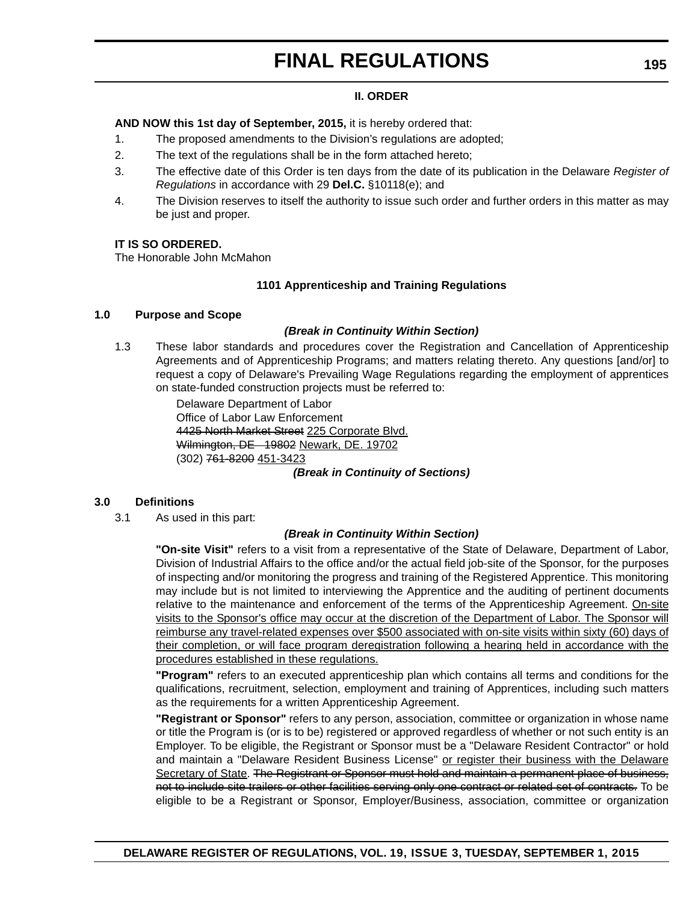### II. ORDER

**AND NOW this 1st day of September, 2015,** it is hereby ordered that:

1. The proposed amendments to the Division's regulations are adopted;
2. The text of the regulations shall be in the form attached hereto;
3. The effective date of this Order is ten days from the date of its publication in the Delaware *Register of Regulations* in accordance with 29 **Del.C.** §10118(e); and
4. The Division reserves to itself the authority to issue such order and further orders in this matter as may be just and proper.

**IT IS SO ORDERED.**
The Honorable John McMahon

### 1101 Apprenticeship and Training Regulations

**1.0 Purpose and Scope**

***(Break in Continuity Within Section)***

1.3 These labor standards and procedures cover the Registration and Cancellation of Apprenticeship Agreements and of Apprenticeship Programs; and matters relating thereto. Any questions [and/or] to request a copy of Delaware's Prevailing Wage Regulations regarding the employment of apprentices on state-funded construction projects must be referred to:

Delaware Department of Labor
Office of Labor Law Enforcement
~~4425 North Market Street~~ <u>225 Corporate Blvd.</u>
~~Wilmington, DE 19802~~ <u>Newark, DE. 19702</u>
(302) ~~761-8200~~ <u>451-3423</u>

***(Break in Continuity of Sections)***

**3.0 Definitions**

3.1 As used in this part:

***(Break in Continuity Within Section)***

**"On-site Visit"** refers to a visit from a representative of the State of Delaware, Department of Labor, Division of Industrial Affairs to the office and/or the actual field job-site of the Sponsor, for the purposes of inspecting and/or monitoring the progress and training of the Registered Apprentice. This monitoring may include but is not limited to interviewing the Apprentice and the auditing of pertinent documents relative to the maintenance and enforcement of the terms of the Apprenticeship Agreement. <u>On-site visits to the Sponsor's office may occur at the discretion of the Department of Labor. The Sponsor will reimburse any travel-related expenses over $500 associated with on-site visits within sixty (60) days of their completion, or will face program deregistration following a hearing held in accordance with the procedures established in these regulations.</u>

**"Program"** refers to an executed apprenticeship plan which contains all terms and conditions for the qualifications, recruitment, selection, employment and training of Apprentices, including such matters as the requirements for a written Apprenticeship Agreement.

**"Registrant or Sponsor"** refers to any person, association, committee or organization in whose name or title the Program is (or is to be) registered or approved regardless of whether or not such entity is an Employer. To be eligible, the Registrant or Sponsor must be a "Delaware Resident Contractor" or hold and maintain a "Delaware Resident Business License" <u>or register their business with the Delaware Secretary of State</u>. ~~The Registrant or Sponsor must hold and maintain a permanent place of business, not to include site trailers or other facilities serving only one contract or related set of contracts.~~ To be eligible to be a Registrant or Sponsor, Employer/Business, association, committee or organization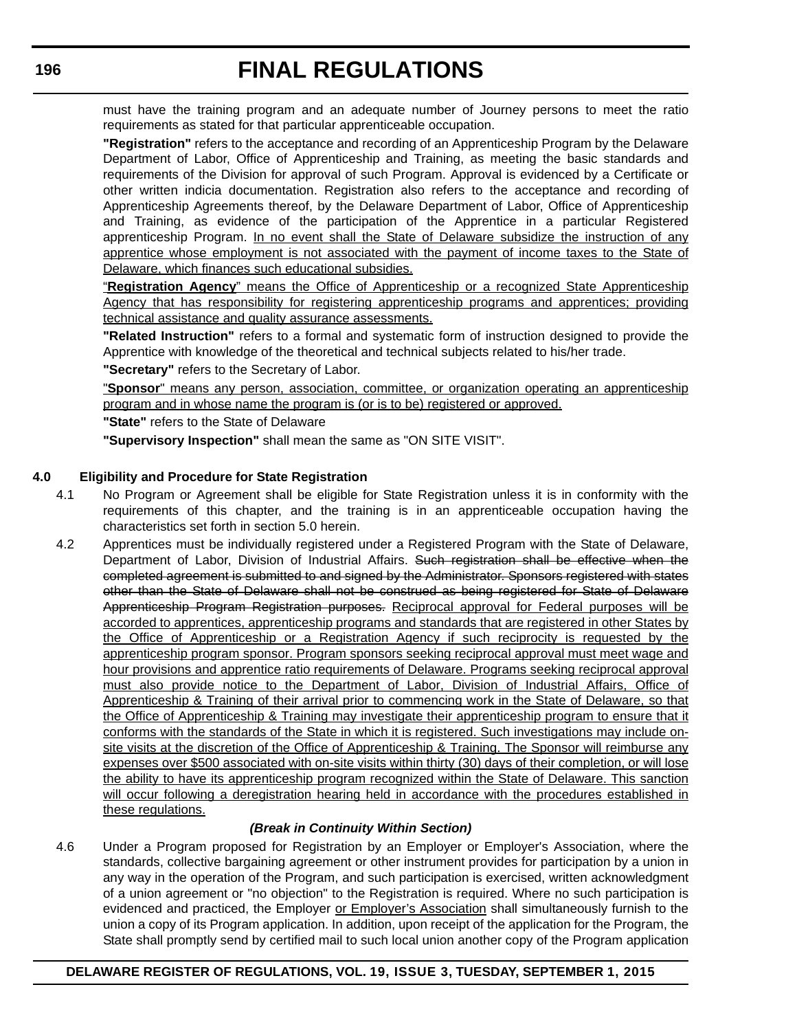must have the training program and an adequate number of Journey persons to meet the ratio requirements as stated for that particular apprenticeable occupation.

**"Registration"** refers to the acceptance and recording of an Apprenticeship Program by the Delaware Department of Labor, Office of Apprenticeship and Training, as meeting the basic standards and requirements of the Division for approval of such Program. Approval is evidenced by a Certificate or other written indicia documentation. Registration also refers to the acceptance and recording of Apprenticeship Agreements thereof, by the Delaware Department of Labor, Office of Apprenticeship and Training, as evidence of the participation of the Apprentice in a particular Registered apprenticeship Program. <u>In no event shall the State of Delaware subsidize the instruction of any apprentice whose employment is not associated with the payment of income taxes to the State of Delaware, which finances such educational subsidies.</u>

<u>“**Registration Agency**” means the Office of Apprenticeship or a recognized State Apprenticeship Agency that has responsibility for registering apprenticeship programs and apprentices; providing technical assistance and quality assurance assessments.</u>

**"Related Instruction"** refers to a formal and systematic form of instruction designed to provide the Apprentice with knowledge of the theoretical and technical subjects related to his/her trade.

**"Secretary"** refers to the Secretary of Labor.

<u>"**Sponsor**" means any person, association, committee, or organization operating an apprenticeship program and in whose name the program is (or is to be) registered or approved.</u>

**"State"** refers to the State of Delaware

**"Supervisory Inspection"** shall mean the same as "ON SITE VISIT".

**4.0 Eligibility and Procedure for State Registration**

4.1 No Program or Agreement shall be eligible for State Registration unless it is in conformity with the requirements of this chapter, and the training is in an apprenticeable occupation having the characteristics set forth in section 5.0 herein.

4.2 Apprentices must be individually registered under a Registered Program with the State of Delaware, Department of Labor, Division of Industrial Affairs. ~~Such registration shall be effective when the completed agreement is submitted to and signed by the Administrator. Sponsors registered with states other than the State of Delaware shall not be construed as being registered for State of Delaware Apprenticeship Program Registration purposes.~~ <u>Reciprocal approval for Federal purposes will be accorded to apprentices, apprenticeship programs and standards that are registered in other States by the Office of Apprenticeship or a Registration Agency if such reciprocity is requested by the apprenticeship program sponsor. Program sponsors seeking reciprocal approval must meet wage and hour provisions and apprentice ratio requirements of Delaware. Programs seeking reciprocal approval must also provide notice to the Department of Labor, Division of Industrial Affairs, Office of Apprenticeship & Training of their arrival prior to commencing work in the State of Delaware, so that the Office of Apprenticeship & Training may investigate their apprenticeship program to ensure that it conforms with the standards of the State in which it is registered. Such investigations may include on-site visits at the discretion of the Office of Apprenticeship & Training. The Sponsor will reimburse any expenses over $500 associated with on-site visits within thirty (30) days of their completion, or will lose the ability to have its apprenticeship program recognized within the State of Delaware. This sanction will occur following a deregistration hearing held in accordance with the procedures established in these regulations.</u>

***(Break in Continuity Within Section)***

4.6 Under a Program proposed for Registration by an Employer or Employer's Association, where the standards, collective bargaining agreement or other instrument provides for participation by a union in any way in the operation of the Program, and such participation is exercised, written acknowledgment of a union agreement or "no objection" to the Registration is required. Where no such participation is evidenced and practiced, the Employer <u>or Employer’s Association</u> shall simultaneously furnish to the union a copy of its Program application. In addition, upon receipt of the application for the Program, the State shall promptly send by certified mail to such local union another copy of the Program application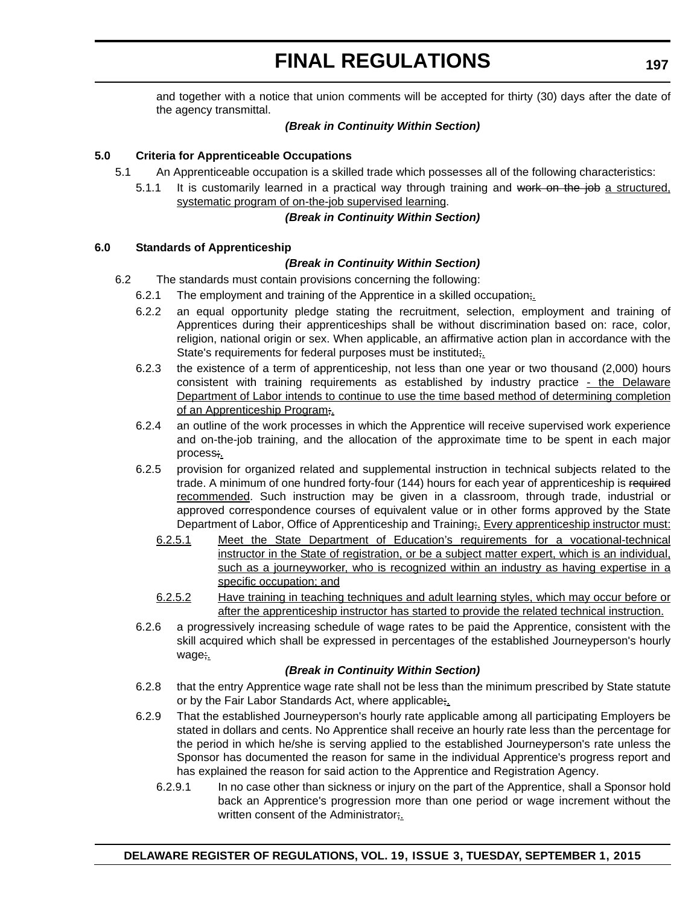and together with a notice that union comments will be accepted for thirty (30) days after the date of the agency transmittal.

***(Break in Continuity Within Section)***

**5.0 Criteria for Apprenticeable Occupations**

5.1 An Apprenticeable occupation is a skilled trade which possesses all of the following characteristics:

5.1.1 It is customarily learned in a practical way through training and ~~work on the job~~ <u>a structured, systematic program of on-the-job supervised learning</u>.

***(Break in Continuity Within Section)***

**6.0 Standards of Apprenticeship**

***(Break in Continuity Within Section)***

6.2 The standards must contain provisions concerning the following:

6.2.1 The employment and training of the Apprentice in a skilled occupation~~;~~<u>.</u>

6.2.2 an equal opportunity pledge stating the recruitment, selection, employment and training of Apprentices during their apprenticeships shall be without discrimination based on: race, color, religion, national origin or sex. When applicable, an affirmative action plan in accordance with the State's requirements for federal purposes must be instituted~~;~~<u>.</u>

6.2.3 the existence of a term of apprenticeship, not less than one year or two thousand (2,000) hours consistent with training requirements as established by industry practice <u>- the Delaware Department of Labor intends to continue to use the time based method of determining completion of an Apprenticeship Program</u>~~;~~<u>.</u>

6.2.4 an outline of the work processes in which the Apprentice will receive supervised work experience and on-the-job training, and the allocation of the approximate time to be spent in each major process~~;~~<u>.</u>

6.2.5 provision for organized related and supplemental instruction in technical subjects related to the trade. A minimum of one hundred forty-four (144) hours for each year of apprenticeship is ~~required~~ <u>recommended</u>. Such instruction may be given in a classroom, through trade, industrial or approved correspondence courses of equivalent value or in other forms approved by the State Department of Labor, Office of Apprenticeship and Training~~;~~<u>. Every apprenticeship instructor must:</u>

<u>6.2.5.1</u> <u>Meet the State Department of Education’s requirements for a vocational-technical instructor in the State of registration, or be a subject matter expert, which is an individual, such as a journeyworker, who is recognized within an industry as having expertise in a specific occupation; and</u>

<u>6.2.5.2</u> <u>Have training in teaching techniques and adult learning styles, which may occur before or after the apprenticeship instructor has started to provide the related technical instruction.</u>

6.2.6 a progressively increasing schedule of wage rates to be paid the Apprentice, consistent with the skill acquired which shall be expressed in percentages of the established Journeyperson's hourly wage~~;~~<u>.</u>

***(Break in Continuity Within Section)***

6.2.8 that the entry Apprentice wage rate shall not be less than the minimum prescribed by State statute or by the Fair Labor Standards Act, where applicable~~;~~<u>.</u>

6.2.9 That the established Journeyperson's hourly rate applicable among all participating Employers be stated in dollars and cents. No Apprentice shall receive an hourly rate less than the percentage for the period in which he/she is serving applied to the established Journeyperson's rate unless the Sponsor has documented the reason for same in the individual Apprentice's progress report and has explained the reason for said action to the Apprentice and Registration Agency.

6.2.9.1 In no case other than sickness or injury on the part of the Apprentice, shall a Sponsor hold back an Apprentice's progression more than one period or wage increment without the written consent of the Administrator~~;~~<u>.</u>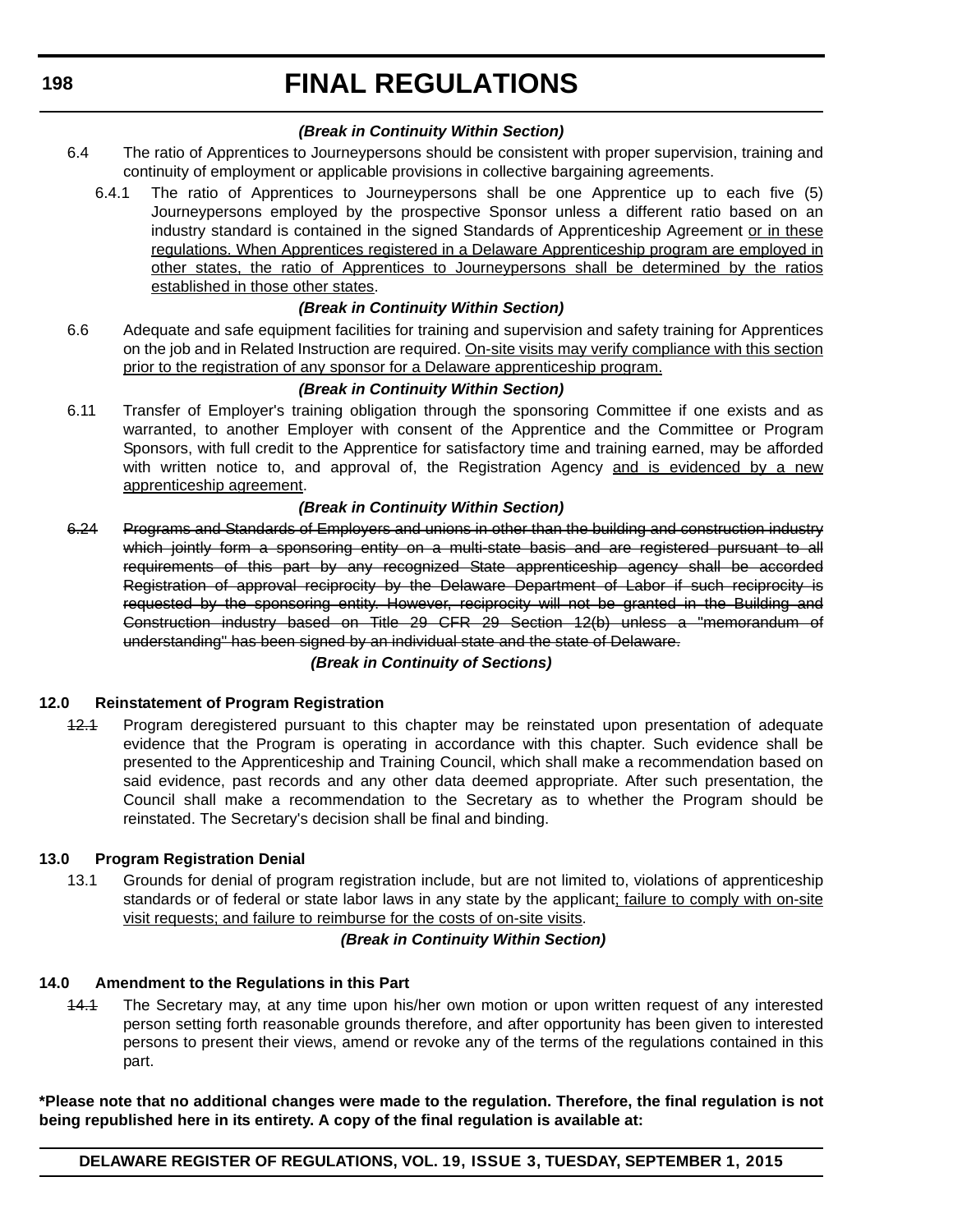*(Break in Continuity Within Section)*

6.4 The ratio of Apprentices to Journeypersons should be consistent with proper supervision, training and continuity of employment or applicable provisions in collective bargaining agreements.

6.4.1 The ratio of Apprentices to Journeypersons shall be one Apprentice up to each five (5) Journeypersons employed by the prospective Sponsor unless a different ratio based on an industry standard is contained in the signed Standards of Apprenticeship Agreement <u>or in these regulations. When Apprentices registered in a Delaware Apprenticeship program are employed in other states, the ratio of Apprentices to Journeypersons shall be determined by the ratios established in those other states</u>.

*(Break in Continuity Within Section)*

6.6 Adequate and safe equipment facilities for training and supervision and safety training for Apprentices on the job and in Related Instruction are required. <u>On-site visits may verify compliance with this section prior to the registration of any sponsor for a Delaware apprenticeship program.</u>

*(Break in Continuity Within Section)*

6.11 Transfer of Employer's training obligation through the sponsoring Committee if one exists and as warranted, to another Employer with consent of the Apprentice and the Committee or Program Sponsors, with full credit to the Apprentice for satisfactory time and training earned, may be afforded with written notice to, and approval of, the Registration Agency <u>and is evidenced by a new apprenticeship agreement</u>.

*(Break in Continuity Within Section)*

~~6.24 Programs and Standards of Employers and unions in other than the building and construction industry which jointly form a sponsoring entity on a multi-state basis and are registered pursuant to all requirements of this part by any recognized State apprenticeship agency shall be accorded Registration of approval reciprocity by the Delaware Department of Labor if such reciprocity is requested by the sponsoring entity. However, reciprocity will not be granted in the Building and Construction industry based on Title 29 CFR 29 Section 12(b) unless a "memorandum of understanding" has been signed by an individual state and the state of Delaware.~~

*(Break in Continuity of Sections)*

**12.0 Reinstatement of Program Registration**

~~12.1~~ Program deregistered pursuant to this chapter may be reinstated upon presentation of adequate evidence that the Program is operating in accordance with this chapter. Such evidence shall be presented to the Apprenticeship and Training Council, which shall make a recommendation based on said evidence, past records and any other data deemed appropriate. After such presentation, the Council shall make a recommendation to the Secretary as to whether the Program should be reinstated. The Secretary's decision shall be final and binding.

**13.0 Program Registration Denial**

13.1 Grounds for denial of program registration include, but are not limited to, violations of apprenticeship standards or of federal or state labor laws in any state by the applicant<u>; failure to comply with on-site visit requests; and failure to reimburse for the costs of on-site visits</u>.

*(Break in Continuity Within Section)*

**14.0 Amendment to the Regulations in this Part**

~~14.1~~ The Secretary may, at any time upon his/her own motion or upon written request of any interested person setting forth reasonable grounds therefore, and after opportunity has been given to interested persons to present their views, amend or revoke any of the terms of the regulations contained in this part.

**\*Please note that no additional changes were made to the regulation. Therefore, the final regulation is not being republished here in its entirety. A copy of the final regulation is available at:**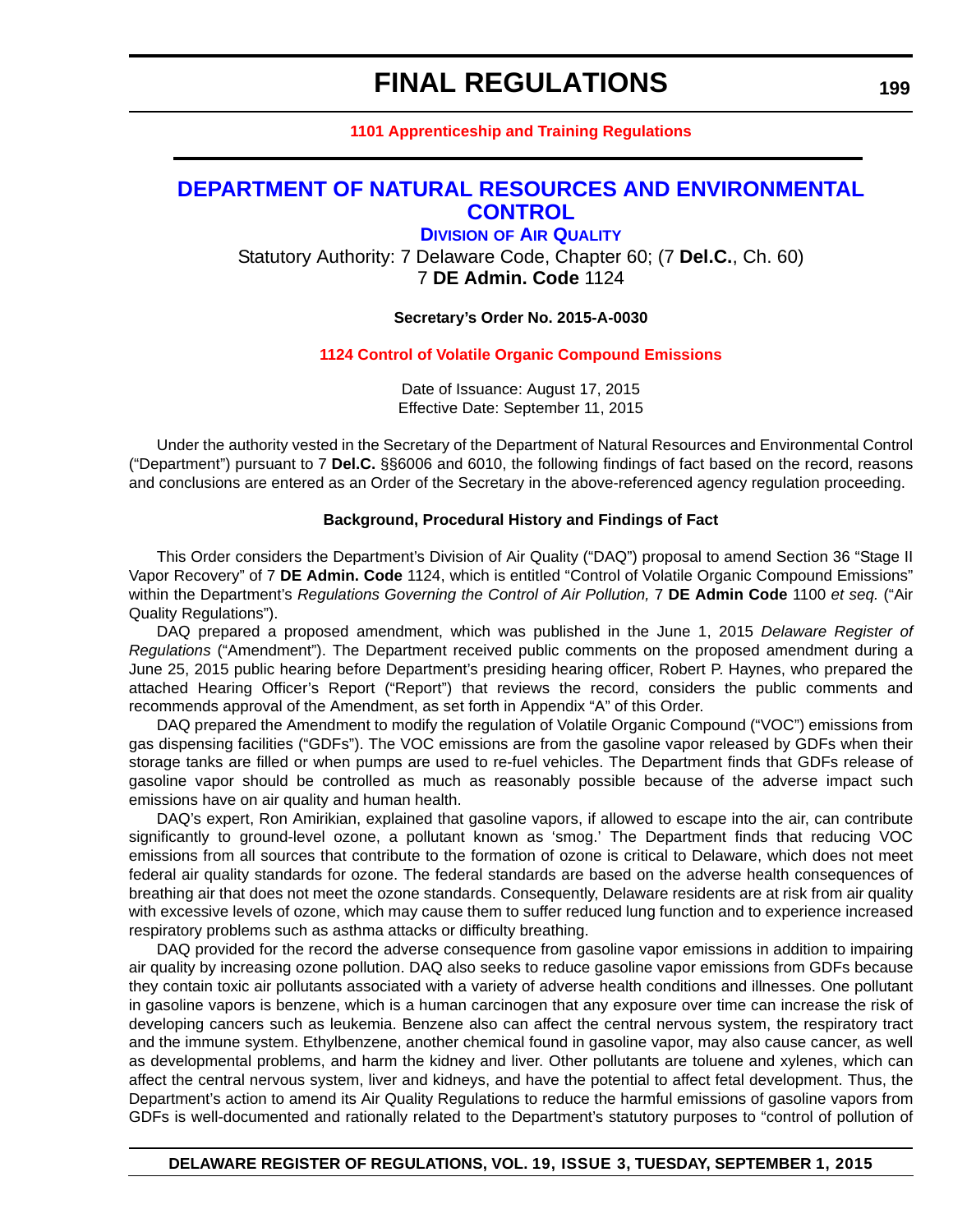**1101 Apprenticeship and Training Regulations**

# DEPARTMENT OF NATURAL RESOURCES AND ENVIRONMENTAL CONTROL

## DIVISION OF AIR QUALITY

Statutory Authority: 7 Delaware Code, Chapter 60; (7 **Del.C.**, Ch. 60)
7 **DE Admin. Code** 1124

**Secretary's Order No. 2015-A-0030**

**1124 Control of Volatile Organic Compound Emissions**

Date of Issuance: August 17, 2015
Effective Date: September 11, 2015

Under the authority vested in the Secretary of the Department of Natural Resources and Environmental Control ("Department") pursuant to 7 **Del.C.** §§6006 and 6010, the following findings of fact based on the record, reasons and conclusions are entered as an Order of the Secretary in the above-referenced agency regulation proceeding.

**Background, Procedural History and Findings of Fact**

This Order considers the Department's Division of Air Quality ("DAQ") proposal to amend Section 36 "Stage II Vapor Recovery" of 7 **DE Admin. Code** 1124, which is entitled "Control of Volatile Organic Compound Emissions" within the Department's *Regulations Governing the Control of Air Pollution,* 7 **DE Admin Code** 1100 *et seq.* ("Air Quality Regulations").

DAQ prepared a proposed amendment, which was published in the June 1, 2015 *Delaware Register of Regulations* ("Amendment"). The Department received public comments on the proposed amendment during a June 25, 2015 public hearing before Department's presiding hearing officer, Robert P. Haynes, who prepared the attached Hearing Officer's Report ("Report") that reviews the record, considers the public comments and recommends approval of the Amendment, as set forth in Appendix "A" of this Order.

DAQ prepared the Amendment to modify the regulation of Volatile Organic Compound ("VOC") emissions from gas dispensing facilities ("GDFs"). The VOC emissions are from the gasoline vapor released by GDFs when their storage tanks are filled or when pumps are used to re-fuel vehicles. The Department finds that GDFs release of gasoline vapor should be controlled as much as reasonably possible because of the adverse impact such emissions have on air quality and human health.

DAQ's expert, Ron Amirikian, explained that gasoline vapors, if allowed to escape into the air, can contribute significantly to ground-level ozone, a pollutant known as 'smog.' The Department finds that reducing VOC emissions from all sources that contribute to the formation of ozone is critical to Delaware, which does not meet federal air quality standards for ozone. The federal standards are based on the adverse health consequences of breathing air that does not meet the ozone standards. Consequently, Delaware residents are at risk from air quality with excessive levels of ozone, which may cause them to suffer reduced lung function and to experience increased respiratory problems such as asthma attacks or difficulty breathing.

DAQ provided for the record the adverse consequence from gasoline vapor emissions in addition to impairing air quality by increasing ozone pollution. DAQ also seeks to reduce gasoline vapor emissions from GDFs because they contain toxic air pollutants associated with a variety of adverse health conditions and illnesses. One pollutant in gasoline vapors is benzene, which is a human carcinogen that any exposure over time can increase the risk of developing cancers such as leukemia. Benzene also can affect the central nervous system, the respiratory tract and the immune system. Ethylbenzene, another chemical found in gasoline vapor, may also cause cancer, as well as developmental problems, and harm the kidney and liver. Other pollutants are toluene and xylenes, which can affect the central nervous system, liver and kidneys, and have the potential to affect fetal development. Thus, the Department's action to amend its Air Quality Regulations to reduce the harmful emissions of gasoline vapors from GDFs is well-documented and rationally related to the Department's statutory purposes to "control of pollution of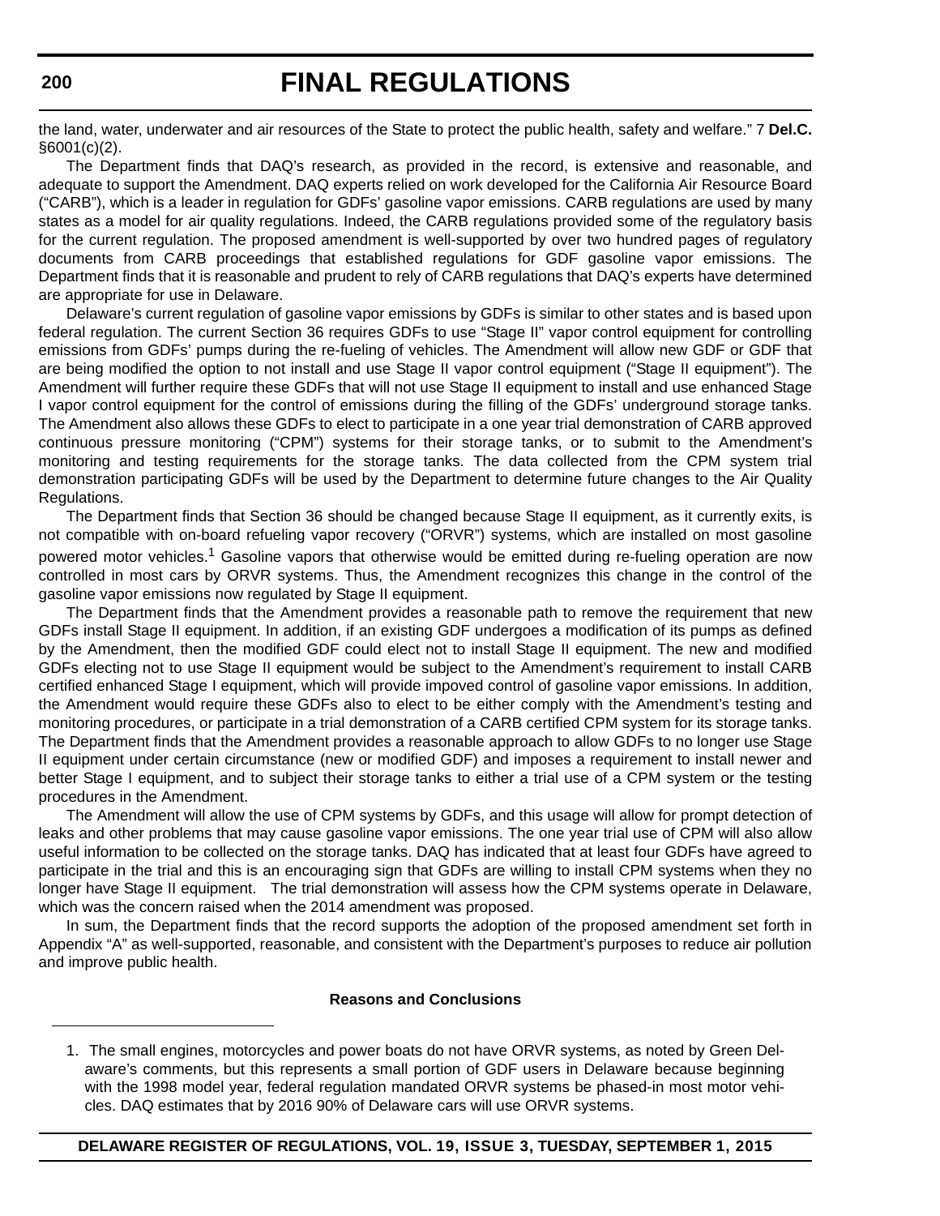the land, water, underwater and air resources of the State to protect the public health, safety and welfare." 7 **Del.C.** §6001(c)(2).

The Department finds that DAQ's research, as provided in the record, is extensive and reasonable, and adequate to support the Amendment. DAQ experts relied on work developed for the California Air Resource Board ("CARB"), which is a leader in regulation for GDFs' gasoline vapor emissions. CARB regulations are used by many states as a model for air quality regulations. Indeed, the CARB regulations provided some of the regulatory basis for the current regulation. The proposed amendment is well-supported by over two hundred pages of regulatory documents from CARB proceedings that established regulations for GDF gasoline vapor emissions. The Department finds that it is reasonable and prudent to rely of CARB regulations that DAQ's experts have determined are appropriate for use in Delaware.

Delaware's current regulation of gasoline vapor emissions by GDFs is similar to other states and is based upon federal regulation. The current Section 36 requires GDFs to use "Stage II" vapor control equipment for controlling emissions from GDFs' pumps during the re-fueling of vehicles. The Amendment will allow new GDF or GDF that are being modified the option to not install and use Stage II vapor control equipment ("Stage II equipment"). The Amendment will further require these GDFs that will not use Stage II equipment to install and use enhanced Stage I vapor control equipment for the control of emissions during the filling of the GDFs' underground storage tanks. The Amendment also allows these GDFs to elect to participate in a one year trial demonstration of CARB approved continuous pressure monitoring ("CPM") systems for their storage tanks, or to submit to the Amendment's monitoring and testing requirements for the storage tanks. The data collected from the CPM system trial demonstration participating GDFs will be used by the Department to determine future changes to the Air Quality Regulations.

The Department finds that Section 36 should be changed because Stage II equipment, as it currently exits, is not compatible with on-board refueling vapor recovery ("ORVR") systems, which are installed on most gasoline powered motor vehicles.[1] Gasoline vapors that otherwise would be emitted during re-fueling operation are now controlled in most cars by ORVR systems. Thus, the Amendment recognizes this change in the control of the gasoline vapor emissions now regulated by Stage II equipment.

The Department finds that the Amendment provides a reasonable path to remove the requirement that new GDFs install Stage II equipment. In addition, if an existing GDF undergoes a modification of its pumps as defined by the Amendment, then the modified GDF could elect not to install Stage II equipment. The new and modified GDFs electing not to use Stage II equipment would be subject to the Amendment's requirement to install CARB certified enhanced Stage I equipment, which will provide impoved control of gasoline vapor emissions. In addition, the Amendment would require these GDFs also to elect to be either comply with the Amendment's testing and monitoring procedures, or participate in a trial demonstration of a CARB certified CPM system for its storage tanks. The Department finds that the Amendment provides a reasonable approach to allow GDFs to no longer use Stage II equipment under certain circumstance (new or modified GDF) and imposes a requirement to install newer and better Stage I equipment, and to subject their storage tanks to either a trial use of a CPM system or the testing procedures in the Amendment.

The Amendment will allow the use of CPM systems by GDFs, and this usage will allow for prompt detection of leaks and other problems that may cause gasoline vapor emissions. The one year trial use of CPM will also allow useful information to be collected on the storage tanks. DAQ has indicated that at least four GDFs have agreed to participate in the trial and this is an encouraging sign that GDFs are willing to install CPM systems when they no longer have Stage II equipment. The trial demonstration will assess how the CPM systems operate in Delaware, which was the concern raised when the 2014 amendment was proposed.

In sum, the Department finds that the record supports the adoption of the proposed amendment set forth in Appendix "A" as well-supported, reasonable, and consistent with the Department's purposes to reduce air pollution and improve public health.

**Reasons and Conclusions**

1. The small engines, motorcycles and power boats do not have ORVR systems, as noted by Green Delaware's comments, but this represents a small portion of GDF users in Delaware because beginning with the 1998 model year, federal regulation mandated ORVR systems be phased-in most motor vehicles. DAQ estimates that by 2016 90% of Delaware cars will use ORVR systems.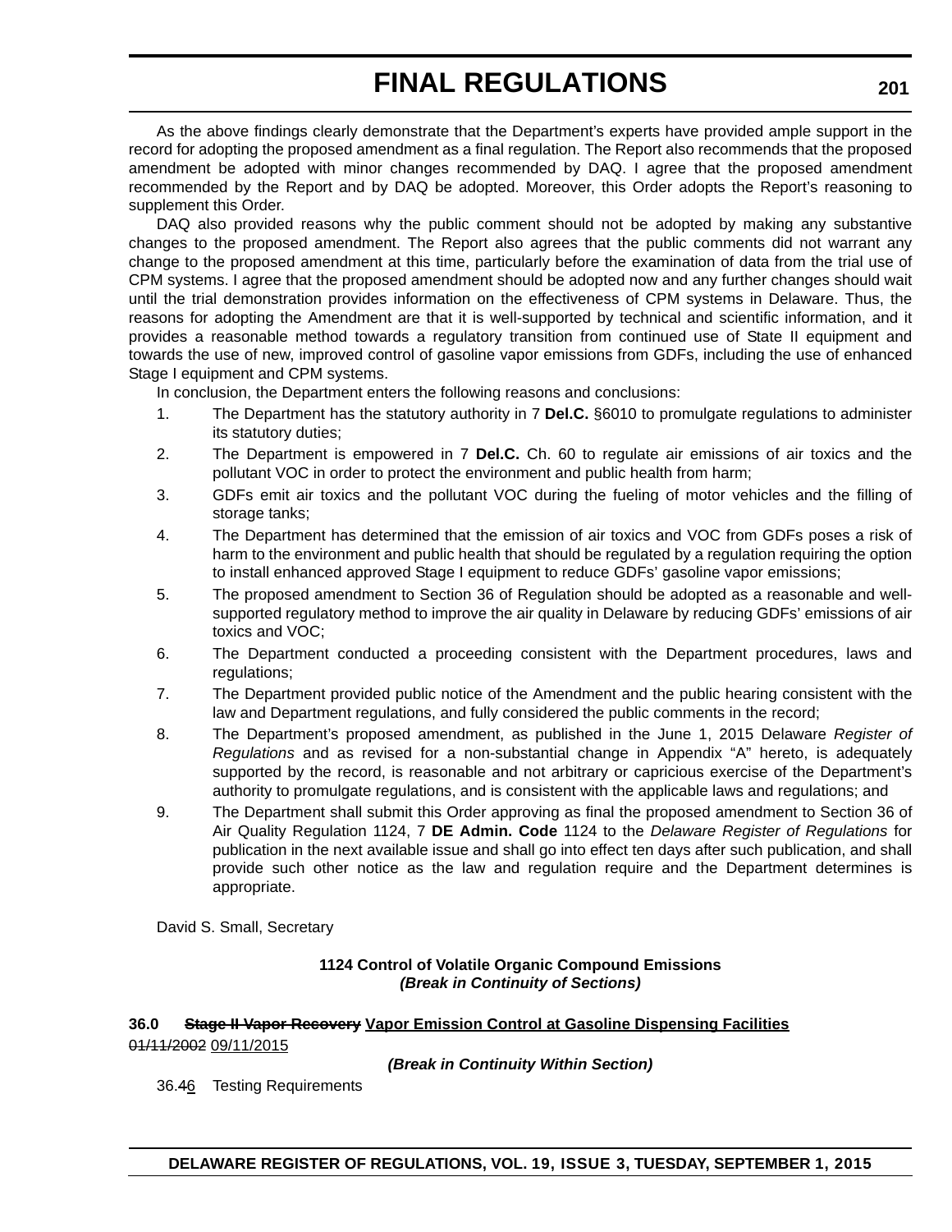As the above findings clearly demonstrate that the Department's experts have provided ample support in the record for adopting the proposed amendment as a final regulation. The Report also recommends that the proposed amendment be adopted with minor changes recommended by DAQ. I agree that the proposed amendment recommended by the Report and by DAQ be adopted. Moreover, this Order adopts the Report's reasoning to supplement this Order.

DAQ also provided reasons why the public comment should not be adopted by making any substantive changes to the proposed amendment. The Report also agrees that the public comments did not warrant any change to the proposed amendment at this time, particularly before the examination of data from the trial use of CPM systems. I agree that the proposed amendment should be adopted now and any further changes should wait until the trial demonstration provides information on the effectiveness of CPM systems in Delaware. Thus, the reasons for adopting the Amendment are that it is well-supported by technical and scientific information, and it provides a reasonable method towards a regulatory transition from continued use of State II equipment and towards the use of new, improved control of gasoline vapor emissions from GDFs, including the use of enhanced Stage I equipment and CPM systems.

In conclusion, the Department enters the following reasons and conclusions:

1. The Department has the statutory authority in 7 **Del.C.** §6010 to promulgate regulations to administer its statutory duties;
2. The Department is empowered in 7 **Del.C.** Ch. 60 to regulate air emissions of air toxics and the pollutant VOC in order to protect the environment and public health from harm;
3. GDFs emit air toxics and the pollutant VOC during the fueling of motor vehicles and the filling of storage tanks;
4. The Department has determined that the emission of air toxics and VOC from GDFs poses a risk of harm to the environment and public health that should be regulated by a regulation requiring the option to install enhanced approved Stage I equipment to reduce GDFs' gasoline vapor emissions;
5. The proposed amendment to Section 36 of Regulation should be adopted as a reasonable and well-supported regulatory method to improve the air quality in Delaware by reducing GDFs' emissions of air toxics and VOC;
6. The Department conducted a proceeding consistent with the Department procedures, laws and regulations;
7. The Department provided public notice of the Amendment and the public hearing consistent with the law and Department regulations, and fully considered the public comments in the record;
8. The Department's proposed amendment, as published in the June 1, 2015 Delaware *Register of Regulations* and as revised for a non-substantial change in Appendix "A" hereto, is adequately supported by the record, is reasonable and not arbitrary or capricious exercise of the Department's authority to promulgate regulations, and is consistent with the applicable laws and regulations; and
9. The Department shall submit this Order approving as final the proposed amendment to Section 36 of Air Quality Regulation 1124, 7 **DE Admin. Code** 1124 to the *Delaware Register of Regulations* for publication in the next available issue and shall go into effect ten days after such publication, and shall provide such other notice as the law and regulation require and the Department determines is appropriate.

David S. Small, Secretary

**1124 Control of Volatile Organic Compound Emissions**
***(Break in Continuity of Sections)***

**36.0 ~~Stage II Vapor Recovery~~ Vapor Emission Control at Gasoline Dispensing Facilities**

~~01/11/2002~~ 09/11/2015

***(Break in Continuity Within Section)***

36.~~4~~6 Testing Requirements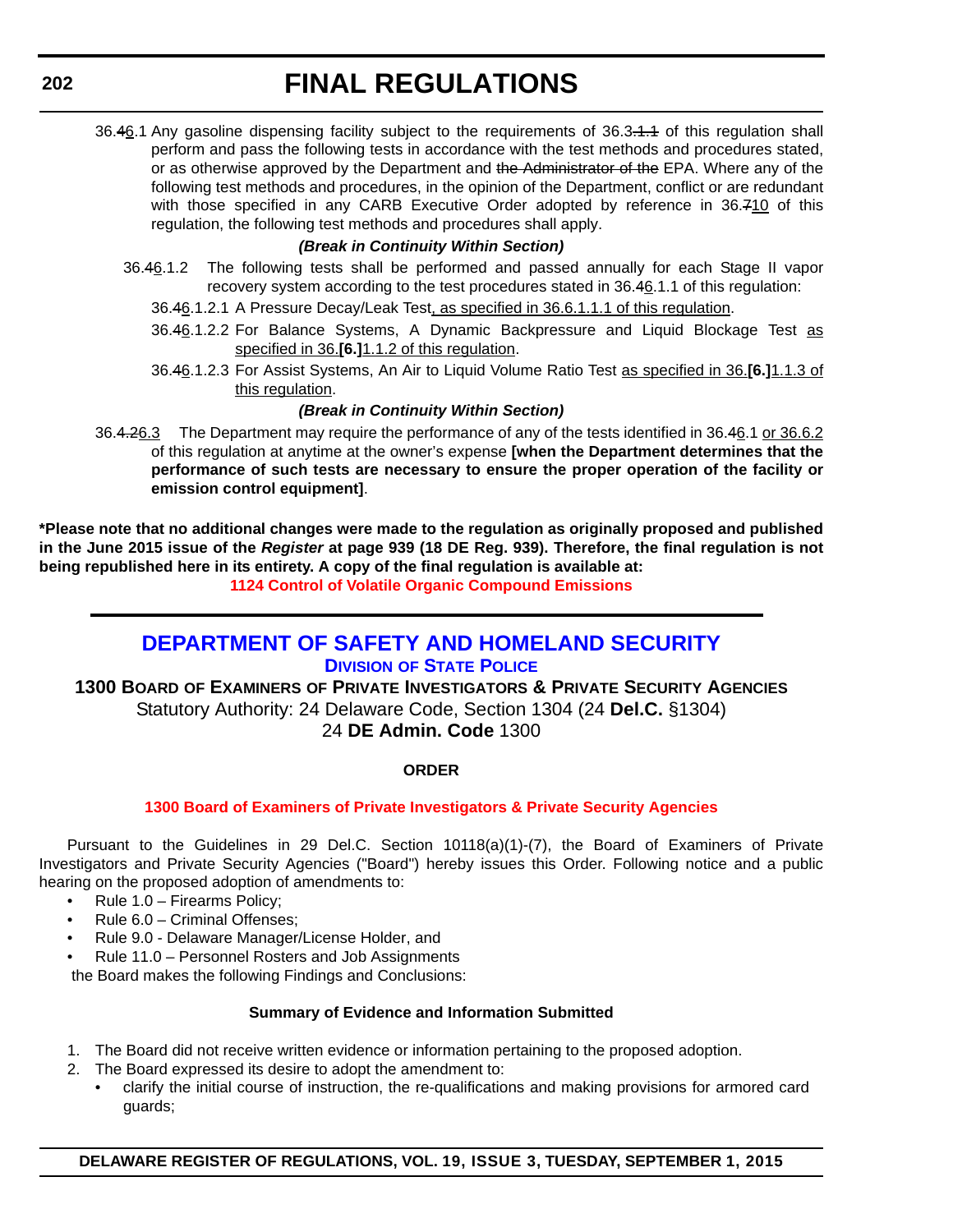36.~~4~~6.1 Any gasoline dispensing facility subject to the requirements of 36.3~~.1.1~~ of this regulation shall perform and pass the following tests in accordance with the test methods and procedures stated, or as otherwise approved by the Department and ~~the Administrator of the~~ EPA. Where any of the following test methods and procedures, in the opinion of the Department, conflict or are redundant with those specified in any CARB Executive Order adopted by reference in 36.~~7~~10 of this regulation, the following test methods and procedures shall apply.

***(Break in Continuity Within Section)***

36.~~4~~6.1.2 The following tests shall be performed and passed annually for each Stage II vapor recovery system according to the test procedures stated in 36.~~4~~6.1.1 of this regulation:

36.~~4~~6.1.2.1 A Pressure Decay/Leak Test, as specified in 36.6.1.1.1 of this regulation.

36.~~4~~6.1.2.2 For Balance Systems, A Dynamic Backpressure and Liquid Blockage Test as specified in 36.**[6.]**1.1.2 of this regulation.

36.~~4~~6.1.2.3 For Assist Systems, An Air to Liquid Volume Ratio Test as specified in 36.**[6.]**1.1.3 of this regulation.

***(Break in Continuity Within Section)***

36.~~4.2~~6.3 The Department may require the performance of any of the tests identified in 36.~~4~~6.1 or 36.6.2 of this regulation at anytime at the owner's expense **[when the Department determines that the performance of such tests are necessary to ensure the proper operation of the facility or emission control equipment]**.

**\*Please note that no additional changes were made to the regulation as originally proposed and published in the June 2015 issue of the *Register* at page 939 (18 DE Reg. 939). Therefore, the final regulation is not being republished here in its entirety. A copy of the final regulation is available at:**

**1124 Control of Volatile Organic Compound Emissions**

# DEPARTMENT OF SAFETY AND HOMELAND SECURITY

## DIVISION OF STATE POLICE

### 1300 BOARD OF EXAMINERS OF PRIVATE INVESTIGATORS & PRIVATE SECURITY AGENCIES

Statutory Authority: 24 Delaware Code, Section 1304 (24 **Del.C.** §1304)

24 **DE Admin. Code** 1300

**ORDER**

**1300 Board of Examiners of Private Investigators & Private Security Agencies**

Pursuant to the Guidelines in 29 Del.C. Section 10118(a)(1)-(7), the Board of Examiners of Private Investigators and Private Security Agencies ("Board") hereby issues this Order. Following notice and a public hearing on the proposed adoption of amendments to:

- Rule 1.0 – Firearms Policy;
- Rule 6.0 – Criminal Offenses;
- Rule 9.0 - Delaware Manager/License Holder, and
- Rule 11.0 – Personnel Rosters and Job Assignments

the Board makes the following Findings and Conclusions:

**Summary of Evidence and Information Submitted**

1. The Board did not receive written evidence or information pertaining to the proposed adoption.
2. The Board expressed its desire to adopt the amendment to:
   - clarify the initial course of instruction, the re-qualifications and making provisions for armored card guards;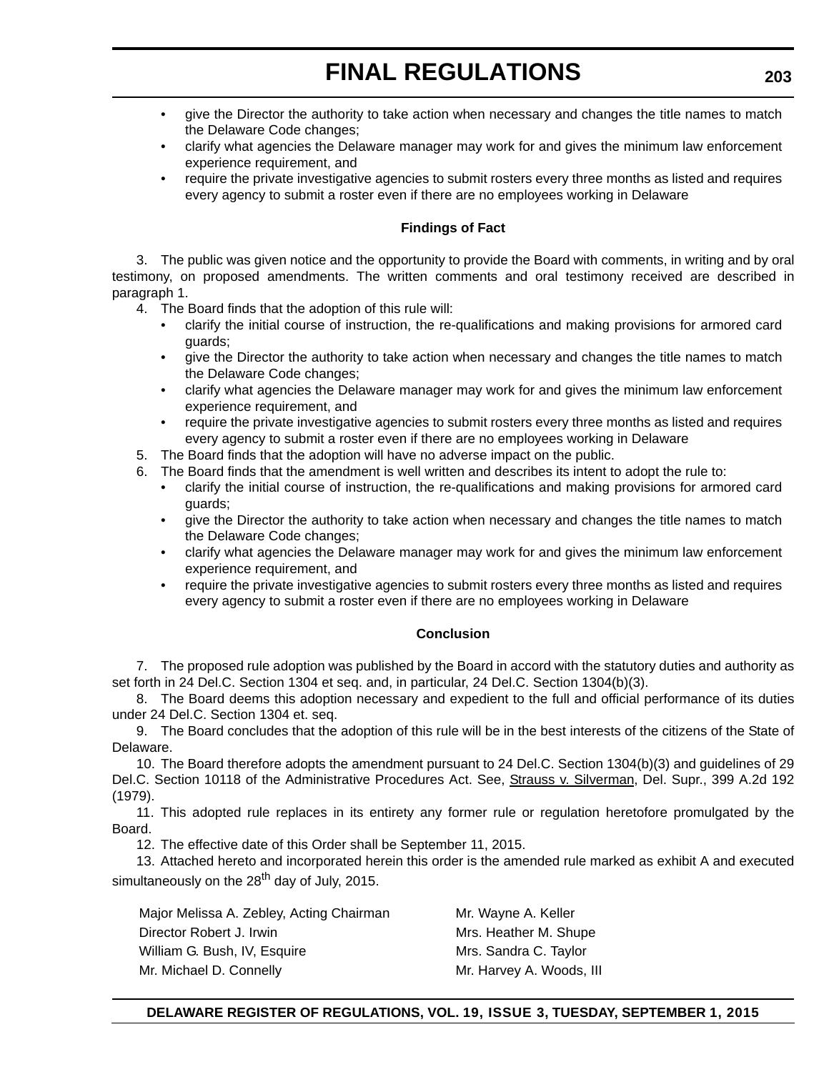- give the Director the authority to take action when necessary and changes the title names to match the Delaware Code changes;
- clarify what agencies the Delaware manager may work for and gives the minimum law enforcement experience requirement, and
- require the private investigative agencies to submit rosters every three months as listed and requires every agency to submit a roster even if there are no employees working in Delaware

**Findings of Fact**

3. The public was given notice and the opportunity to provide the Board with comments, in writing and by oral testimony, on proposed amendments. The written comments and oral testimony received are described in paragraph 1.

4. The Board finds that the adoption of this rule will:
   - clarify the initial course of instruction, the re-qualifications and making provisions for armored card guards;
   - give the Director the authority to take action when necessary and changes the title names to match the Delaware Code changes;
   - clarify what agencies the Delaware manager may work for and gives the minimum law enforcement experience requirement, and
   - require the private investigative agencies to submit rosters every three months as listed and requires every agency to submit a roster even if there are no employees working in Delaware

5. The Board finds that the adoption will have no adverse impact on the public.

6. The Board finds that the amendment is well written and describes its intent to adopt the rule to:
   - clarify the initial course of instruction, the re-qualifications and making provisions for armored card guards;
   - give the Director the authority to take action when necessary and changes the title names to match the Delaware Code changes;
   - clarify what agencies the Delaware manager may work for and gives the minimum law enforcement experience requirement, and
   - require the private investigative agencies to submit rosters every three months as listed and requires every agency to submit a roster even if there are no employees working in Delaware

**Conclusion**

7. The proposed rule adoption was published by the Board in accord with the statutory duties and authority as set forth in 24 Del.C. Section 1304 et seq. and, in particular, 24 Del.C. Section 1304(b)(3).

8. The Board deems this adoption necessary and expedient to the full and official performance of its duties under 24 Del.C. Section 1304 et. seq.

9. The Board concludes that the adoption of this rule will be in the best interests of the citizens of the State of Delaware.

10. The Board therefore adopts the amendment pursuant to 24 Del.C. Section 1304(b)(3) and guidelines of 29 Del.C. Section 10118 of the Administrative Procedures Act. See, Strauss v. Silverman, Del. Supr., 399 A.2d 192 (1979).

11. This adopted rule replaces in its entirety any former rule or regulation heretofore promulgated by the Board.

12. The effective date of this Order shall be September 11, 2015.

13. Attached hereto and incorporated herein this order is the amended rule marked as exhibit A and executed simultaneously on the 28th day of July, 2015.

| | |
|---|---|
| Major Melissa A. Zebley, Acting Chairman | Mr. Wayne A. Keller |
| Director Robert J. Irwin | Mrs. Heather M. Shupe |
| William G. Bush, IV, Esquire | Mrs. Sandra C. Taylor |
| Mr. Michael D. Connelly | Mr. Harvey A. Woods, III |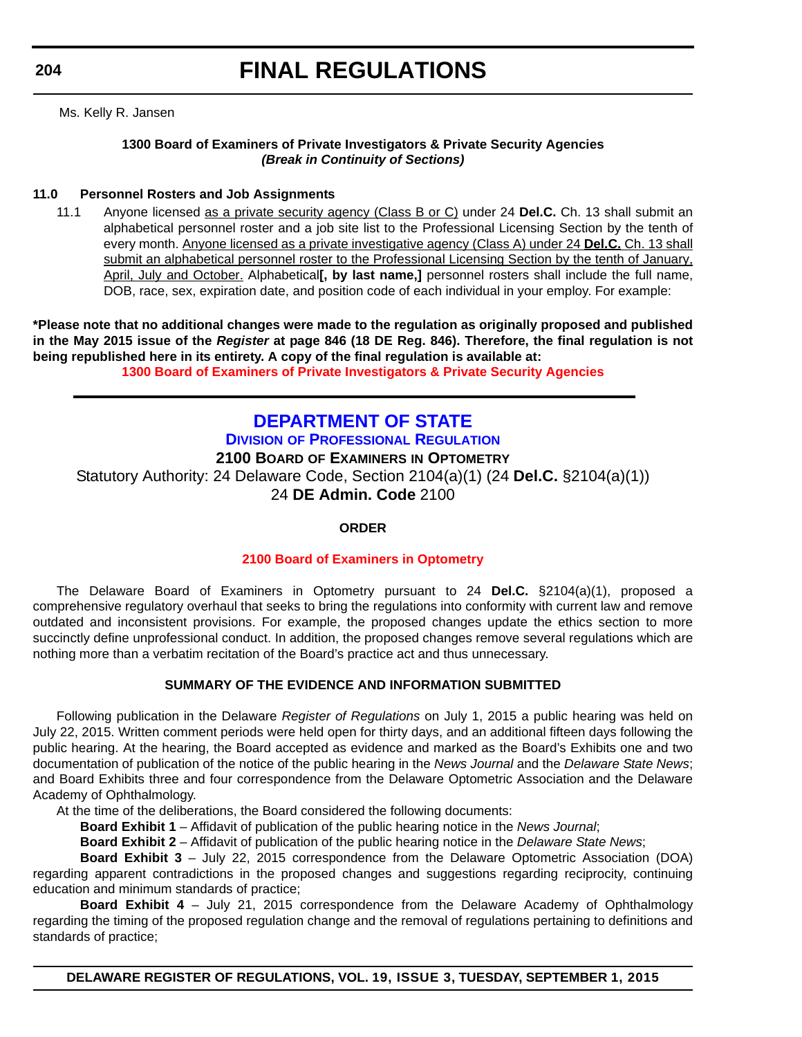Ms. Kelly R. Jansen

**1300 Board of Examiners of Private Investigators & Private Security Agencies**
***(Break in Continuity of Sections)***

**11.0 Personnel Rosters and Job Assignments**

11.1 Anyone licensed <u>as a private security agency (Class B or C)</u> under 24 **Del.C.** Ch. 13 shall submit an alphabetical personnel roster and a job site list to the Professional Licensing Section by the tenth of every month. <u>Anyone licensed as a private investigative agency (Class A) under 24 **Del.C.** Ch. 13 shall submit an alphabetical personnel roster to the Professional Licensing Section by the tenth of January, April, July and October.</u> Alphabetical**[, by last name,]** personnel rosters shall include the full name, DOB, race, sex, expiration date, and position code of each individual in your employ. For example:

**\*Please note that no additional changes were made to the regulation as originally proposed and published in the May 2015 issue of the *Register* at page 846 (18 DE Reg. 846). Therefore, the final regulation is not being republished here in its entirety. A copy of the final regulation is available at:**

**1300 Board of Examiners of Private Investigators & Private Security Agencies**

---

# DEPARTMENT OF STATE

## Division of Professional Regulation

### 2100 Board of Examiners in Optometry

Statutory Authority: 24 Delaware Code, Section 2104(a)(1) (24 **Del.C.** §2104(a)(1))
24 **DE Admin. Code** 2100

**ORDER**

**2100 Board of Examiners in Optometry**

The Delaware Board of Examiners in Optometry pursuant to 24 **Del.C.** §2104(a)(1), proposed a comprehensive regulatory overhaul that seeks to bring the regulations into conformity with current law and remove outdated and inconsistent provisions. For example, the proposed changes update the ethics section to more succinctly define unprofessional conduct. In addition, the proposed changes remove several regulations which are nothing more than a verbatim recitation of the Board's practice act and thus unnecessary.

**SUMMARY OF THE EVIDENCE AND INFORMATION SUBMITTED**

Following publication in the Delaware *Register of Regulations* on July 1, 2015 a public hearing was held on July 22, 2015. Written comment periods were held open for thirty days, and an additional fifteen days following the public hearing. At the hearing, the Board accepted as evidence and marked as the Board's Exhibits one and two documentation of publication of the notice of the public hearing in the *News Journal* and the *Delaware State News*; and Board Exhibits three and four correspondence from the Delaware Optometric Association and the Delaware Academy of Ophthalmology.

At the time of the deliberations, the Board considered the following documents:

**Board Exhibit 1** – Affidavit of publication of the public hearing notice in the *News Journal*;

**Board Exhibit 2** – Affidavit of publication of the public hearing notice in the *Delaware State News*;

**Board Exhibit 3** – July 22, 2015 correspondence from the Delaware Optometric Association (DOA) regarding apparent contradictions in the proposed changes and suggestions regarding reciprocity, continuing education and minimum standards of practice;

**Board Exhibit 4** – July 21, 2015 correspondence from the Delaware Academy of Ophthalmology regarding the timing of the proposed regulation change and the removal of regulations pertaining to definitions and standards of practice;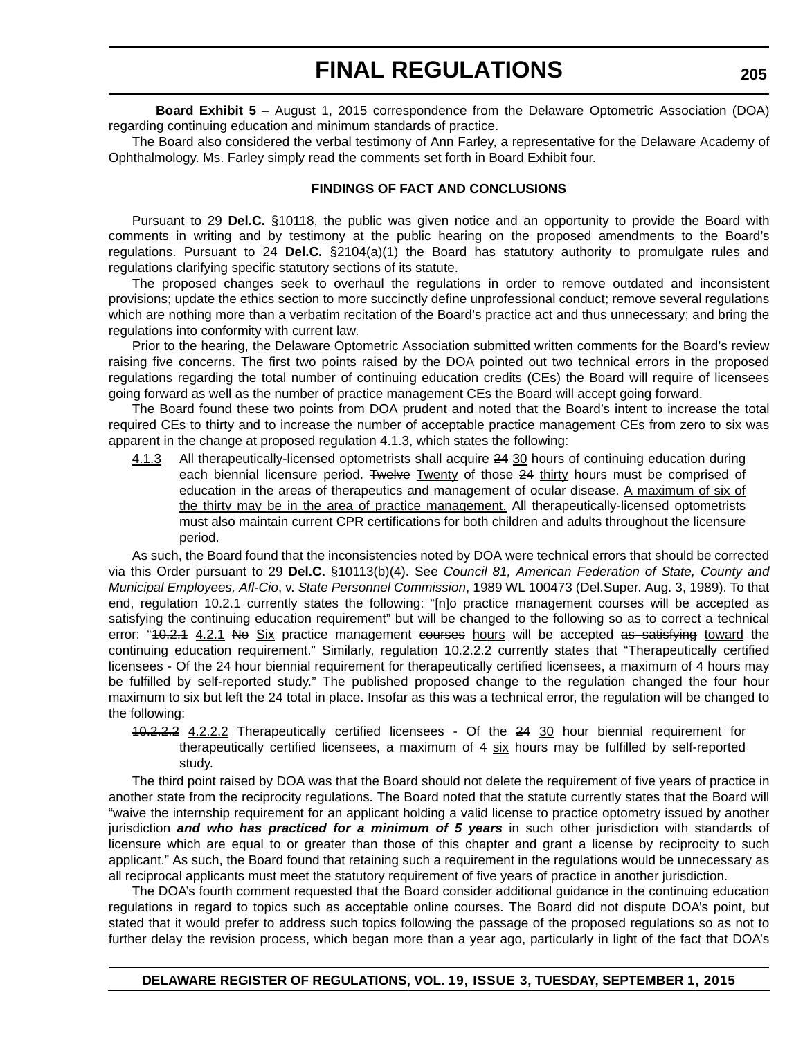**Board Exhibit 5** – August 1, 2015 correspondence from the Delaware Optometric Association (DOA) regarding continuing education and minimum standards of practice.

The Board also considered the verbal testimony of Ann Farley, a representative for the Delaware Academy of Ophthalmology. Ms. Farley simply read the comments set forth in Board Exhibit four.

**FINDINGS OF FACT AND CONCLUSIONS**

Pursuant to 29 **Del.C.** §10118, the public was given notice and an opportunity to provide the Board with comments in writing and by testimony at the public hearing on the proposed amendments to the Board's regulations. Pursuant to 24 **Del.C.** §2104(a)(1) the Board has statutory authority to promulgate rules and regulations clarifying specific statutory sections of its statute.

The proposed changes seek to overhaul the regulations in order to remove outdated and inconsistent provisions; update the ethics section to more succinctly define unprofessional conduct; remove several regulations which are nothing more than a verbatim recitation of the Board's practice act and thus unnecessary; and bring the regulations into conformity with current law.

Prior to the hearing, the Delaware Optometric Association submitted written comments for the Board's review raising five concerns. The first two points raised by the DOA pointed out two technical errors in the proposed regulations regarding the total number of continuing education credits (CEs) the Board will require of licensees going forward as well as the number of practice management CEs the Board will accept going forward.

The Board found these two points from DOA prudent and noted that the Board's intent to increase the total required CEs to thirty and to increase the number of acceptable practice management CEs from zero to six was apparent in the change at proposed regulation 4.1.3, which states the following:

4.1.3 All therapeutically-licensed optometrists shall acquire ~~24~~ 30 hours of continuing education during each biennial licensure period. ~~Twelve~~ Twenty of those ~~24~~ thirty hours must be comprised of education in the areas of therapeutics and management of ocular disease. A maximum of six of the thirty may be in the area of practice management. All therapeutically-licensed optometrists must also maintain current CPR certifications for both children and adults throughout the licensure period.

As such, the Board found that the inconsistencies noted by DOA were technical errors that should be corrected via this Order pursuant to 29 **Del.C.** §10113(b)(4). See *Council 81, American Federation of State, County and Municipal Employees, Afl-Cio*, v. *State Personnel Commission*, 1989 WL 100473 (Del.Super. Aug. 3, 1989). To that end, regulation 10.2.1 currently states the following: "[n]o practice management courses will be accepted as satisfying the continuing education requirement" but will be changed to the following so as to correct a technical error: "~~10.2.1~~ 4.2.1 ~~No~~ Six practice management ~~courses~~ hours will be accepted ~~as satisfying~~ toward the continuing education requirement." Similarly, regulation 10.2.2.2 currently states that "Therapeutically certified licensees - Of the 24 hour biennial requirement for therapeutically certified licensees, a maximum of 4 hours may be fulfilled by self-reported study." The published proposed change to the regulation changed the four hour maximum to six but left the 24 total in place. Insofar as this was a technical error, the regulation will be changed to the following:

~~10.2.2.2~~ 4.2.2.2 Therapeutically certified licensees - Of the ~~24~~ 30 hour biennial requirement for therapeutically certified licensees, a maximum of ~~4~~ six hours may be fulfilled by self-reported study.

The third point raised by DOA was that the Board should not delete the requirement of five years of practice in another state from the reciprocity regulations. The Board noted that the statute currently states that the Board will "waive the internship requirement for an applicant holding a valid license to practice optometry issued by another jurisdiction ***and who has practiced for a minimum of 5 years*** in such other jurisdiction with standards of licensure which are equal to or greater than those of this chapter and grant a license by reciprocity to such applicant." As such, the Board found that retaining such a requirement in the regulations would be unnecessary as all reciprocal applicants must meet the statutory requirement of five years of practice in another jurisdiction.

The DOA's fourth comment requested that the Board consider additional guidance in the continuing education regulations in regard to topics such as acceptable online courses. The Board did not dispute DOA's point, but stated that it would prefer to address such topics following the passage of the proposed regulations so as not to further delay the revision process, which began more than a year ago, particularly in light of the fact that DOA's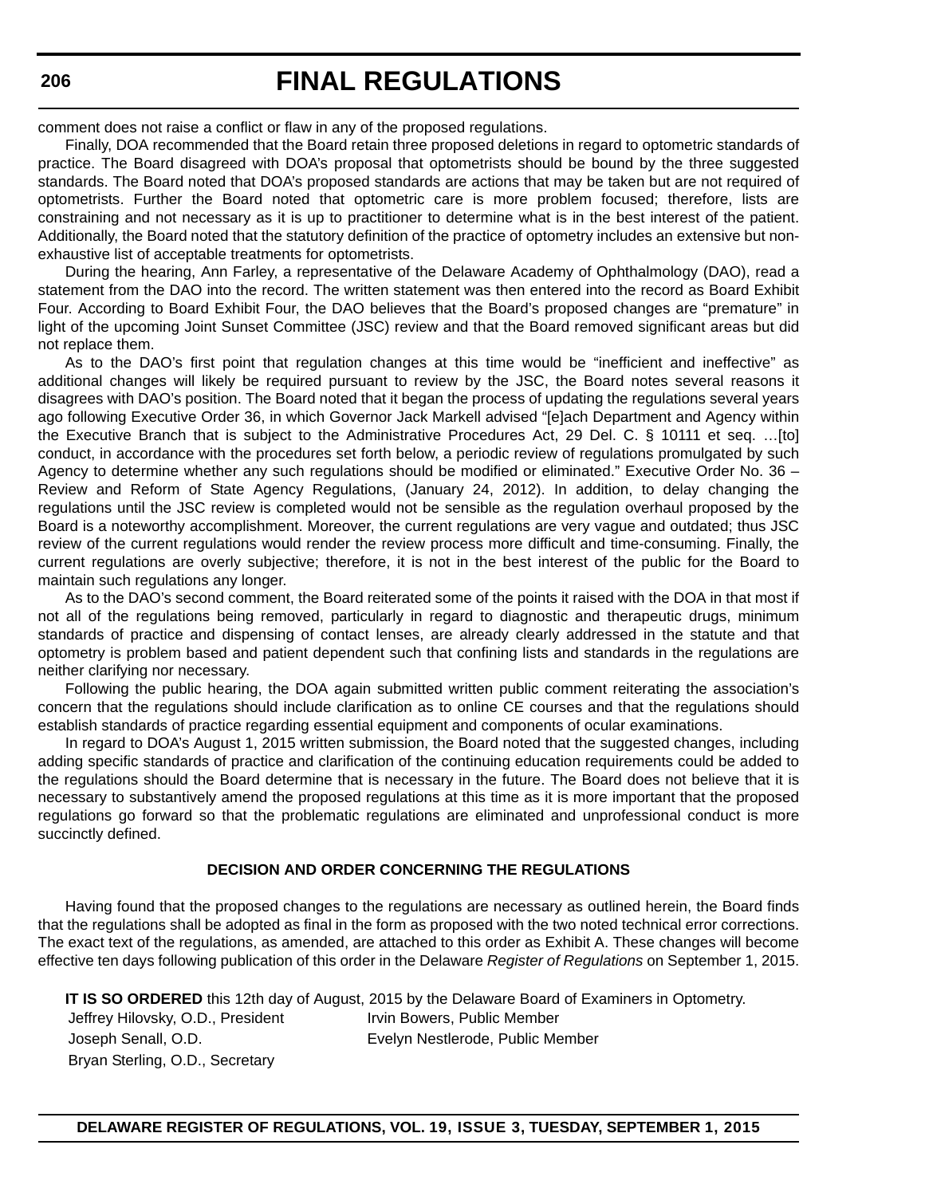comment does not raise a conflict or flaw in any of the proposed regulations.

Finally, DOA recommended that the Board retain three proposed deletions in regard to optometric standards of practice. The Board disagreed with DOA's proposal that optometrists should be bound by the three suggested standards. The Board noted that DOA's proposed standards are actions that may be taken but are not required of optometrists. Further the Board noted that optometric care is more problem focused; therefore, lists are constraining and not necessary as it is up to practitioner to determine what is in the best interest of the patient. Additionally, the Board noted that the statutory definition of the practice of optometry includes an extensive but non-exhaustive list of acceptable treatments for optometrists.

During the hearing, Ann Farley, a representative of the Delaware Academy of Ophthalmology (DAO), read a statement from the DAO into the record. The written statement was then entered into the record as Board Exhibit Four. According to Board Exhibit Four, the DAO believes that the Board's proposed changes are "premature" in light of the upcoming Joint Sunset Committee (JSC) review and that the Board removed significant areas but did not replace them.

As to the DAO's first point that regulation changes at this time would be "inefficient and ineffective" as additional changes will likely be required pursuant to review by the JSC, the Board notes several reasons it disagrees with DAO's position. The Board noted that it began the process of updating the regulations several years ago following Executive Order 36, in which Governor Jack Markell advised "[e]ach Department and Agency within the Executive Branch that is subject to the Administrative Procedures Act, 29 Del. C. § 10111 et seq. …[to] conduct, in accordance with the procedures set forth below, a periodic review of regulations promulgated by such Agency to determine whether any such regulations should be modified or eliminated." Executive Order No. 36 – Review and Reform of State Agency Regulations, (January 24, 2012). In addition, to delay changing the regulations until the JSC review is completed would not be sensible as the regulation overhaul proposed by the Board is a noteworthy accomplishment. Moreover, the current regulations are very vague and outdated; thus JSC review of the current regulations would render the review process more difficult and time-consuming. Finally, the current regulations are overly subjective; therefore, it is not in the best interest of the public for the Board to maintain such regulations any longer.

As to the DAO's second comment, the Board reiterated some of the points it raised with the DOA in that most if not all of the regulations being removed, particularly in regard to diagnostic and therapeutic drugs, minimum standards of practice and dispensing of contact lenses, are already clearly addressed in the statute and that optometry is problem based and patient dependent such that confining lists and standards in the regulations are neither clarifying nor necessary.

Following the public hearing, the DOA again submitted written public comment reiterating the association's concern that the regulations should include clarification as to online CE courses and that the regulations should establish standards of practice regarding essential equipment and components of ocular examinations.

In regard to DOA's August 1, 2015 written submission, the Board noted that the suggested changes, including adding specific standards of practice and clarification of the continuing education requirements could be added to the regulations should the Board determine that is necessary in the future. The Board does not believe that it is necessary to substantively amend the proposed regulations at this time as it is more important that the proposed regulations go forward so that the problematic regulations are eliminated and unprofessional conduct is more succinctly defined.

**DECISION AND ORDER CONCERNING THE REGULATIONS**

Having found that the proposed changes to the regulations are necessary as outlined herein, the Board finds that the regulations shall be adopted as final in the form as proposed with the two noted technical error corrections. The exact text of the regulations, as amended, are attached to this order as Exhibit A. These changes will become effective ten days following publication of this order in the Delaware *Register of Regulations* on September 1, 2015.

**IT IS SO ORDERED** this 12th day of August, 2015 by the Delaware Board of Examiners in Optometry.

Jeffrey Hilovsky, O.D., President
Joseph Senall, O.D.
Bryan Sterling, O.D., Secretary
Irvin Bowers, Public Member
Evelyn Nestlerode, Public Member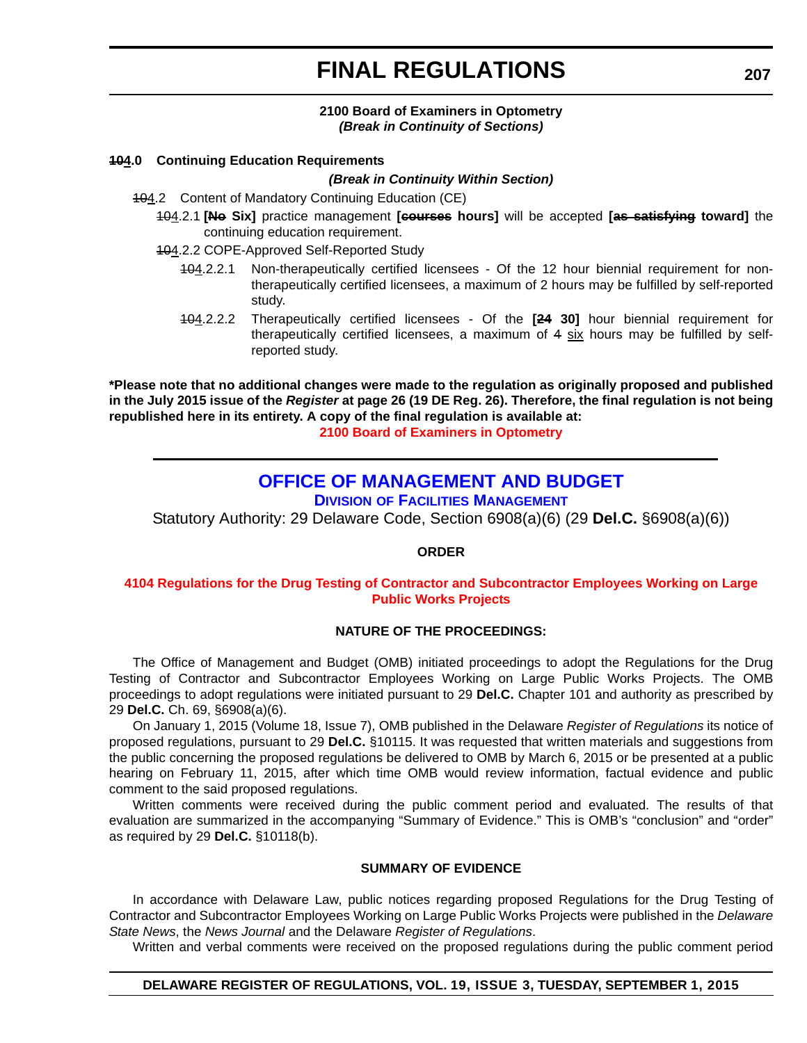# FINAL REGULATIONS

**2100 Board of Examiners in Optometry**
***(Break in Continuity of Sections)***

**~~10~~4.0 Continuing Education Requirements**

***(Break in Continuity Within Section)***

~~10~~4.2 Content of Mandatory Continuing Education (CE)

~~10~~4.2.1 **[~~No~~ Six]** practice management **[~~courses~~ hours]** will be accepted **[~~as satisfying~~ toward]** the continuing education requirement.

~~10~~4.2.2 COPE-Approved Self-Reported Study

~~10~~4.2.2.1 Non-therapeutically certified licensees - Of the 12 hour biennial requirement for non-therapeutically certified licensees, a maximum of 2 hours may be fulfilled by self-reported study.

~~10~~4.2.2.2 Therapeutically certified licensees - Of the **[~~24~~ 30]** hour biennial requirement for therapeutically certified licensees, a maximum of ~~4~~ six hours may be fulfilled by self-reported study.

**\*Please note that no additional changes were made to the regulation as originally proposed and published in the July 2015 issue of the *Register* at page 26 (19 DE Reg. 26). Therefore, the final regulation is not being republished here in its entirety. A copy of the final regulation is available at:**

**2100 Board of Examiners in Optometry**

---

## OFFICE OF MANAGEMENT AND BUDGET

### DIVISION OF FACILITIES MANAGEMENT

Statutory Authority: 29 Delaware Code, Section 6908(a)(6) (29 **Del.C.** §6908(a)(6))

**ORDER**

**4104 Regulations for the Drug Testing of Contractor and Subcontractor Employees Working on Large Public Works Projects**

**NATURE OF THE PROCEEDINGS:**

The Office of Management and Budget (OMB) initiated proceedings to adopt the Regulations for the Drug Testing of Contractor and Subcontractor Employees Working on Large Public Works Projects. The OMB proceedings to adopt regulations were initiated pursuant to 29 **Del.C.** Chapter 101 and authority as prescribed by 29 **Del.C.** Ch. 69, §6908(a)(6).

On January 1, 2015 (Volume 18, Issue 7), OMB published in the Delaware *Register of Regulations* its notice of proposed regulations, pursuant to 29 **Del.C.** §10115. It was requested that written materials and suggestions from the public concerning the proposed regulations be delivered to OMB by March 6, 2015 or be presented at a public hearing on February 11, 2015, after which time OMB would review information, factual evidence and public comment to the said proposed regulations.

Written comments were received during the public comment period and evaluated. The results of that evaluation are summarized in the accompanying "Summary of Evidence." This is OMB's "conclusion" and "order" as required by 29 **Del.C.** §10118(b).

**SUMMARY OF EVIDENCE**

In accordance with Delaware Law, public notices regarding proposed Regulations for the Drug Testing of Contractor and Subcontractor Employees Working on Large Public Works Projects were published in the *Delaware State News*, the *News Journal* and the Delaware *Register of Regulations*.

Written and verbal comments were received on the proposed regulations during the public comment period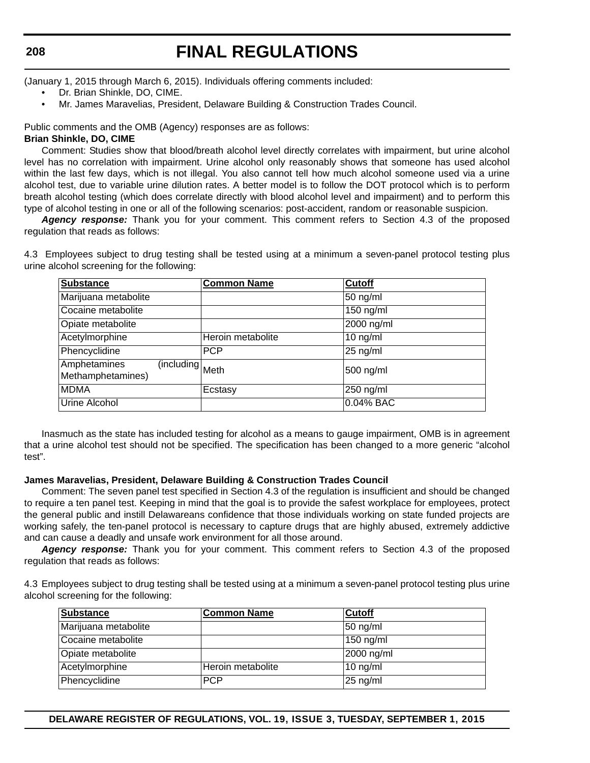(January 1, 2015 through March 6, 2015). Individuals offering comments included:

- Dr. Brian Shinkle, DO, CIME.
- Mr. James Maravelias, President, Delaware Building & Construction Trades Council.

Public comments and the OMB (Agency) responses are as follows:

**Brian Shinkle, DO, CIME**

Comment: Studies show that blood/breath alcohol level directly correlates with impairment, but urine alcohol level has no correlation with impairment. Urine alcohol only reasonably shows that someone has used alcohol within the last few days, which is not illegal. You also cannot tell how much alcohol someone used via a urine alcohol test, due to variable urine dilution rates. A better model is to follow the DOT protocol which is to perform breath alcohol testing (which does correlate directly with blood alcohol level and impairment) and to perform this type of alcohol testing in one or all of the following scenarios: post-accident, random or reasonable suspicion.

***Agency response:*** Thank you for your comment. This comment refers to Section 4.3 of the proposed regulation that reads as follows:

4.3 Employees subject to drug testing shall be tested using at a minimum a seven-panel protocol testing plus urine alcohol screening for the following:

| **Substance** | **Common Name** | **Cutoff** |
|---|---|---|
| Marijuana metabolite | | 50 ng/ml |
| Cocaine metabolite | | 150 ng/ml |
| Opiate metabolite | | 2000 ng/ml |
| Acetylmorphine | Heroin metabolite | 10 ng/ml |
| Phencyclidine | PCP | 25 ng/ml |
| Amphetamines (including Methamphetamines) | Meth | 500 ng/ml |
| MDMA | Ecstasy | 250 ng/ml |
| Urine Alcohol | | 0.04% BAC |

Inasmuch as the state has included testing for alcohol as a means to gauge impairment, OMB is in agreement that a urine alcohol test should not be specified. The specification has been changed to a more generic "alcohol test".

**James Maravelias, President, Delaware Building & Construction Trades Council**

Comment: The seven panel test specified in Section 4.3 of the regulation is insufficient and should be changed to require a ten panel test. Keeping in mind that the goal is to provide the safest workplace for employees, protect the general public and instill Delawareans confidence that those individuals working on state funded projects are working safely, the ten-panel protocol is necessary to capture drugs that are highly abused, extremely addictive and can cause a deadly and unsafe work environment for all those around.

***Agency response:*** Thank you for your comment. This comment refers to Section 4.3 of the proposed regulation that reads as follows:

4.3 Employees subject to drug testing shall be tested using at a minimum a seven-panel protocol testing plus urine alcohol screening for the following:

| **Substance** | **Common Name** | **Cutoff** |
|---|---|---|
| Marijuana metabolite | | 50 ng/ml |
| Cocaine metabolite | | 150 ng/ml |
| Opiate metabolite | | 2000 ng/ml |
| Acetylmorphine | Heroin metabolite | 10 ng/ml |
| Phencyclidine | PCP | 25 ng/ml |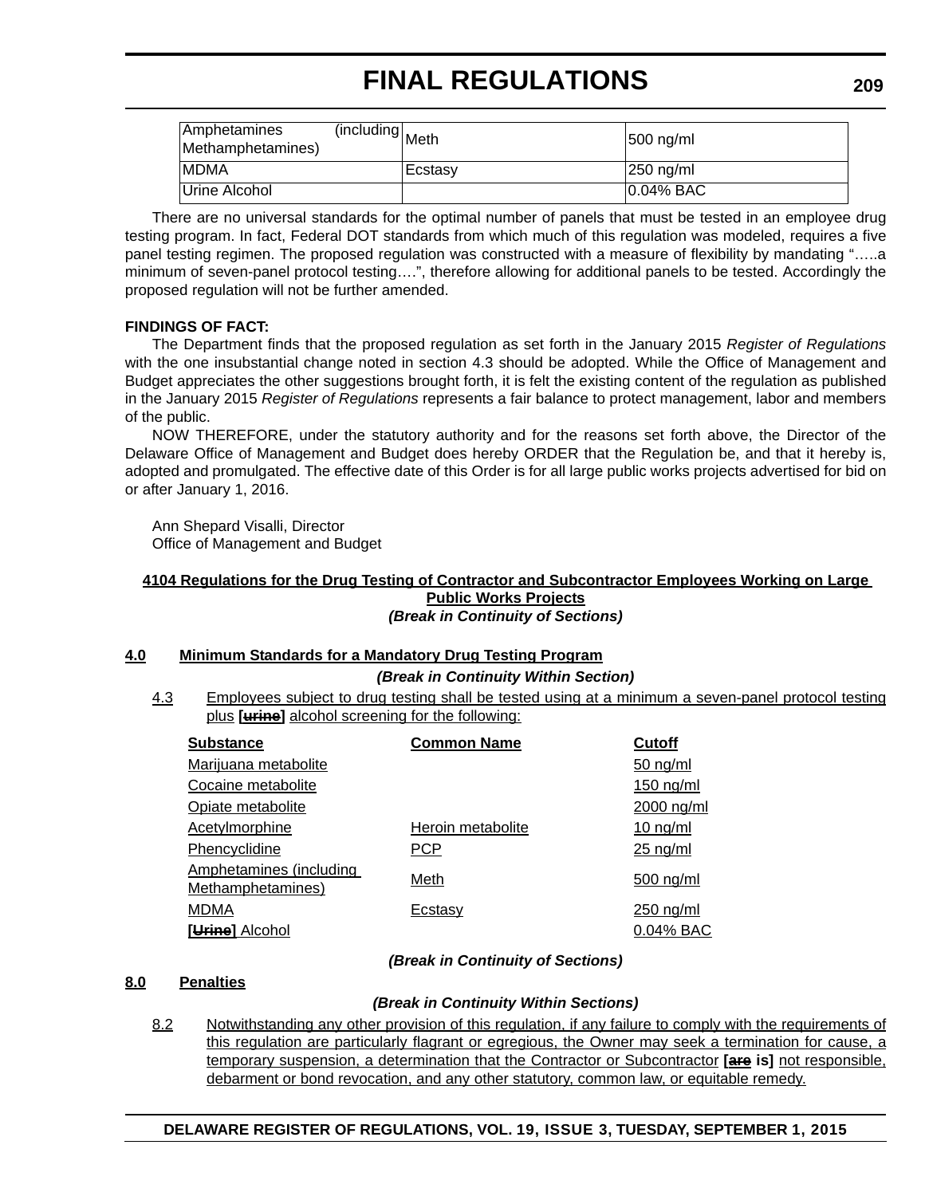| Amphetamines (including Methamphetamines) | Meth | 500 ng/ml |
|---|---|---|
| MDMA | Ecstasy | 250 ng/ml |
| Urine Alcohol | | 0.04% BAC |

There are no universal standards for the optimal number of panels that must be tested in an employee drug testing program. In fact, Federal DOT standards from which much of this regulation was modeled, requires a five panel testing regimen. The proposed regulation was constructed with a measure of flexibility by mandating "…..a minimum of seven-panel protocol testing….", therefore allowing for additional panels to be tested. Accordingly the proposed regulation will not be further amended.

**FINDINGS OF FACT:**

The Department finds that the proposed regulation as set forth in the January 2015 *Register of Regulations* with the one insubstantial change noted in section 4.3 should be adopted. While the Office of Management and Budget appreciates the other suggestions brought forth, it is felt the existing content of the regulation as published in the January 2015 *Register of Regulations* represents a fair balance to protect management, labor and members of the public.

NOW THEREFORE, under the statutory authority and for the reasons set forth above, the Director of the Delaware Office of Management and Budget does hereby ORDER that the Regulation be, and that it hereby is, adopted and promulgated. The effective date of this Order is for all large public works projects advertised for bid on or after January 1, 2016.

Ann Shepard Visalli, Director
Office of Management and Budget

**4104 Regulations for the Drug Testing of Contractor and Subcontractor Employees Working on Large Public Works Projects**

***(Break in Continuity of Sections)***

**4.0 Minimum Standards for a Mandatory Drug Testing Program**

***(Break in Continuity Within Section)***

4.3 Employees subject to drug testing shall be tested using at a minimum a seven-panel protocol testing plus **[~~urine~~]** alcohol screening for the following:

| Substance | Common Name | Cutoff |
|---|---|---|
| Marijuana metabolite | | 50 ng/ml |
| Cocaine metabolite | | 150 ng/ml |
| Opiate metabolite | | 2000 ng/ml |
| Acetylmorphine | Heroin metabolite | 10 ng/ml |
| Phencyclidine | PCP | 25 ng/ml |
| Amphetamines (including Methamphetamines) | Meth | 500 ng/ml |
| MDMA | Ecstasy | 250 ng/ml |
| **[~~Urine~~]** Alcohol | | 0.04% BAC |

***(Break in Continuity of Sections)***

**8.0 Penalties**

***(Break in Continuity Within Sections)***

8.2 Notwithstanding any other provision of this regulation, if any failure to comply with the requirements of this regulation are particularly flagrant or egregious, the Owner may seek a termination for cause, a temporary suspension, a determination that the Contractor or Subcontractor **[~~are~~ is]** not responsible, debarment or bond revocation, and any other statutory, common law, or equitable remedy.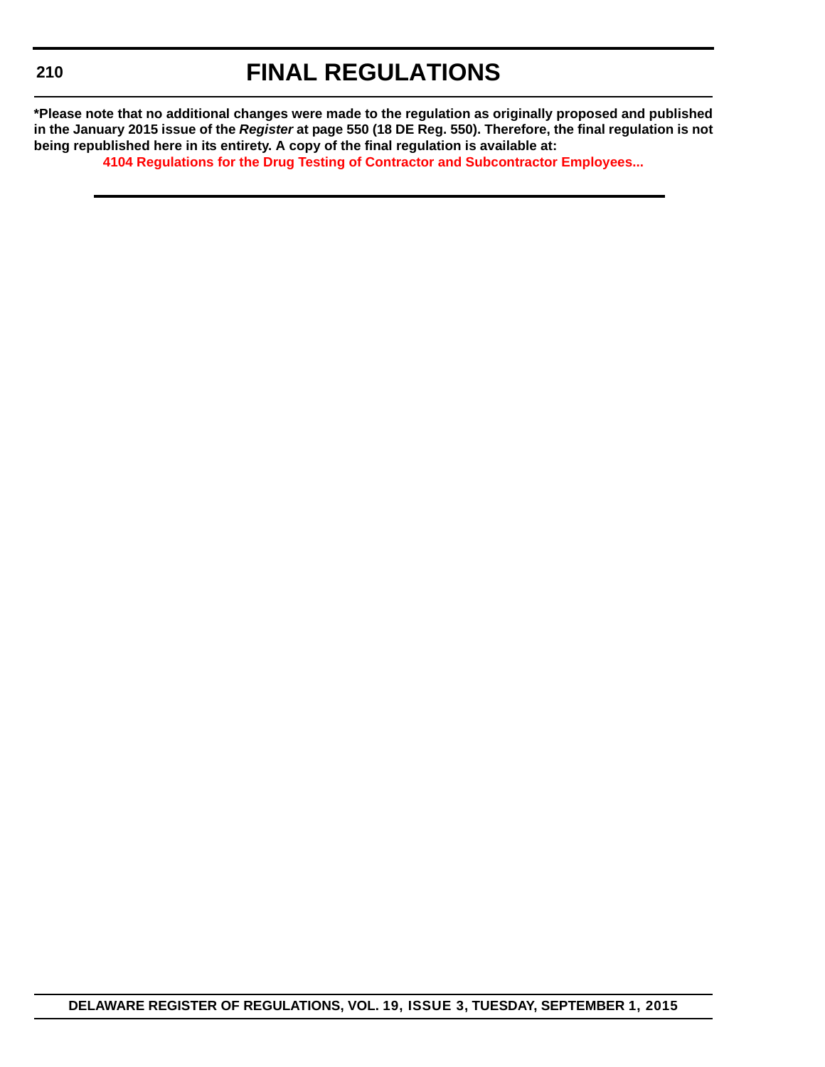**\*Please note that no additional changes were made to the regulation as originally proposed and published in the January 2015 issue of the *Register* at page 550 (18 DE Reg. 550). Therefore, the final regulation is not being republished here in its entirety. A copy of the final regulation is available at:**

**4104 Regulations for the Drug Testing of Contractor and Subcontractor Employees...**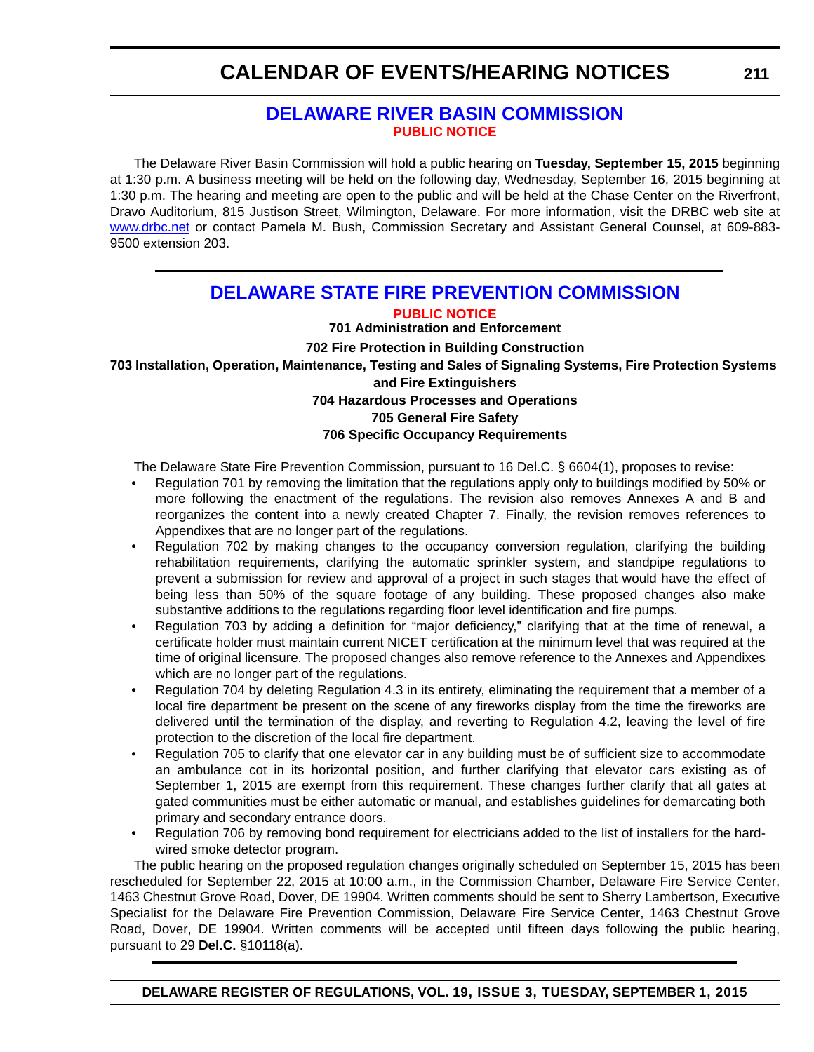# CALENDAR OF EVENTS/HEARING NOTICES

## DELAWARE RIVER BASIN COMMISSION

**PUBLIC NOTICE**

The Delaware River Basin Commission will hold a public hearing on **Tuesday, September 15, 2015** beginning at 1:30 p.m. A business meeting will be held on the following day, Wednesday, September 16, 2015 beginning at 1:30 p.m. The hearing and meeting are open to the public and will be held at the Chase Center on the Riverfront, Dravo Auditorium, 815 Justison Street, Wilmington, Delaware. For more information, visit the DRBC web site at www.drbc.net or contact Pamela M. Bush, Commission Secretary and Assistant General Counsel, at 609-883-9500 extension 203.

## DELAWARE STATE FIRE PREVENTION COMMISSION

**PUBLIC NOTICE**

**701 Administration and Enforcement**

**702 Fire Protection in Building Construction**

**703 Installation, Operation, Maintenance, Testing and Sales of Signaling Systems, Fire Protection Systems and Fire Extinguishers**

**704 Hazardous Processes and Operations**

**705 General Fire Safety**

**706 Specific Occupancy Requirements**

The Delaware State Fire Prevention Commission, pursuant to 16 Del.C. § 6604(1), proposes to revise:

- Regulation 701 by removing the limitation that the regulations apply only to buildings modified by 50% or more following the enactment of the regulations. The revision also removes Annexes A and B and reorganizes the content into a newly created Chapter 7. Finally, the revision removes references to Appendixes that are no longer part of the regulations.
- Regulation 702 by making changes to the occupancy conversion regulation, clarifying the building rehabilitation requirements, clarifying the automatic sprinkler system, and standpipe regulations to prevent a submission for review and approval of a project in such stages that would have the effect of being less than 50% of the square footage of any building. These proposed changes also make substantive additions to the regulations regarding floor level identification and fire pumps.
- Regulation 703 by adding a definition for "major deficiency," clarifying that at the time of renewal, a certificate holder must maintain current NICET certification at the minimum level that was required at the time of original licensure. The proposed changes also remove reference to the Annexes and Appendixes which are no longer part of the regulations.
- Regulation 704 by deleting Regulation 4.3 in its entirety, eliminating the requirement that a member of a local fire department be present on the scene of any fireworks display from the time the fireworks are delivered until the termination of the display, and reverting to Regulation 4.2, leaving the level of fire protection to the discretion of the local fire department.
- Regulation 705 to clarify that one elevator car in any building must be of sufficient size to accommodate an ambulance cot in its horizontal position, and further clarifying that elevator cars existing as of September 1, 2015 are exempt from this requirement. These changes further clarify that all gates at gated communities must be either automatic or manual, and establishes guidelines for demarcating both primary and secondary entrance doors.
- Regulation 706 by removing bond requirement for electricians added to the list of installers for the hard-wired smoke detector program.

The public hearing on the proposed regulation changes originally scheduled on September 15, 2015 has been rescheduled for September 22, 2015 at 10:00 a.m., in the Commission Chamber, Delaware Fire Service Center, 1463 Chestnut Grove Road, Dover, DE 19904. Written comments should be sent to Sherry Lambertson, Executive Specialist for the Delaware Fire Prevention Commission, Delaware Fire Service Center, 1463 Chestnut Grove Road, Dover, DE 19904. Written comments will be accepted until fifteen days following the public hearing, pursuant to 29 **Del.C.** §10118(a).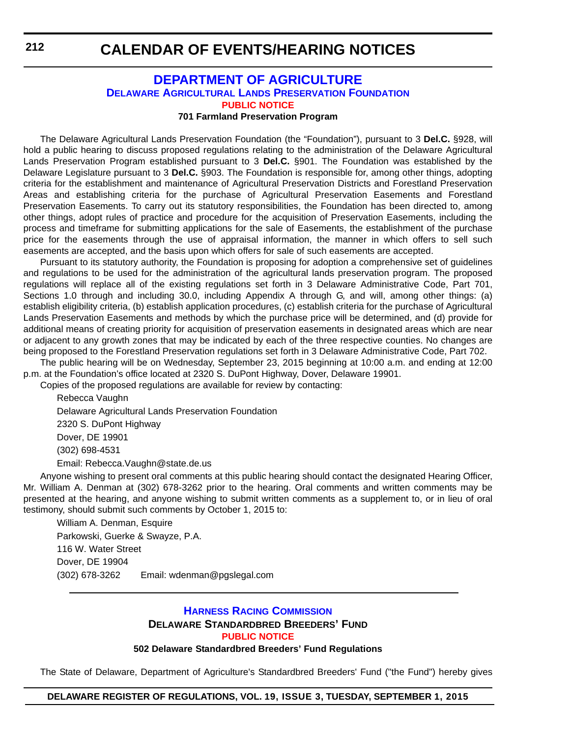## DEPARTMENT OF AGRICULTURE

### Delaware Agricultural Lands Preservation Foundation

**PUBLIC NOTICE**

**701 Farmland Preservation Program**

The Delaware Agricultural Lands Preservation Foundation (the "Foundation"), pursuant to 3 **Del.C.** §928, will hold a public hearing to discuss proposed regulations relating to the administration of the Delaware Agricultural Lands Preservation Program established pursuant to 3 **Del.C.** §901. The Foundation was established by the Delaware Legislature pursuant to 3 **Del.C.** §903. The Foundation is responsible for, among other things, adopting criteria for the establishment and maintenance of Agricultural Preservation Districts and Forestland Preservation Areas and establishing criteria for the purchase of Agricultural Preservation Easements and Forestland Preservation Easements. To carry out its statutory responsibilities, the Foundation has been directed to, among other things, adopt rules of practice and procedure for the acquisition of Preservation Easements, including the process and timeframe for submitting applications for the sale of Easements, the establishment of the purchase price for the easements through the use of appraisal information, the manner in which offers to sell such easements are accepted, and the basis upon which offers for sale of such easements are accepted.

Pursuant to its statutory authority, the Foundation is proposing for adoption a comprehensive set of guidelines and regulations to be used for the administration of the agricultural lands preservation program. The proposed regulations will replace all of the existing regulations set forth in 3 Delaware Administrative Code, Part 701, Sections 1.0 through and including 30.0, including Appendix A through G, and will, among other things: (a) establish eligibility criteria, (b) establish application procedures, (c) establish criteria for the purchase of Agricultural Lands Preservation Easements and methods by which the purchase price will be determined, and (d) provide for additional means of creating priority for acquisition of preservation easements in designated areas which are near or adjacent to any growth zones that may be indicated by each of the three respective counties. No changes are being proposed to the Forestland Preservation regulations set forth in 3 Delaware Administrative Code, Part 702.

The public hearing will be on Wednesday, September 23, 2015 beginning at 10:00 a.m. and ending at 12:00 p.m. at the Foundation's office located at 2320 S. DuPont Highway, Dover, Delaware 19901.

Copies of the proposed regulations are available for review by contacting:

Rebecca Vaughn
Delaware Agricultural Lands Preservation Foundation
2320 S. DuPont Highway
Dover, DE 19901
(302) 698-4531
Email: Rebecca.Vaughn@state.de.us

Anyone wishing to present oral comments at this public hearing should contact the designated Hearing Officer, Mr. William A. Denman at (302) 678-3262 prior to the hearing. Oral comments and written comments may be presented at the hearing, and anyone wishing to submit written comments as a supplement to, or in lieu of oral testimony, should submit such comments by October 1, 2015 to:

William A. Denman, Esquire
Parkowski, Guerke & Swayze, P.A.
116 W. Water Street
Dover, DE 19904
(302) 678-3262 Email: wdenman@pgslegal.com

---

### Harness Racing Commission

**Delaware Standardbred Breeders' Fund**

**PUBLIC NOTICE**

**502 Delaware Standardbred Breeders' Fund Regulations**

The State of Delaware, Department of Agriculture's Standardbred Breeders' Fund ("the Fund") hereby gives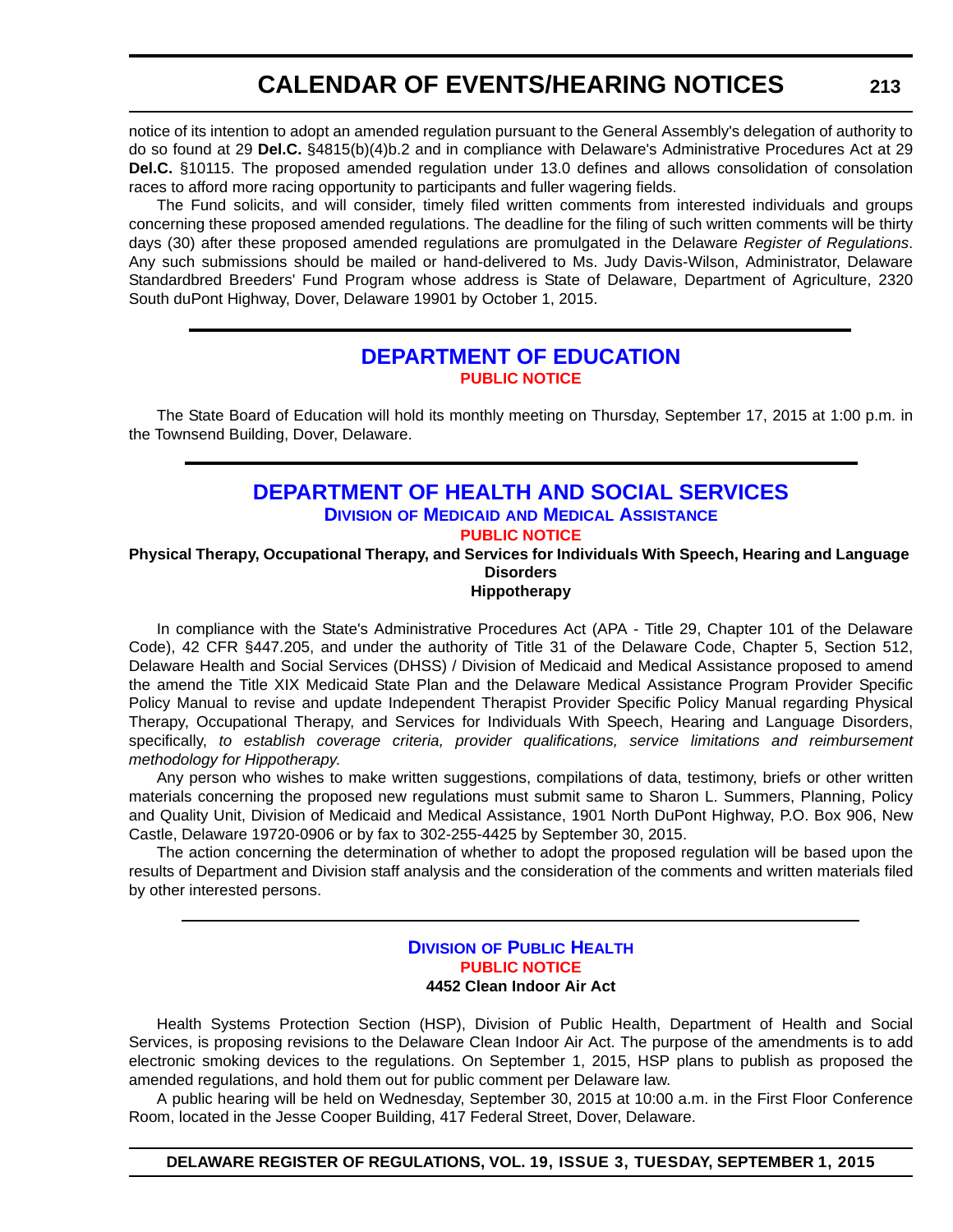notice of its intention to adopt an amended regulation pursuant to the General Assembly's delegation of authority to do so found at 29 **Del.C.** §4815(b)(4)b.2 and in compliance with Delaware's Administrative Procedures Act at 29 **Del.C.** §10115. The proposed amended regulation under 13.0 defines and allows consolidation of consolation races to afford more racing opportunity to participants and fuller wagering fields.

The Fund solicits, and will consider, timely filed written comments from interested individuals and groups concerning these proposed amended regulations. The deadline for the filing of such written comments will be thirty days (30) after these proposed amended regulations are promulgated in the Delaware *Register of Regulations*. Any such submissions should be mailed or hand-delivered to Ms. Judy Davis-Wilson, Administrator, Delaware Standardbred Breeders' Fund Program whose address is State of Delaware, Department of Agriculture, 2320 South duPont Highway, Dover, Delaware 19901 by October 1, 2015.

## DEPARTMENT OF EDUCATION

**PUBLIC NOTICE**

The State Board of Education will hold its monthly meeting on Thursday, September 17, 2015 at 1:00 p.m. in the Townsend Building, Dover, Delaware.

## DEPARTMENT OF HEALTH AND SOCIAL SERVICES

### Division of Medicaid and Medical Assistance

**PUBLIC NOTICE**

**Physical Therapy, Occupational Therapy, and Services for Individuals With Speech, Hearing and Language Disorders**

**Hippotherapy**

In compliance with the State's Administrative Procedures Act (APA - Title 29, Chapter 101 of the Delaware Code), 42 CFR §447.205, and under the authority of Title 31 of the Delaware Code, Chapter 5, Section 512, Delaware Health and Social Services (DHSS) / Division of Medicaid and Medical Assistance proposed to amend the amend the Title XIX Medicaid State Plan and the Delaware Medical Assistance Program Provider Specific Policy Manual to revise and update Independent Therapist Provider Specific Policy Manual regarding Physical Therapy, Occupational Therapy, and Services for Individuals With Speech, Hearing and Language Disorders, specifically, *to establish coverage criteria, provider qualifications, service limitations and reimbursement methodology for Hippotherapy.*

Any person who wishes to make written suggestions, compilations of data, testimony, briefs or other written materials concerning the proposed new regulations must submit same to Sharon L. Summers, Planning, Policy and Quality Unit, Division of Medicaid and Medical Assistance, 1901 North DuPont Highway, P.O. Box 906, New Castle, Delaware 19720-0906 or by fax to 302-255-4425 by September 30, 2015.

The action concerning the determination of whether to adopt the proposed regulation will be based upon the results of Department and Division staff analysis and the consideration of the comments and written materials filed by other interested persons.

### Division of Public Health

**PUBLIC NOTICE**

**4452 Clean Indoor Air Act**

Health Systems Protection Section (HSP), Division of Public Health, Department of Health and Social Services, is proposing revisions to the Delaware Clean Indoor Air Act. The purpose of the amendments is to add electronic smoking devices to the regulations. On September 1, 2015, HSP plans to publish as proposed the amended regulations, and hold them out for public comment per Delaware law.

A public hearing will be held on Wednesday, September 30, 2015 at 10:00 a.m. in the First Floor Conference Room, located in the Jesse Cooper Building, 417 Federal Street, Dover, Delaware.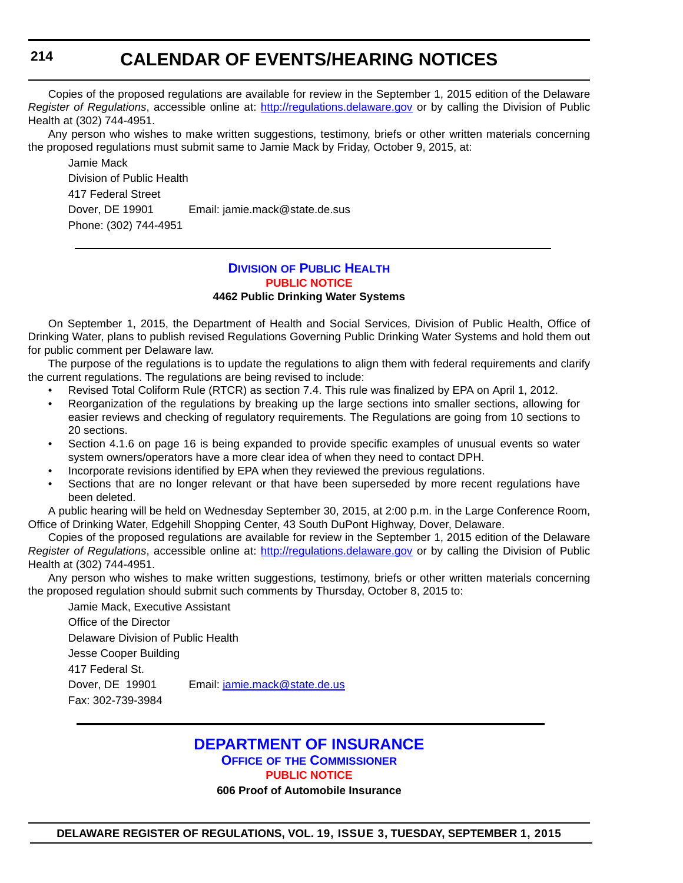Copies of the proposed regulations are available for review in the September 1, 2015 edition of the Delaware *Register of Regulations*, accessible online at: http://regulations.delaware.gov or by calling the Division of Public Health at (302) 744-4951.

Any person who wishes to make written suggestions, testimony, briefs or other written materials concerning the proposed regulations must submit same to Jamie Mack by Friday, October 9, 2015, at:

Jamie Mack
Division of Public Health
417 Federal Street
Dover, DE 19901 Email: jamie.mack@state.de.sus
Phone: (302) 744-4951

---

## Division of Public Health

### PUBLIC NOTICE

**4462 Public Drinking Water Systems**

On September 1, 2015, the Department of Health and Social Services, Division of Public Health, Office of Drinking Water, plans to publish revised Regulations Governing Public Drinking Water Systems and hold them out for public comment per Delaware law.

The purpose of the regulations is to update the regulations to align them with federal requirements and clarify the current regulations. The regulations are being revised to include:

- Revised Total Coliform Rule (RTCR) as section 7.4. This rule was finalized by EPA on April 1, 2012.
- Reorganization of the regulations by breaking up the large sections into smaller sections, allowing for easier reviews and checking of regulatory requirements. The Regulations are going from 10 sections to 20 sections.
- Section 4.1.6 on page 16 is being expanded to provide specific examples of unusual events so water system owners/operators have a more clear idea of when they need to contact DPH.
- Incorporate revisions identified by EPA when they reviewed the previous regulations.
- Sections that are no longer relevant or that have been superseded by more recent regulations have been deleted.

A public hearing will be held on Wednesday September 30, 2015, at 2:00 p.m. in the Large Conference Room, Office of Drinking Water, Edgehill Shopping Center, 43 South DuPont Highway, Dover, Delaware.

Copies of the proposed regulations are available for review in the September 1, 2015 edition of the Delaware *Register of Regulations*, accessible online at: http://regulations.delaware.gov or by calling the Division of Public Health at (302) 744-4951.

Any person who wishes to make written suggestions, testimony, briefs or other written materials concerning the proposed regulation should submit such comments by Thursday, October 8, 2015 to:

Jamie Mack, Executive Assistant
Office of the Director
Delaware Division of Public Health
Jesse Cooper Building
417 Federal St.
Dover, DE 19901 Email: jamie.mack@state.de.us
Fax: 302-739-3984

---

## DEPARTMENT OF INSURANCE

### Office of the Commissioner

### PUBLIC NOTICE

**606 Proof of Automobile Insurance**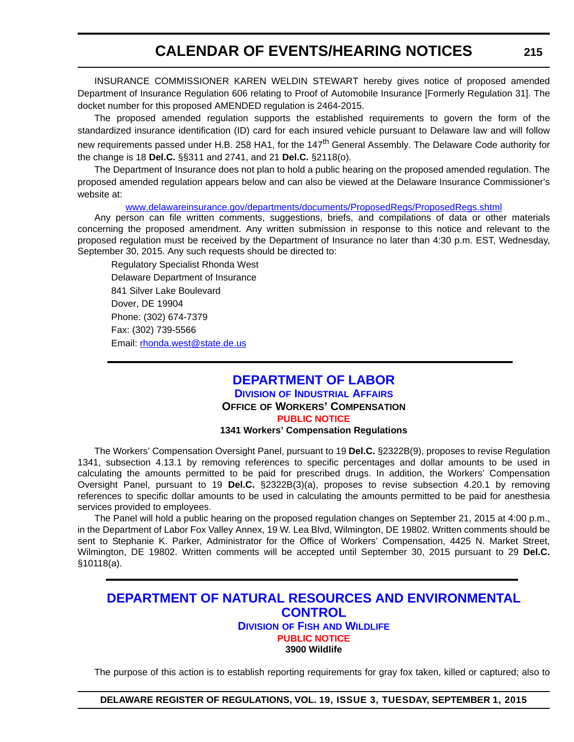INSURANCE COMMISSIONER KAREN WELDIN STEWART hereby gives notice of proposed amended Department of Insurance Regulation 606 relating to Proof of Automobile Insurance [Formerly Regulation 31]. The docket number for this proposed AMENDED regulation is 2464-2015.

The proposed amended regulation supports the established requirements to govern the form of the standardized insurance identification (ID) card for each insured vehicle pursuant to Delaware law and will follow new requirements passed under H.B. 258 HA1, for the 147th General Assembly. The Delaware Code authority for the change is 18 **Del.C.** §§311 and 2741, and 21 **Del.C.** §2118(o).

The Department of Insurance does not plan to hold a public hearing on the proposed amended regulation. The proposed amended regulation appears below and can also be viewed at the Delaware Insurance Commissioner's website at:

www.delawareinsurance.gov/departments/documents/ProposedRegs/ProposedRegs.shtml

Any person can file written comments, suggestions, briefs, and compilations of data or other materials concerning the proposed amendment. Any written submission in response to this notice and relevant to the proposed regulation must be received by the Department of Insurance no later than 4:30 p.m. EST, Wednesday, September 30, 2015. Any such requests should be directed to:

Regulatory Specialist Rhonda West
Delaware Department of Insurance
841 Silver Lake Boulevard
Dover, DE 19904
Phone: (302) 674-7379
Fax: (302) 739-5566
Email: rhonda.west@state.de.us

## DEPARTMENT OF LABOR

### DIVISION OF INDUSTRIAL AFFAIRS

**OFFICE OF WORKERS' COMPENSATION**

**PUBLIC NOTICE**

**1341 Workers' Compensation Regulations**

The Workers' Compensation Oversight Panel, pursuant to 19 **Del.C.** §2322B(9), proposes to revise Regulation 1341, subsection 4.13.1 by removing references to specific percentages and dollar amounts to be used in calculating the amounts permitted to be paid for prescribed drugs. In addition, the Workers' Compensation Oversight Panel, pursuant to 19 **Del.C.** §2322B(3)(a), proposes to revise subsection 4.20.1 by removing references to specific dollar amounts to be used in calculating the amounts permitted to be paid for anesthesia services provided to employees.

The Panel will hold a public hearing on the proposed regulation changes on September 21, 2015 at 4:00 p.m., in the Department of Labor Fox Valley Annex, 19 W. Lea Blvd, Wilmington, DE 19802. Written comments should be sent to Stephanie K. Parker, Administrator for the Office of Workers' Compensation, 4425 N. Market Street, Wilmington, DE 19802. Written comments will be accepted until September 30, 2015 pursuant to 29 **Del.C.** §10118(a).

## DEPARTMENT OF NATURAL RESOURCES AND ENVIRONMENTAL CONTROL

### DIVISION OF FISH AND WILDLIFE

**PUBLIC NOTICE**

**3900 Wildlife**

The purpose of this action is to establish reporting requirements for gray fox taken, killed or captured; also to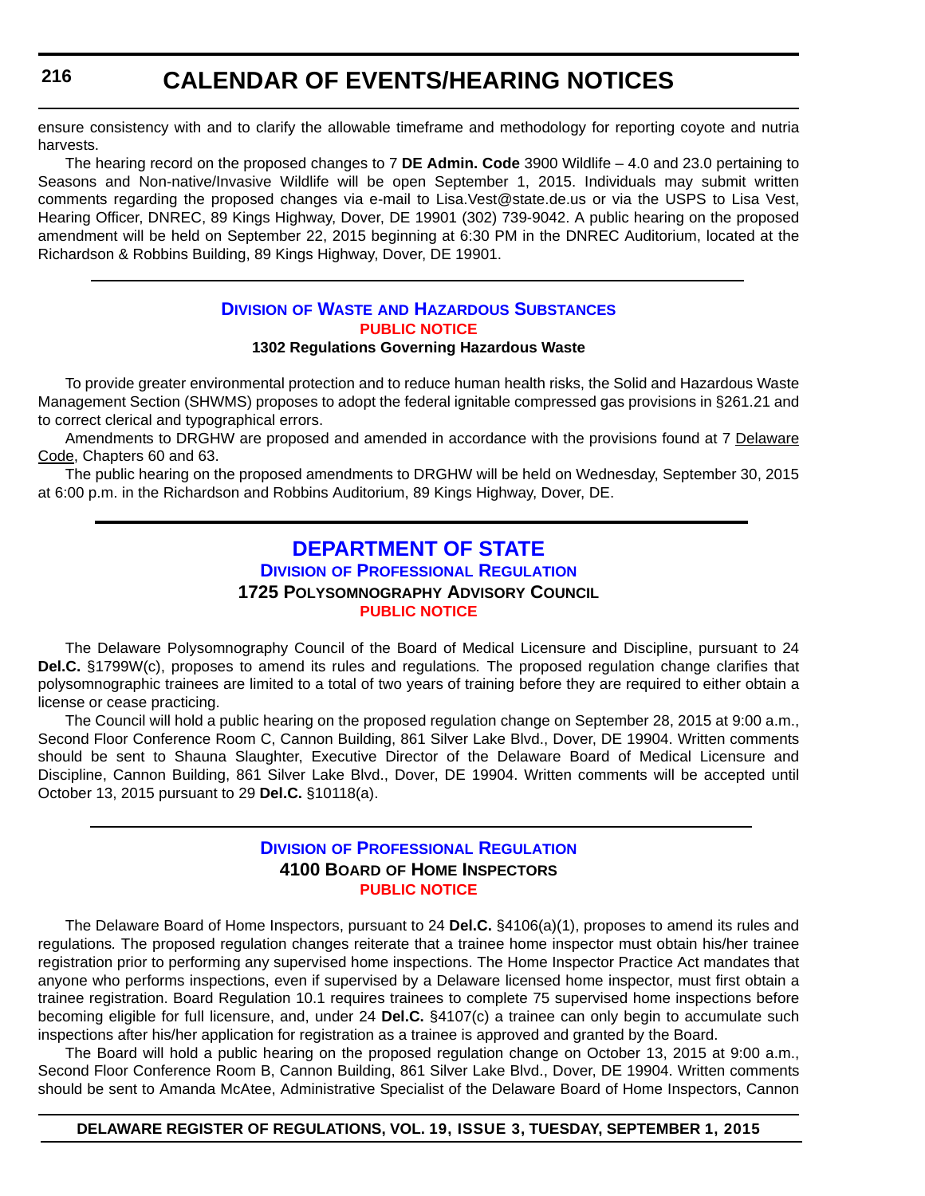ensure consistency with and to clarify the allowable timeframe and methodology for reporting coyote and nutria harvests.

The hearing record on the proposed changes to 7 **DE Admin. Code** 3900 Wildlife – 4.0 and 23.0 pertaining to Seasons and Non-native/Invasive Wildlife will be open September 1, 2015. Individuals may submit written comments regarding the proposed changes via e-mail to Lisa.Vest@state.de.us or via the USPS to Lisa Vest, Hearing Officer, DNREC, 89 Kings Highway, Dover, DE 19901 (302) 739-9042. A public hearing on the proposed amendment will be held on September 22, 2015 beginning at 6:30 PM in the DNREC Auditorium, located at the Richardson & Robbins Building, 89 Kings Highway, Dover, DE 19901.

---

## Division of Waste and Hazardous Substances

**PUBLIC NOTICE**

**1302 Regulations Governing Hazardous Waste**

To provide greater environmental protection and to reduce human health risks, the Solid and Hazardous Waste Management Section (SHWMS) proposes to adopt the federal ignitable compressed gas provisions in §261.21 and to correct clerical and typographical errors.

Amendments to DRGHW are proposed and amended in accordance with the provisions found at 7 Delaware Code, Chapters 60 and 63.

The public hearing on the proposed amendments to DRGHW will be held on Wednesday, September 30, 2015 at 6:00 p.m. in the Richardson and Robbins Auditorium, 89 Kings Highway, Dover, DE.

---

# DEPARTMENT OF STATE

## Division of Professional Regulation

### 1725 Polysomnography Advisory Council

**PUBLIC NOTICE**

The Delaware Polysomnography Council of the Board of Medical Licensure and Discipline, pursuant to 24 **Del.C.** §1799W(c), proposes to amend its rules and regulations. The proposed regulation change clarifies that polysomnographic trainees are limited to a total of two years of training before they are required to either obtain a license or cease practicing.

The Council will hold a public hearing on the proposed regulation change on September 28, 2015 at 9:00 a.m., Second Floor Conference Room C, Cannon Building, 861 Silver Lake Blvd., Dover, DE 19904. Written comments should be sent to Shauna Slaughter, Executive Director of the Delaware Board of Medical Licensure and Discipline, Cannon Building, 861 Silver Lake Blvd., Dover, DE 19904. Written comments will be accepted until October 13, 2015 pursuant to 29 **Del.C.** §10118(a).

---

## Division of Professional Regulation

### 4100 Board of Home Inspectors

**PUBLIC NOTICE**

The Delaware Board of Home Inspectors, pursuant to 24 **Del.C.** §4106(a)(1), proposes to amend its rules and regulations. The proposed regulation changes reiterate that a trainee home inspector must obtain his/her trainee registration prior to performing any supervised home inspections. The Home Inspector Practice Act mandates that anyone who performs inspections, even if supervised by a Delaware licensed home inspector, must first obtain a trainee registration. Board Regulation 10.1 requires trainees to complete 75 supervised home inspections before becoming eligible for full licensure, and, under 24 **Del.C.** §4107(c) a trainee can only begin to accumulate such inspections after his/her application for registration as a trainee is approved and granted by the Board.

The Board will hold a public hearing on the proposed regulation change on October 13, 2015 at 9:00 a.m., Second Floor Conference Room B, Cannon Building, 861 Silver Lake Blvd., Dover, DE 19904. Written comments should be sent to Amanda McAtee, Administrative Specialist of the Delaware Board of Home Inspectors, Cannon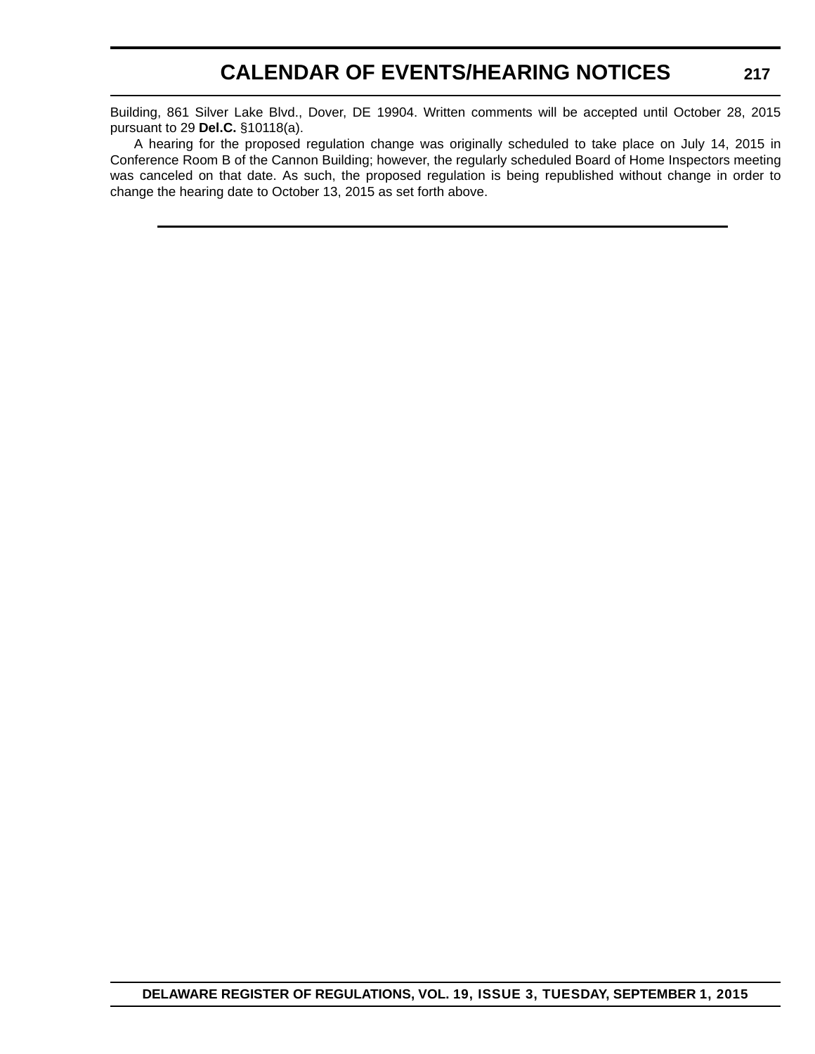Building, 861 Silver Lake Blvd., Dover, DE 19904. Written comments will be accepted until October 28, 2015 pursuant to 29 **Del.C.** §10118(a).

A hearing for the proposed regulation change was originally scheduled to take place on July 14, 2015 in Conference Room B of the Cannon Building; however, the regularly scheduled Board of Home Inspectors meeting was canceled on that date. As such, the proposed regulation is being republished without change in order to change the hearing date to October 13, 2015 as set forth above.